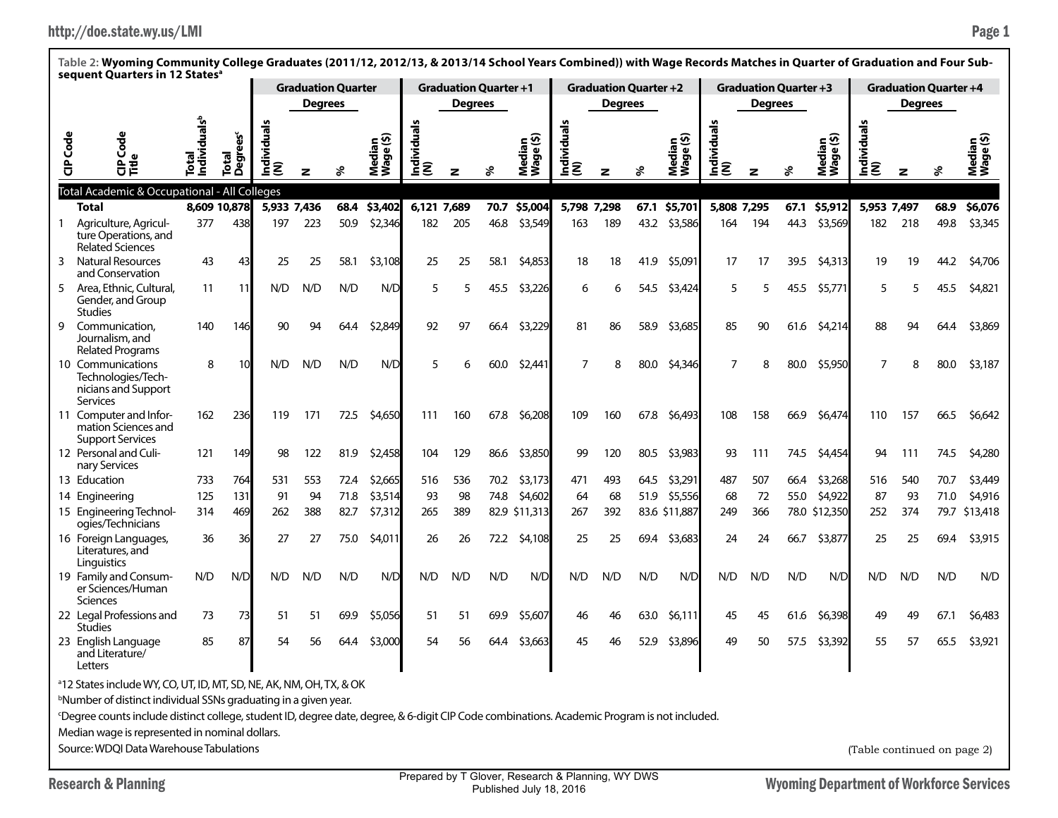**Table 2: Wyoming Community College Graduates (2011/12, 2012/13, & 2013/14 School Years Combined)) with Wage Records Matches in Quarter of Graduation and Four Subsequent Quarters in 12 States**[a]

| | | | | Graduation Quarter | | | | Graduation Quarter +1 | | | | Graduation Quarter +2 | | | | Graduation Quarter +3 | | | | Graduation Quarter +4 | | | |
|---|---|---|---|---|---|---|---|---|---|---|---|---|---|---|---|---|---|---|---|---|---|---|---|
| | | | | | Degrees | | | | Degrees | | | | Degrees | | | | Degrees | | | | Degrees | | |
| CIP Code | CIP Code Title | Total Individuals[b] | Total Degrees[c] | Individuals (N) | N | % | Median Wage ($) | Individuals (N) | N | % | Median Wage ($) | Individuals (N) | N | % | Median Wage ($) | Individuals (N) | N | % | Median Wage ($) | Individuals (N) | N | % | Median Wage ($) |
| Total Academic & Occupational - All Colleges | | | | | | | | | | | | | | | | | | | | | | | |
| | **Total** | **8,609** | **10,878** | **5,933** | **7,436** | **68.4** | **$3,402** | **6,121** | **7,689** | **70.7** | **$5,004** | **5,798** | **7,298** | **67.1** | **$5,701** | **5,808** | **7,295** | **67.1** | **$5,912** | **5,953** | **7,497** | **68.9** | **$6,076** |
| 1 | Agriculture, Agriculture Operations, and Related Sciences | 377 | 438 | 197 | 223 | 50.9 | $2,346 | 182 | 205 | 46.8 | $3,549 | 163 | 189 | 43.2 | $3,586 | 164 | 194 | 44.3 | $3,569 | 182 | 218 | 49.8 | $3,345 |
| 3 | Natural Resources and Conservation | 43 | 43 | 25 | 25 | 58.1 | $3,108 | 25 | 25 | 58.1 | $4,853 | 18 | 18 | 41.9 | $5,091 | 17 | 17 | 39.5 | $4,313 | 19 | 19 | 44.2 | $4,706 |
| 5 | Area, Ethnic, Cultural, Gender, and Group Studies | 11 | 11 | N/D | N/D | N/D | N/D | 5 | 5 | 45.5 | $3,226 | 6 | 6 | 54.5 | $3,424 | 5 | 5 | 45.5 | $5,771 | 5 | 5 | 45.5 | $4,821 |
| 9 | Communication, Journalism, and Related Programs | 140 | 146 | 90 | 94 | 64.4 | $2,849 | 92 | 97 | 66.4 | $3,229 | 81 | 86 | 58.9 | $3,685 | 85 | 90 | 61.6 | $4,214 | 88 | 94 | 64.4 | $3,869 |
| 10 | Communications Technologies/Technicians and Support Services | 8 | 10 | N/D | N/D | N/D | N/D | 5 | 6 | 60.0 | $2,441 | 7 | 8 | 80.0 | $4,346 | 7 | 8 | 80.0 | $5,950 | 7 | 8 | 80.0 | $3,187 |
| 11 | Computer and Information Sciences and Support Services | 162 | 236 | 119 | 171 | 72.5 | $4,650 | 111 | 160 | 67.8 | $6,208 | 109 | 160 | 67.8 | $6,493 | 108 | 158 | 66.9 | $6,474 | 110 | 157 | 66.5 | $6,642 |
| 12 | Personal and Culinary Services | 121 | 149 | 98 | 122 | 81.9 | $2,458 | 104 | 129 | 86.6 | $3,850 | 99 | 120 | 80.5 | $3,983 | 93 | 111 | 74.5 | $4,454 | 94 | 111 | 74.5 | $4,280 |
| 13 | Education | 733 | 764 | 531 | 553 | 72.4 | $2,665 | 516 | 536 | 70.2 | $3,173 | 471 | 493 | 64.5 | $3,291 | 487 | 507 | 66.4 | $3,268 | 516 | 540 | 70.7 | $3,449 |
| 14 | Engineering | 125 | 131 | 91 | 94 | 71.8 | $3,514 | 93 | 98 | 74.8 | $4,602 | 64 | 68 | 51.9 | $5,556 | 68 | 72 | 55.0 | $4,922 | 87 | 93 | 71.0 | $4,916 |
| 15 | Engineering Technologies/Technicians | 314 | 469 | 262 | 388 | 82.7 | $7,312 | 265 | 389 | 82.9 | $11,313 | 267 | 392 | 83.6 | $11,887 | 249 | 366 | 78.0 | $12,350 | 252 | 374 | 79.7 | $13,418 |
| 16 | Foreign Languages, Literatures, and Linguistics | 36 | 36 | 27 | 27 | 75.0 | $4,011 | 26 | 26 | 72.2 | $4,108 | 25 | 25 | 69.4 | $3,683 | 24 | 24 | 66.7 | $3,877 | 25 | 25 | 69.4 | $3,915 |
| 19 | Family and Consumer Sciences/Human Sciences | N/D | N/D | N/D | N/D | N/D | N/D | N/D | N/D | N/D | N/D | N/D | N/D | N/D | N/D | N/D | N/D | N/D | N/D | N/D | N/D | N/D | N/D |
| 22 | Legal Professions and Studies | 73 | 73 | 51 | 51 | 69.9 | $5,056 | 51 | 51 | 69.9 | $5,607 | 46 | 46 | 63.0 | $6,111 | 45 | 45 | 61.6 | $6,398 | 49 | 49 | 67.1 | $6,483 |
| 23 | English Language and Literature/Letters | 85 | 87 | 54 | 56 | 64.4 | $3,000 | 54 | 56 | 64.4 | $3,663 | 45 | 46 | 52.9 | $3,896 | 49 | 50 | 57.5 | $3,392 | 55 | 57 | 65.5 | $3,921 |

[a]12 States include WY, CO, UT, ID, MT, SD, NE, AK, NM, OH, TX, & OK

[b]Number of distinct individual SSNs graduating in a given year.

[c]Degree counts include distinct college, student ID, degree date, degree, & 6-digit CIP Code combinations. Academic Program is not included.

Median wage is represented in nominal dollars.

Source: WDQI Data Warehouse Tabulations

(Table continued on page 2)

Prepared by T Glover, Research & Planning, WY DWS
Published July 18, 2016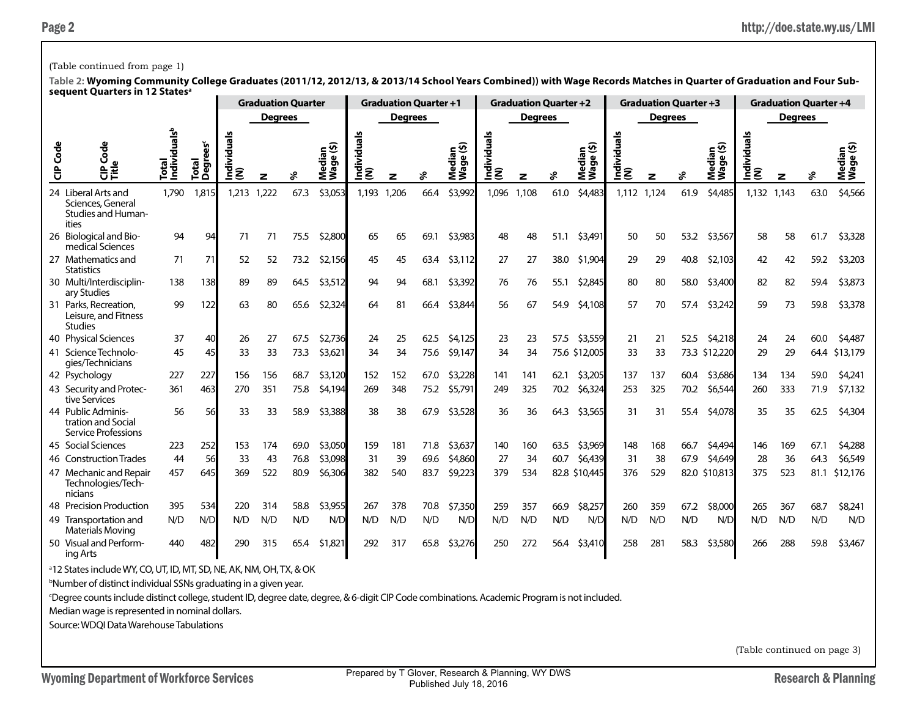(Table continued from page 1)

**Table 2: Wyoming Community College Graduates (2011/12, 2012/13, & 2013/14 School Years Combined)) with Wage Records Matches in Quarter of Graduation and Four Subsequent Quarters in 12 States**[a]

| | | | | Graduation Quarter | | | | Graduation Quarter +1 | | | | Graduation Quarter +2 | | | | Graduation Quarter +3 | | | | Graduation Quarter +4 | | | |
|---|---|---|---|---|---|---|---|---|---|---|---|---|---|---|---|---|---|---|---|---|---|---|---|
| | | | | | Degrees | | | | Degrees | | | | Degrees | | | | Degrees | | | | Degrees | | |
| CIP Code | CIP Code Title | Total Individuals[b] | Total Degrees[c] | Individuals (N) | N | % | Median Wage ($) | Individuals (N) | N | % | Median Wage ($) | Individuals (N) | N | % | Median Wage ($) | Individuals (N) | N | % | Median Wage ($) | Individuals (N) | N | % | Median Wage ($) |
| 24 | Liberal Arts and Sciences, General Studies and Humanities | 1,790 | 1,815 | 1,213 | 1,222 | 67.3 | $3,053 | 1,193 | 1,206 | 66.4 | $3,992 | 1,096 | 1,108 | 61.0 | $4,483 | 1,112 | 1,124 | 61.9 | $4,485 | 1,132 | 1,143 | 63.0 | $4,566 |
| 26 | Biological and Biomedical Sciences | 94 | 94 | 71 | 71 | 75.5 | $2,800 | 65 | 65 | 69.1 | $3,983 | 48 | 48 | 51.1 | $3,491 | 50 | 50 | 53.2 | $3,567 | 58 | 58 | 61.7 | $3,328 |
| 27 | Mathematics and Statistics | 71 | 71 | 52 | 52 | 73.2 | $2,156 | 45 | 45 | 63.4 | $3,112 | 27 | 27 | 38.0 | $1,904 | 29 | 29 | 40.8 | $2,103 | 42 | 42 | 59.2 | $3,203 |
| 30 | Multi/Interdisciplinary Studies | 138 | 138 | 89 | 89 | 64.5 | $3,512 | 94 | 94 | 68.1 | $3,392 | 76 | 76 | 55.1 | $2,845 | 80 | 80 | 58.0 | $3,400 | 82 | 82 | 59.4 | $3,873 |
| 31 | Parks, Recreation, Leisure, and Fitness Studies | 99 | 122 | 63 | 80 | 65.6 | $2,324 | 64 | 81 | 66.4 | $3,844 | 56 | 67 | 54.9 | $4,108 | 57 | 70 | 57.4 | $3,242 | 59 | 73 | 59.8 | $3,378 |
| 40 | Physical Sciences | 37 | 40 | 26 | 27 | 67.5 | $2,736 | 24 | 25 | 62.5 | $4,125 | 23 | 23 | 57.5 | $3,559 | 21 | 21 | 52.5 | $4,218 | 24 | 24 | 60.0 | $4,487 |
| 41 | Science Technologies/Technicians | 45 | 45 | 33 | 33 | 73.3 | $3,621 | 34 | 34 | 75.6 | $9,147 | 34 | 34 | 75.6 | $12,005 | 33 | 33 | 73.3 | $12,220 | 29 | 29 | 64.4 | $13,179 |
| 42 | Psychology | 227 | 227 | 156 | 156 | 68.7 | $3,120 | 152 | 152 | 67.0 | $3,228 | 141 | 141 | 62.1 | $3,205 | 137 | 137 | 60.4 | $3,686 | 134 | 134 | 59.0 | $4,241 |
| 43 | Security and Protective Services | 361 | 463 | 270 | 351 | 75.8 | $4,194 | 269 | 348 | 75.2 | $5,791 | 249 | 325 | 70.2 | $6,324 | 253 | 325 | 70.2 | $6,544 | 260 | 333 | 71.9 | $7,132 |
| 44 | Public Administration and Social Service Professions | 56 | 56 | 33 | 33 | 58.9 | $3,388 | 38 | 38 | 67.9 | $3,528 | 36 | 36 | 64.3 | $3,565 | 31 | 31 | 55.4 | $4,078 | 35 | 35 | 62.5 | $4,304 |
| 45 | Social Sciences | 223 | 252 | 153 | 174 | 69.0 | $3,050 | 159 | 181 | 71.8 | $3,637 | 140 | 160 | 63.5 | $3,969 | 148 | 168 | 66.7 | $4,494 | 146 | 169 | 67.1 | $4,288 |
| 46 | Construction Trades | 44 | 56 | 33 | 43 | 76.8 | $3,098 | 31 | 39 | 69.6 | $4,860 | 27 | 34 | 60.7 | $6,439 | 31 | 38 | 67.9 | $4,649 | 28 | 36 | 64.3 | $6,549 |
| 47 | Mechanic and Repair Technologies/Technicians | 457 | 645 | 369 | 522 | 80.9 | $6,306 | 382 | 540 | 83.7 | $9,223 | 379 | 534 | 82.8 | $10,445 | 376 | 529 | 82.0 | $10,813 | 375 | 523 | 81.1 | $12,176 |
| 48 | Precision Production | 395 | 534 | 220 | 314 | 58.8 | $3,955 | 267 | 378 | 70.8 | $7,350 | 259 | 357 | 66.9 | $8,257 | 260 | 359 | 67.2 | $8,000 | 265 | 367 | 68.7 | $8,241 |
| 49 | Transportation and Materials Moving | N/D | N/D | N/D | N/D | N/D | N/D | N/D | N/D | N/D | N/D | N/D | N/D | N/D | N/D | N/D | N/D | N/D | N/D | N/D | N/D | N/D | N/D |
| 50 | Visual and Performing Arts | 440 | 482 | 290 | 315 | 65.4 | $1,821 | 292 | 317 | 65.8 | $3,276 | 250 | 272 | 56.4 | $3,410 | 258 | 281 | 58.3 | $3,580 | 266 | 288 | 59.8 | $3,467 |

[a]12 States include WY, CO, UT, ID, MT, SD, NE, AK, NM, OH, TX, & OK

[b]Number of distinct individual SSNs graduating in a given year.

[c]Degree counts include distinct college, student ID, degree date, degree, & 6-digit CIP Code combinations. Academic Program is not included.

Median wage is represented in nominal dollars.

Source: WDQI Data Warehouse Tabulations

(Table continued on page 3)

Prepared by T Glover, Research & Planning, WY DWS
Published July 18, 2016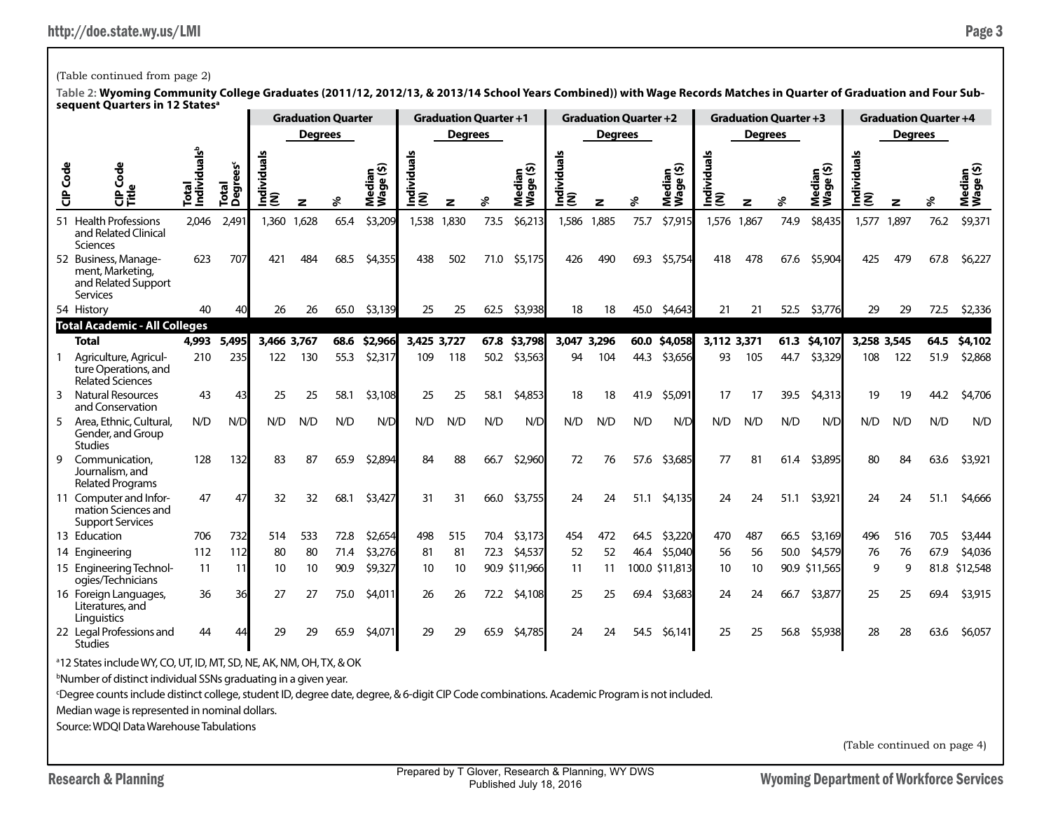(Table continued from page 2)

**Table 2: Wyoming Community College Graduates (2011/12, 2012/13, & 2013/14 School Years Combined)) with Wage Records Matches in Quarter of Graduation and Four Subsequent Quarters in 12 States[a]**

| CIP Code | CIP Code Title | Total Individuals[b] | Total Degrees[c] | Graduation Quarter | | | | Graduation Quarter +1 | | | | Graduation Quarter +2 | | | | Graduation Quarter +3 | | | | Graduation Quarter +4 | | | |
|---|---|---|---|---|---|---|---|---|---|---|---|---|---|---|---|---|---|---|---|---|---|---|---|
| | | | | | Degrees | | | | Degrees | | | | Degrees | | | | Degrees | | | | Degrees | | |
| | | | | Individuals (N) | N | % | Median Wage ($) | Individuals (N) | N | % | Median Wage ($) | Individuals (N) | N | % | Median Wage ($) | Individuals (N) | N | % | Median Wage ($) | Individuals (N) | N | % | Median Wage ($) |
| 51 | Health Professions and Related Clinical Sciences | 2,046 | 2,491 | 1,360 | 1,628 | 65.4 | $3,209 | 1,538 | 1,830 | 73.5 | $6,213 | 1,586 | 1,885 | 75.7 | $7,915 | 1,576 | 1,867 | 74.9 | $8,435 | 1,577 | 1,897 | 76.2 | $9,371 |
| 52 | Business, Management, Marketing, and Related Support Services | 623 | 707 | 421 | 484 | 68.5 | $4,355 | 438 | 502 | 71.0 | $5,175 | 426 | 490 | 69.3 | $5,754 | 418 | 478 | 67.6 | $5,904 | 425 | 479 | 67.8 | $6,227 |
| 54 | History | 40 | 40 | 26 | 26 | 65.0 | $3,139 | 25 | 25 | 62.5 | $3,938 | 18 | 18 | 45.0 | $4,643 | 21 | 21 | 52.5 | $3,776 | 29 | 29 | 72.5 | $2,336 |
| **Total Academic - All Colleges** | | | | | | | | | | | | | | | | | | | | | | | |
| | **Total** | **4,993** | **5,495** | **3,466** | **3,767** | **68.6** | **$2,966** | **3,425** | **3,727** | **67.8** | **$3,798** | **3,047** | **3,296** | **60.0** | **$4,058** | **3,112** | **3,371** | **61.3** | **$4,107** | **3,258** | **3,545** | **64.5** | **$4,102** |
| 1 | Agriculture, Agriculture Operations, and Related Sciences | 210 | 235 | 122 | 130 | 55.3 | $2,317 | 109 | 118 | 50.2 | $3,563 | 94 | 104 | 44.3 | $3,656 | 93 | 105 | 44.7 | $3,329 | 108 | 122 | 51.9 | $2,868 |
| 3 | Natural Resources and Conservation | 43 | 43 | 25 | 25 | 58.1 | $3,108 | 25 | 25 | 58.1 | $4,853 | 18 | 18 | 41.9 | $5,091 | 17 | 17 | 39.5 | $4,313 | 19 | 19 | 44.2 | $4,706 |
| 5 | Area, Ethnic, Cultural, Gender, and Group Studies | N/D | N/D | N/D | N/D | N/D | N/D | N/D | N/D | N/D | N/D | N/D | N/D | N/D | N/D | N/D | N/D | N/D | N/D | N/D | N/D | N/D | N/D |
| 9 | Communication, Journalism, and Related Programs | 128 | 132 | 83 | 87 | 65.9 | $2,894 | 84 | 88 | 66.7 | $2,960 | 72 | 76 | 57.6 | $3,685 | 77 | 81 | 61.4 | $3,895 | 80 | 84 | 63.6 | $3,921 |
| 11 | Computer and Information Sciences and Support Services | 47 | 47 | 32 | 32 | 68.1 | $3,427 | 31 | 31 | 66.0 | $3,755 | 24 | 24 | 51.1 | $4,135 | 24 | 24 | 51.1 | $3,921 | 24 | 24 | 51.1 | $4,666 |
| 13 | Education | 706 | 732 | 514 | 533 | 72.8 | $2,654 | 498 | 515 | 70.4 | $3,173 | 454 | 472 | 64.5 | $3,220 | 470 | 487 | 66.5 | $3,169 | 496 | 516 | 70.5 | $3,444 |
| 14 | Engineering | 112 | 112 | 80 | 80 | 71.4 | $3,276 | 81 | 81 | 72.3 | $4,537 | 52 | 52 | 46.4 | $5,040 | 56 | 56 | 50.0 | $4,579 | 76 | 76 | 67.9 | $4,036 |
| 15 | Engineering Technologies/Technicians | 11 | 11 | 10 | 10 | 90.9 | $9,327 | 10 | 10 | 90.9 | $11,966 | 11 | 11 | 100.0 | $11,813 | 10 | 10 | 90.9 | $11,565 | 9 | 9 | 81.8 | $12,548 |
| 16 | Foreign Languages, Literatures, and Linguistics | 36 | 36 | 27 | 27 | 75.0 | $4,011 | 26 | 26 | 72.2 | $4,108 | 25 | 25 | 69.4 | $3,683 | 24 | 24 | 66.7 | $3,877 | 25 | 25 | 69.4 | $3,915 |
| 22 | Legal Professions and Studies | 44 | 44 | 29 | 29 | 65.9 | $4,071 | 29 | 29 | 65.9 | $4,785 | 24 | 24 | 54.5 | $6,141 | 25 | 25 | 56.8 | $5,938 | 28 | 28 | 63.6 | $6,057 |

[a]12 States include WY, CO, UT, ID, MT, SD, NE, AK, NM, OH, TX, & OK

[b]Number of distinct individual SSNs graduating in a given year.

[c]Degree counts include distinct college, student ID, degree date, degree, & 6-digit CIP Code combinations. Academic Program is not included.

Median wage is represented in nominal dollars.

Source: WDQI Data Warehouse Tabulations

(Table continued on page 4)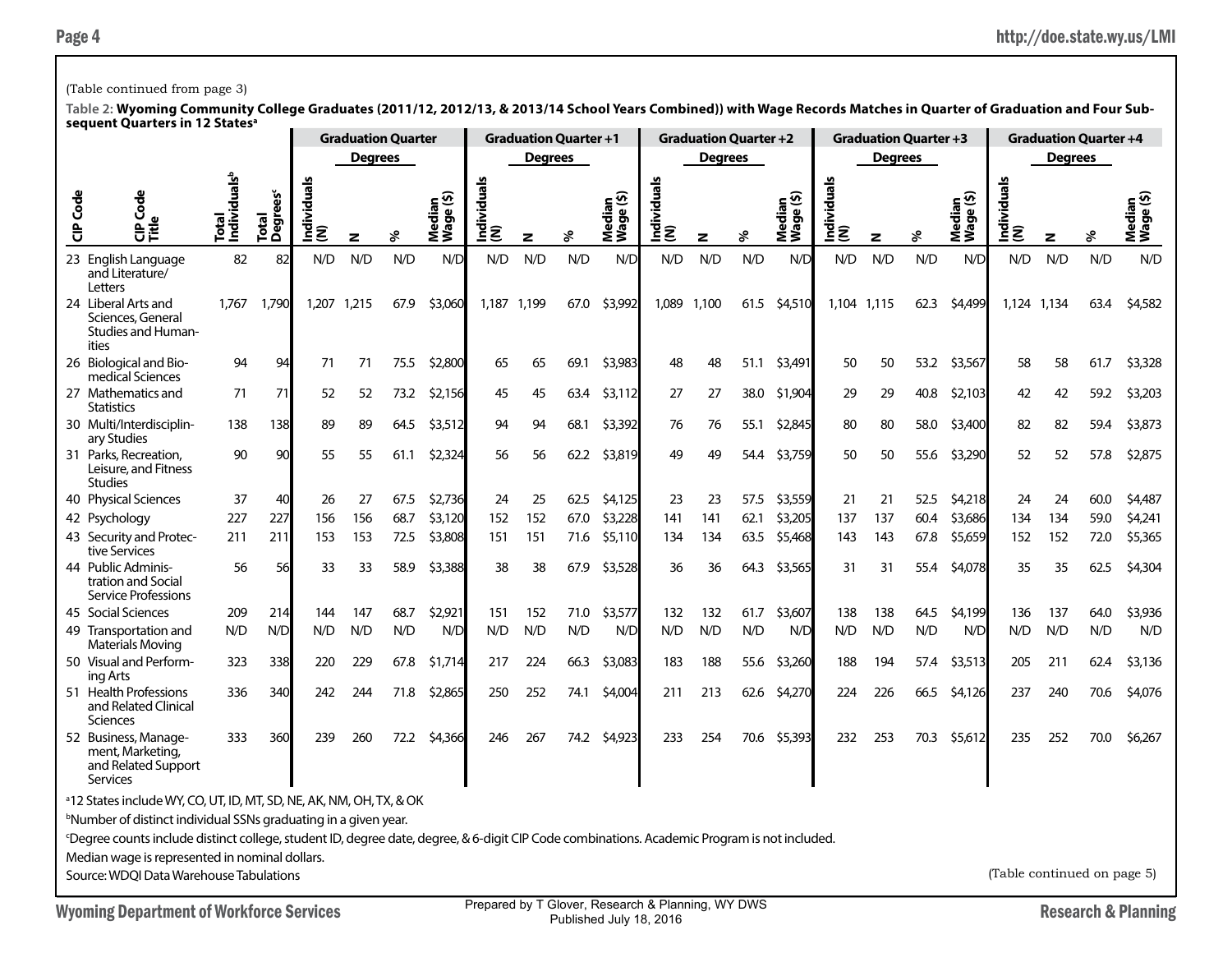(Table continued from page 3)

**Table 2: Wyoming Community College Graduates (2011/12, 2012/13, & 2013/14 School Years Combined)) with Wage Records Matches in Quarter of Graduation and Four Subsequent Quarters in 12 States[a]**

| | | | | Graduation Quarter | | | | Graduation Quarter +1 | | | | Graduation Quarter +2 | | | | Graduation Quarter +3 | | | | Graduation Quarter +4 | | | |
|---|---|---|---|---|---|---|---|---|---|---|---|---|---|---|---|---|---|---|---|---|---|---|---|
| | | | | | Degrees | | | | Degrees | | | | Degrees | | | | Degrees | | | | Degrees | | |
| CIP Code | CIP Code Title | Total Individuals[b] | Total Degrees[c] | Individuals (N) | N | % | Median Wage ($) | Individuals (N) | N | % | Median Wage ($) | Individuals (N) | N | % | Median Wage ($) | Individuals (N) | N | % | Median Wage ($) | Individuals (N) | N | % | Median Wage ($) |
| 23 | English Language and Literature/ Letters | 82 | 82 | N/D | N/D | N/D | N/D | N/D | N/D | N/D | N/D | N/D | N/D | N/D | N/D | N/D | N/D | N/D | N/D | N/D | N/D | N/D | N/D |
| 24 | Liberal Arts and Sciences, General Studies and Humanities | 1,767 | 1,790 | 1,207 | 1,215 | 67.9 | $3,060 | 1,187 | 1,199 | 67.0 | $3,992 | 1,089 | 1,100 | 61.5 | $4,510 | 1,104 | 1,115 | 62.3 | $4,499 | 1,124 | 1,134 | 63.4 | $4,582 |
| 26 | Biological and Biomedical Sciences | 94 | 94 | 71 | 71 | 75.5 | $2,800 | 65 | 65 | 69.1 | $3,983 | 48 | 48 | 51.1 | $3,491 | 50 | 50 | 53.2 | $3,567 | 58 | 58 | 61.7 | $3,328 |
| 27 | Mathematics and Statistics | 71 | 71 | 52 | 52 | 73.2 | $2,156 | 45 | 45 | 63.4 | $3,112 | 27 | 27 | 38.0 | $1,904 | 29 | 29 | 40.8 | $2,103 | 42 | 42 | 59.2 | $3,203 |
| 30 | Multi/Interdisciplinary Studies | 138 | 138 | 89 | 89 | 64.5 | $3,512 | 94 | 94 | 68.1 | $3,392 | 76 | 76 | 55.1 | $2,845 | 80 | 80 | 58.0 | $3,400 | 82 | 82 | 59.4 | $3,873 |
| 31 | Parks, Recreation, Leisure, and Fitness Studies | 90 | 90 | 55 | 55 | 61.1 | $2,324 | 56 | 56 | 62.2 | $3,819 | 49 | 49 | 54.4 | $3,759 | 50 | 50 | 55.6 | $3,290 | 52 | 52 | 57.8 | $2,875 |
| 40 | Physical Sciences | 37 | 40 | 26 | 27 | 67.5 | $2,736 | 24 | 25 | 62.5 | $4,125 | 23 | 23 | 57.5 | $3,559 | 21 | 21 | 52.5 | $4,218 | 24 | 24 | 60.0 | $4,487 |
| 42 | Psychology | 227 | 227 | 156 | 156 | 68.7 | $3,120 | 152 | 152 | 67.0 | $3,228 | 141 | 141 | 62.1 | $3,205 | 137 | 137 | 60.4 | $3,686 | 134 | 134 | 59.0 | $4,241 |
| 43 | Security and Protective Services | 211 | 211 | 153 | 153 | 72.5 | $3,808 | 151 | 151 | 71.6 | $5,110 | 134 | 134 | 63.5 | $5,468 | 143 | 143 | 67.8 | $5,659 | 152 | 152 | 72.0 | $5,365 |
| 44 | Public Administration and Social Service Professions | 56 | 56 | 33 | 33 | 58.9 | $3,388 | 38 | 38 | 67.9 | $3,528 | 36 | 36 | 64.3 | $3,565 | 31 | 31 | 55.4 | $4,078 | 35 | 35 | 62.5 | $4,304 |
| 45 | Social Sciences | 209 | 214 | 144 | 147 | 68.7 | $2,921 | 151 | 152 | 71.0 | $3,577 | 132 | 132 | 61.7 | $3,607 | 138 | 138 | 64.5 | $4,199 | 136 | 137 | 64.0 | $3,936 |
| 49 | Transportation and Materials Moving | N/D | N/D | N/D | N/D | N/D | N/D | N/D | N/D | N/D | N/D | N/D | N/D | N/D | N/D | N/D | N/D | N/D | N/D | N/D | N/D | N/D | N/D |
| 50 | Visual and Performing Arts | 323 | 338 | 220 | 229 | 67.8 | $1,714 | 217 | 224 | 66.3 | $3,083 | 183 | 188 | 55.6 | $3,260 | 188 | 194 | 57.4 | $3,513 | 205 | 211 | 62.4 | $3,136 |
| 51 | Health Professions and Related Clinical Sciences | 336 | 340 | 242 | 244 | 71.8 | $2,865 | 250 | 252 | 74.1 | $4,004 | 211 | 213 | 62.6 | $4,270 | 224 | 226 | 66.5 | $4,126 | 237 | 240 | 70.6 | $4,076 |
| 52 | Business, Management, Marketing, and Related Support Services | 333 | 360 | 239 | 260 | 72.2 | $4,366 | 246 | 267 | 74.2 | $4,923 | 233 | 254 | 70.6 | $5,393 | 232 | 253 | 70.3 | $5,612 | 235 | 252 | 70.0 | $6,267 |

[a]12 States include WY, CO, UT, ID, MT, SD, NE, AK, NM, OH, TX, & OK

[b]Number of distinct individual SSNs graduating in a given year.

[c]Degree counts include distinct college, student ID, degree date, degree, & 6-digit CIP Code combinations. Academic Program is not included.

Median wage is represented in nominal dollars.

Source: WDQI Data Warehouse Tabulations

(Table continued on page 5)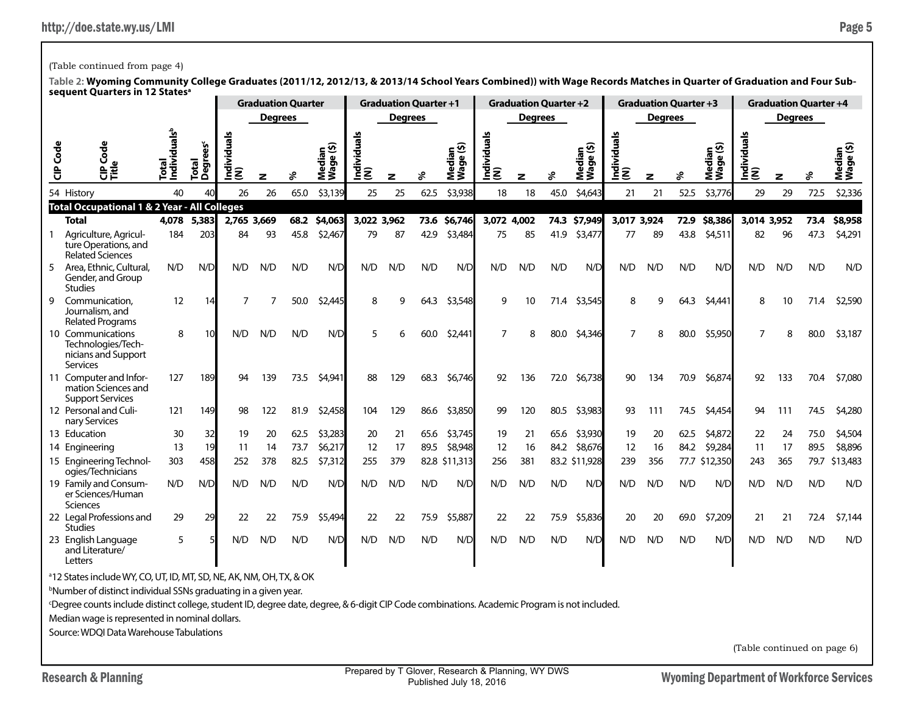(Table continued from page 4)

**Table 2: Wyoming Community College Graduates (2011/12, 2012/13, & 2013/14 School Years Combined)) with Wage Records Matches in Quarter of Graduation and Four Subsequent Quarters in 12 States[a]**

| | | | | Graduation Quarter | | | | Graduation Quarter +1 | | | | Graduation Quarter +2 | | | | Graduation Quarter +3 | | | | Graduation Quarter +4 | | | |
|---|---|---|---|---|---|---|---|---|---|---|---|---|---|---|---|---|---|---|---|---|---|---|---|
| | | | | | Degrees | | | | Degrees | | | | Degrees | | | | Degrees | | | | Degrees | | |
| CIP Code | CIP Code Title | Total Individuals[b] | Total Degrees[c] | Individuals (N) | N | % | Median Wage ($) | Individuals (N) | N | % | Median Wage ($) | Individuals (N) | N | % | Median Wage ($) | Individuals (N) | N | % | Median Wage ($) | Individuals (N) | N | % | Median Wage ($) |
| 54 | History | 40 | 40 | 26 | 26 | 65.0 | $3,139 | 25 | 25 | 62.5 | $3,938 | 18 | 18 | 45.0 | $4,643 | 21 | 21 | 52.5 | $3,776 | 29 | 29 | 72.5 | $2,336 |
| **Total Occupational 1 & 2 Year - All Colleges** | | | | | | | | | | | | | | | | | | | | | | | |
| | **Total** | **4,078** | **5,383** | **2,765** | **3,669** | **68.2** | **$4,063** | **3,022** | **3,962** | **73.6** | **$6,746** | **3,072** | **4,002** | **74.3** | **$7,949** | **3,017** | **3,924** | **72.9** | **$8,386** | **3,014** | **3,952** | **73.4** | **$8,958** |
| 1 | Agriculture, Agriculture Operations, and Related Sciences | 184 | 203 | 84 | 93 | 45.8 | $2,467 | 79 | 87 | 42.9 | $3,484 | 75 | 85 | 41.9 | $3,477 | 77 | 89 | 43.8 | $4,511 | 82 | 96 | 47.3 | $4,291 |
| 5 | Area, Ethnic, Cultural, Gender, and Group Studies | N/D | N/D | N/D | N/D | N/D | N/D | N/D | N/D | N/D | N/D | N/D | N/D | N/D | N/D | N/D | N/D | N/D | N/D | N/D | N/D | N/D | N/D |
| 9 | Communication, Journalism, and Related Programs | 12 | 14 | 7 | 7 | 50.0 | $2,445 | 8 | 9 | 64.3 | $3,548 | 9 | 10 | 71.4 | $3,545 | 8 | 9 | 64.3 | $4,441 | 8 | 10 | 71.4 | $2,590 |
| 10 | Communications Technologies/Technicians and Support Services | 8 | 10 | N/D | N/D | N/D | N/D | 5 | 6 | 60.0 | $2,441 | 7 | 8 | 80.0 | $4,346 | 7 | 8 | 80.0 | $5,950 | 7 | 8 | 80.0 | $3,187 |
| 11 | Computer and Information Sciences and Support Services | 127 | 189 | 94 | 139 | 73.5 | $4,941 | 88 | 129 | 68.3 | $6,746 | 92 | 136 | 72.0 | $6,738 | 90 | 134 | 70.9 | $6,874 | 92 | 133 | 70.4 | $7,080 |
| 12 | Personal and Culinary Services | 121 | 149 | 98 | 122 | 81.9 | $2,458 | 104 | 129 | 86.6 | $3,850 | 99 | 120 | 80.5 | $3,983 | 93 | 111 | 74.5 | $4,454 | 94 | 111 | 74.5 | $4,280 |
| 13 | Education | 30 | 32 | 19 | 20 | 62.5 | $3,283 | 20 | 21 | 65.6 | $3,745 | 19 | 21 | 65.6 | $3,930 | 19 | 20 | 62.5 | $4,872 | 22 | 24 | 75.0 | $4,504 |
| 14 | Engineering | 13 | 19 | 11 | 14 | 73.7 | $6,217 | 12 | 17 | 89.5 | $8,948 | 12 | 16 | 84.2 | $8,676 | 12 | 16 | 84.2 | $9,284 | 11 | 17 | 89.5 | $8,896 |
| 15 | Engineering Technologies/Technicians | 303 | 458 | 252 | 378 | 82.5 | $7,312 | 255 | 379 | 82.8 | $11,313 | 256 | 381 | 83.2 | $11,928 | 239 | 356 | 77.7 | $12,350 | 243 | 365 | 79.7 | $13,483 |
| 19 | Family and Consumer Sciences/Human Sciences | N/D | N/D | N/D | N/D | N/D | N/D | N/D | N/D | N/D | N/D | N/D | N/D | N/D | N/D | N/D | N/D | N/D | N/D | N/D | N/D | N/D | N/D |
| 22 | Legal Professions and Studies | 29 | 29 | 22 | 22 | 75.9 | $5,494 | 22 | 22 | 75.9 | $5,887 | 22 | 22 | 75.9 | $5,836 | 20 | 20 | 69.0 | $7,209 | 21 | 21 | 72.4 | $7,144 |
| 23 | English Language and Literature/ Letters | 5 | 5 | N/D | N/D | N/D | N/D | N/D | N/D | N/D | N/D | N/D | N/D | N/D | N/D | N/D | N/D | N/D | N/D | N/D | N/D | N/D | N/D |

[a]12 States include WY, CO, UT, ID, MT, SD, NE, AK, NM, OH, TX, & OK

[b]Number of distinct individual SSNs graduating in a given year.

[c]Degree counts include distinct college, student ID, degree date, degree, & 6-digit CIP Code combinations. Academic Program is not included.

Median wage is represented in nominal dollars.

Source: WDQI Data Warehouse Tabulations

(Table continued on page 6)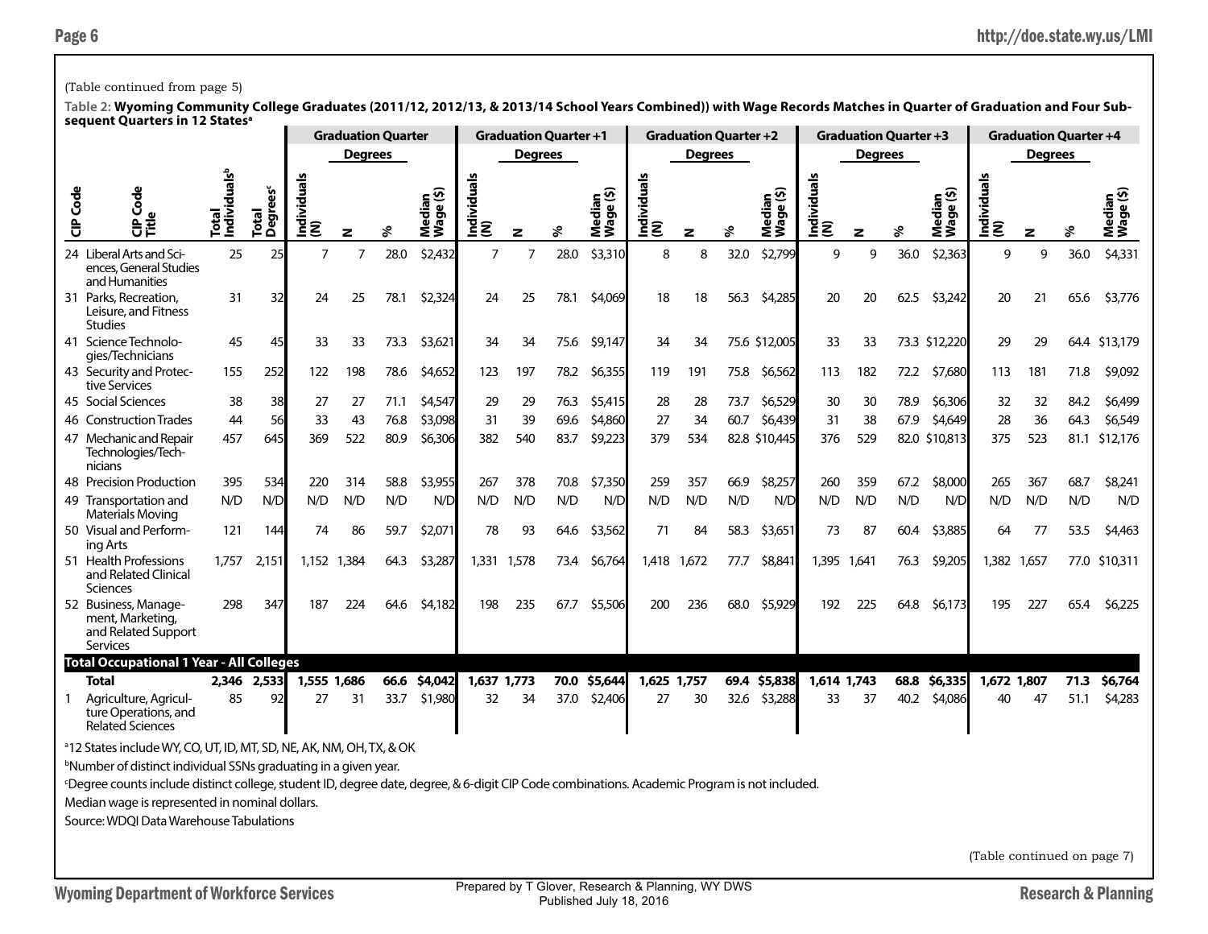(Table continued from page 5)

**Table 2: Wyoming Community College Graduates (2011/12, 2012/13, & 2013/14 School Years Combined)) with Wage Records Matches in Quarter of Graduation and Four Subsequent Quarters in 12 States[a]**

| CIP Code | CIP Code Title | Total Individuals[b] | Total Degrees[c] | Graduation Quarter Individuals (N) | Graduation Quarter Degrees N | Graduation Quarter Degrees % | Graduation Quarter Median Wage ($) | Graduation Quarter +1 Individuals (N) | Graduation Quarter +1 Degrees N | Graduation Quarter +1 Degrees % | Graduation Quarter +1 Median Wage ($) | Graduation Quarter +2 Individuals (N) | Graduation Quarter +2 Degrees N | Graduation Quarter +2 Degrees % | Graduation Quarter +2 Median Wage ($) | Graduation Quarter +3 Individuals (N) | Graduation Quarter +3 Degrees N | Graduation Quarter +3 Degrees % | Graduation Quarter +3 Median Wage ($) | Graduation Quarter +4 Individuals (N) | Graduation Quarter +4 Degrees N | Graduation Quarter +4 Degrees % | Graduation Quarter +4 Median Wage ($) |
|---|---|---|---|---|---|---|---|---|---|---|---|---|---|---|---|---|---|---|---|---|---|---|---|
| 24 | Liberal Arts and Sciences, General Studies and Humanities | 25 | 25 | 7 | 7 | 28.0 | $2,432 | 7 | 7 | 28.0 | $3,310 | 8 | 8 | 32.0 | $2,799 | 9 | 9 | 36.0 | $2,363 | 9 | 9 | 36.0 | $4,331 |
| 31 | Parks, Recreation, Leisure, and Fitness Studies | 31 | 32 | 24 | 25 | 78.1 | $2,324 | 24 | 25 | 78.1 | $4,069 | 18 | 18 | 56.3 | $4,285 | 20 | 20 | 62.5 | $3,242 | 20 | 21 | 65.6 | $3,776 |
| 41 | Science Technologies/Technicians | 45 | 45 | 33 | 33 | 73.3 | $3,621 | 34 | 34 | 75.6 | $9,147 | 34 | 34 | 75.6 | $12,005 | 33 | 33 | 73.3 | $12,220 | 29 | 29 | 64.4 | $13,179 |
| 43 | Security and Protective Services | 155 | 252 | 122 | 198 | 78.6 | $4,652 | 123 | 197 | 78.2 | $6,355 | 119 | 191 | 75.8 | $6,562 | 113 | 182 | 72.2 | $7,680 | 113 | 181 | 71.8 | $9,092 |
| 45 | Social Sciences | 38 | 38 | 27 | 27 | 71.1 | $4,547 | 29 | 29 | 76.3 | $5,415 | 28 | 28 | 73.7 | $6,529 | 30 | 30 | 78.9 | $6,306 | 32 | 32 | 84.2 | $6,499 |
| 46 | Construction Trades | 44 | 56 | 33 | 43 | 76.8 | $3,098 | 31 | 39 | 69.6 | $4,860 | 27 | 34 | 60.7 | $6,439 | 31 | 38 | 67.9 | $4,649 | 28 | 36 | 64.3 | $6,549 |
| 47 | Mechanic and Repair Technologies/Technicians | 457 | 645 | 369 | 522 | 80.9 | $6,306 | 382 | 540 | 83.7 | $9,223 | 379 | 534 | 82.8 | $10,445 | 376 | 529 | 82.0 | $10,813 | 375 | 523 | 81.1 | $12,176 |
| 48 | Precision Production | 395 | 534 | 220 | 314 | 58.8 | $3,955 | 267 | 378 | 70.8 | $7,350 | 259 | 357 | 66.9 | $8,257 | 260 | 359 | 67.2 | $8,000 | 265 | 367 | 68.7 | $8,241 |
| 49 | Transportation and Materials Moving | N/D | N/D | N/D | N/D | N/D | N/D | N/D | N/D | N/D | N/D | N/D | N/D | N/D | N/D | N/D | N/D | N/D | N/D | N/D | N/D | N/D | N/D |
| 50 | Visual and Performing Arts | 121 | 144 | 74 | 86 | 59.7 | $2,071 | 78 | 93 | 64.6 | $3,562 | 71 | 84 | 58.3 | $3,651 | 73 | 87 | 60.4 | $3,885 | 64 | 77 | 53.5 | $4,463 |
| 51 | Health Professions and Related Clinical Sciences | 1,757 | 2,151 | 1,152 | 1,384 | 64.3 | $3,287 | 1,331 | 1,578 | 73.4 | $6,764 | 1,418 | 1,672 | 77.7 | $8,841 | 1,395 | 1,641 | 76.3 | $9,205 | 1,382 | 1,657 | 77.0 | $10,311 |
| 52 | Business, Management, Marketing, and Related Support Services | 298 | 347 | 187 | 224 | 64.6 | $4,182 | 198 | 235 | 67.7 | $5,506 | 200 | 236 | 68.0 | $5,929 | 192 | 225 | 64.8 | $6,173 | 195 | 227 | 65.4 | $6,225 |
| **Total Occupational 1 Year - All Colleges** | | | | | | | | | | | | | | | | | | | | | | | |
| | **Total** | **2,346** | **2,533** | **1,555** | **1,686** | **66.6** | **$4,042** | **1,637** | **1,773** | **70.0** | **$5,644** | **1,625** | **1,757** | **69.4** | **$5,838** | **1,614** | **1,743** | **68.8** | **$6,335** | **1,672** | **1,807** | **71.3** | **$6,764** |
| 1 | Agriculture, Agriculture Operations, and Related Sciences | 85 | 92 | 27 | 31 | 33.7 | $1,980 | 32 | 34 | 37.0 | $2,406 | 27 | 30 | 32.6 | $3,288 | 33 | 37 | 40.2 | $4,086 | 40 | 47 | 51.1 | $4,283 |

[a]12 States include WY, CO, UT, ID, MT, SD, NE, AK, NM, OH, TX, & OK

[b]Number of distinct individual SSNs graduating in a given year.

[c]Degree counts include distinct college, student ID, degree date, degree, & 6-digit CIP Code combinations. Academic Program is not included.

Median wage is represented in nominal dollars.

Source: WDQI Data Warehouse Tabulations

(Table continued on page 7)

Prepared by T Glover, Research & Planning, WY DWS
Published July 18, 2016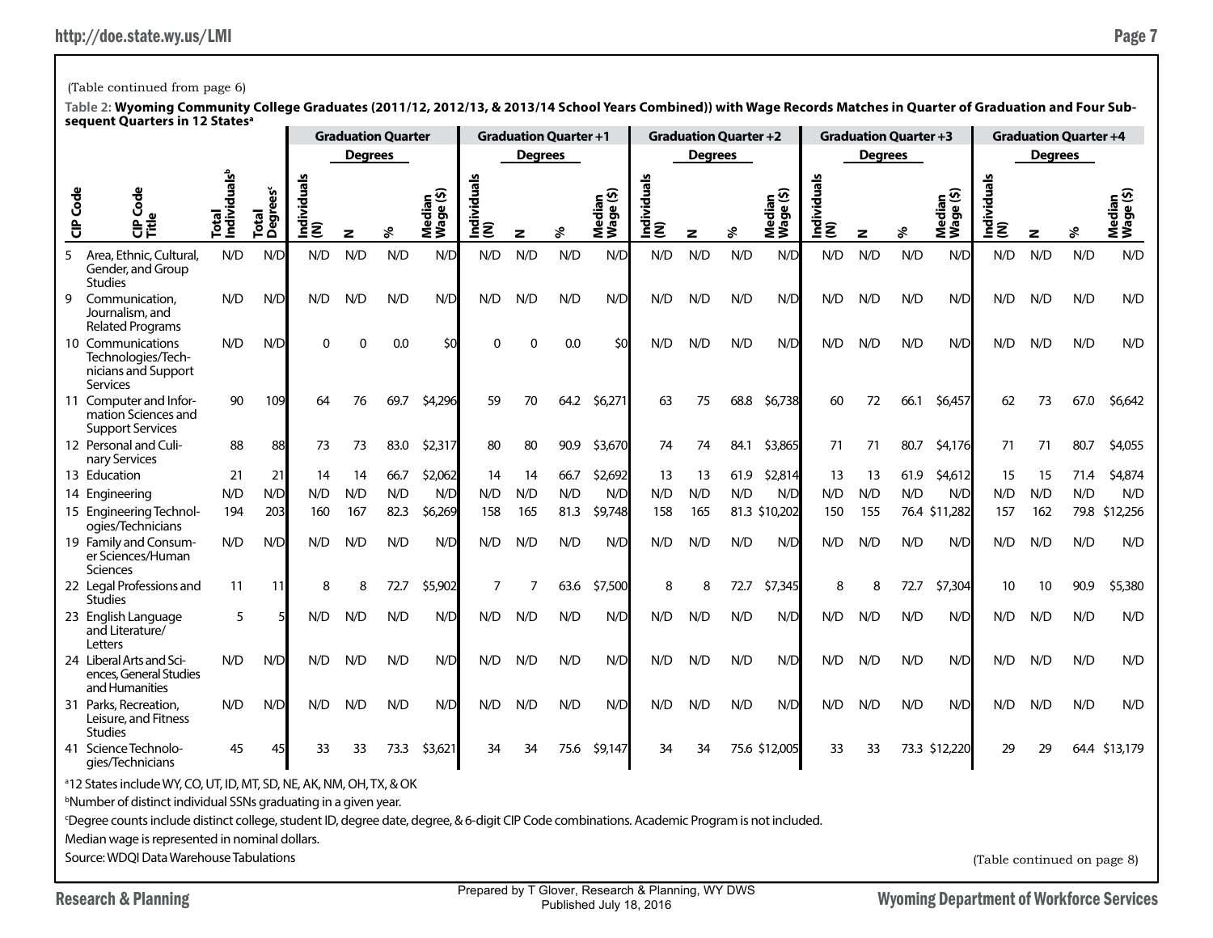(Table continued from page 6)

**Table 2: Wyoming Community College Graduates (2011/12, 2012/13, & 2013/14 School Years Combined)) with Wage Records Matches in Quarter of Graduation and Four Subsequent Quarters in 12 States[a]**

| | | | | Graduation Quarter | | | | Graduation Quarter +1 | | | | Graduation Quarter +2 | | | | Graduation Quarter +3 | | | | Graduation Quarter +4 | | | |
|---|---|---|---|---|---|---|---|---|---|---|---|---|---|---|---|---|---|---|---|---|---|---|---|
| | | | | | Degrees | | | | Degrees | | | | Degrees | | | | Degrees | | | | Degrees | | |
| CIP Code | CIP Code Title | Total Individuals[b] | Total Degrees[c] | Individuals (N) | N | % | Median Wage ($) | Individuals (N) | N | % | Median Wage ($) | Individuals (N) | N | % | Median Wage ($) | Individuals (N) | N | % | Median Wage ($) | Individuals (N) | N | % | Median Wage ($) |
| 5 | Area, Ethnic, Cultural, Gender, and Group Studies | N/D | N/D | N/D | N/D | N/D | N/D | N/D | N/D | N/D | N/D | N/D | N/D | N/D | N/D | N/D | N/D | N/D | N/D | N/D | N/D | N/D | N/D |
| 9 | Communication, Journalism, and Related Programs | N/D | N/D | N/D | N/D | N/D | N/D | N/D | N/D | N/D | N/D | N/D | N/D | N/D | N/D | N/D | N/D | N/D | N/D | N/D | N/D | N/D | N/D |
| 10 | Communications Technologies/Technicians and Support Services | N/D | N/D | 0 | 0 | 0.0 | $0 | 0 | 0 | 0.0 | $0 | N/D | N/D | N/D | N/D | N/D | N/D | N/D | N/D | N/D | N/D | N/D | N/D |
| 11 | Computer and Information Sciences and Support Services | 90 | 109 | 64 | 76 | 69.7 | $4,296 | 59 | 70 | 64.2 | $6,271 | 63 | 75 | 68.8 | $6,738 | 60 | 72 | 66.1 | $6,457 | 62 | 73 | 67.0 | $6,642 |
| 12 | Personal and Culinary Services | 88 | 88 | 73 | 73 | 83.0 | $2,317 | 80 | 80 | 90.9 | $3,670 | 74 | 74 | 84.1 | $3,865 | 71 | 71 | 80.7 | $4,176 | 71 | 71 | 80.7 | $4,055 |
| 13 | Education | 21 | 21 | 14 | 14 | 66.7 | $2,062 | 14 | 14 | 66.7 | $2,692 | 13 | 13 | 61.9 | $2,814 | 13 | 13 | 61.9 | $4,612 | 15 | 15 | 71.4 | $4,874 |
| 14 | Engineering | N/D | N/D | N/D | N/D | N/D | N/D | N/D | N/D | N/D | N/D | N/D | N/D | N/D | N/D | N/D | N/D | N/D | N/D | N/D | N/D | N/D | N/D |
| 15 | Engineering Technologies/Technicians | 194 | 203 | 160 | 167 | 82.3 | $6,269 | 158 | 165 | 81.3 | $9,748 | 158 | 165 | 81.3 | $10,202 | 150 | 155 | 76.4 | $11,282 | 157 | 162 | 79.8 | $12,256 |
| 19 | Family and Consumer Sciences/Human Sciences | N/D | N/D | N/D | N/D | N/D | N/D | N/D | N/D | N/D | N/D | N/D | N/D | N/D | N/D | N/D | N/D | N/D | N/D | N/D | N/D | N/D | N/D |
| 22 | Legal Professions and Studies | 11 | 11 | 8 | 8 | 72.7 | $5,902 | 7 | 7 | 63.6 | $7,500 | 8 | 8 | 72.7 | $7,345 | 8 | 8 | 72.7 | $7,304 | 10 | 10 | 90.9 | $5,380 |
| 23 | English Language and Literature/Letters | 5 | 5 | N/D | N/D | N/D | N/D | N/D | N/D | N/D | N/D | N/D | N/D | N/D | N/D | N/D | N/D | N/D | N/D | N/D | N/D | N/D | N/D |
| 24 | Liberal Arts and Sciences, General Studies and Humanities | N/D | N/D | N/D | N/D | N/D | N/D | N/D | N/D | N/D | N/D | N/D | N/D | N/D | N/D | N/D | N/D | N/D | N/D | N/D | N/D | N/D | N/D |
| 31 | Parks, Recreation, Leisure, and Fitness Studies | N/D | N/D | N/D | N/D | N/D | N/D | N/D | N/D | N/D | N/D | N/D | N/D | N/D | N/D | N/D | N/D | N/D | N/D | N/D | N/D | N/D | N/D |
| 41 | Science Technologies/Technicians | 45 | 45 | 33 | 33 | 73.3 | $3,621 | 34 | 34 | 75.6 | $9,147 | 34 | 34 | 75.6 | $12,005 | 33 | 33 | 73.3 | $12,220 | 29 | 29 | 64.4 | $13,179 |

[a]12 States include WY, CO, UT, ID, MT, SD, NE, AK, NM, OH, TX, & OK

[b]Number of distinct individual SSNs graduating in a given year.

[c]Degree counts include distinct college, student ID, degree date, degree, & 6-digit CIP Code combinations. Academic Program is not included.

Median wage is represented in nominal dollars.

Source: WDQI Data Warehouse Tabulations

(Table continued on page 8)

Prepared by T Glover, Research & Planning, WY DWS
Published July 18, 2016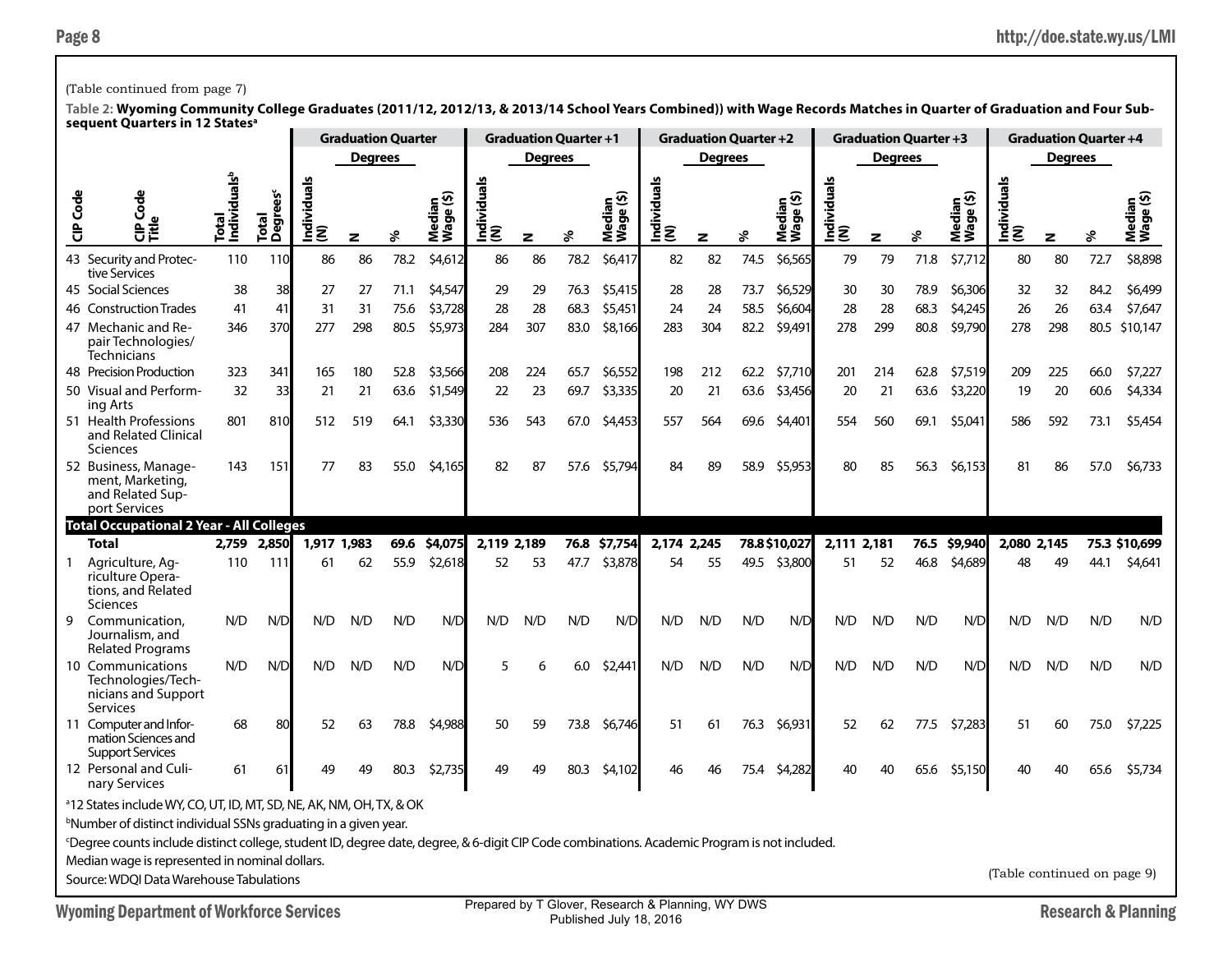(Table continued from page 7)

**Table 2: Wyoming Community College Graduates (2011/12, 2012/13, & 2013/14 School Years Combined)) with Wage Records Matches in Quarter of Graduation and Four Subsequent Quarters in 12 States[a]**

| | | | | Graduation Quarter | | | | Graduation Quarter +1 | | | | Graduation Quarter +2 | | | | Graduation Quarter +3 | | | | Graduation Quarter +4 | | | |
|---|---|---|---|---|---|---|---|---|---|---|---|---|---|---|---|---|---|---|---|---|---|---|---|
| | | | | | Degrees | | | | Degrees | | | | Degrees | | | | Degrees | | | | Degrees | | |
| CIP Code | CIP Code Title | Total Individuals[b] | Total Degrees[c] | Individuals (N) | N | % | Median Wage ($) | Individuals (N) | N | % | Median Wage ($) | Individuals (N) | N | % | Median Wage ($) | Individuals (N) | N | % | Median Wage ($) | Individuals (N) | N | % | Median Wage ($) |
| 43 | Security and Protective Services | 110 | 110 | 86 | 86 | 78.2 | $4,612 | 86 | 86 | 78.2 | $6,417 | 82 | 82 | 74.5 | $6,565 | 79 | 79 | 71.8 | $7,712 | 80 | 80 | 72.7 | $8,898 |
| 45 | Social Sciences | 38 | 38 | 27 | 27 | 71.1 | $4,547 | 29 | 29 | 76.3 | $5,415 | 28 | 28 | 73.7 | $6,529 | 30 | 30 | 78.9 | $6,306 | 32 | 32 | 84.2 | $6,499 |
| 46 | Construction Trades | 41 | 41 | 31 | 31 | 75.6 | $3,728 | 28 | 28 | 68.3 | $5,451 | 24 | 24 | 58.5 | $6,604 | 28 | 28 | 68.3 | $4,245 | 26 | 26 | 63.4 | $7,647 |
| 47 | Mechanic and Repair Technologies/ Technicians | 346 | 370 | 277 | 298 | 80.5 | $5,973 | 284 | 307 | 83.0 | $8,166 | 283 | 304 | 82.2 | $9,491 | 278 | 299 | 80.8 | $9,790 | 278 | 298 | 80.5 | $10,147 |
| 48 | Precision Production | 323 | 341 | 165 | 180 | 52.8 | $3,566 | 208 | 224 | 65.7 | $6,552 | 198 | 212 | 62.2 | $7,710 | 201 | 214 | 62.8 | $7,519 | 209 | 225 | 66.0 | $7,227 |
| 50 | Visual and Performing Arts | 32 | 33 | 21 | 21 | 63.6 | $1,549 | 22 | 23 | 69.7 | $3,335 | 20 | 21 | 63.6 | $3,456 | 20 | 21 | 63.6 | $3,220 | 19 | 20 | 60.6 | $4,334 |
| 51 | Health Professions and Related Clinical Sciences | 801 | 810 | 512 | 519 | 64.1 | $3,330 | 536 | 543 | 67.0 | $4,453 | 557 | 564 | 69.6 | $4,401 | 554 | 560 | 69.1 | $5,041 | 586 | 592 | 73.1 | $5,454 |
| 52 | Business, Management, Marketing, and Related Support Services | 143 | 151 | 77 | 83 | 55.0 | $4,165 | 82 | 87 | 57.6 | $5,794 | 84 | 89 | 58.9 | $5,953 | 80 | 85 | 56.3 | $6,153 | 81 | 86 | 57.0 | $6,733 |
| **Total Occupational 2 Year - All Colleges** | | | | | | | | | | | | | | | | | | | | | | | |
| | **Total** | **2,759** | **2,850** | **1,917** | **1,983** | **69.6** | **$4,075** | **2,119** | **2,189** | **76.8** | **$7,754** | **2,174** | **2,245** | **78.8** | **$10,027** | **2,111** | **2,181** | **76.5** | **$9,940** | **2,080** | **2,145** | **75.3** | **$10,699** |
| 1 | Agriculture, Agriculture Operations, and Related Sciences | 110 | 111 | 61 | 62 | 55.9 | $2,618 | 52 | 53 | 47.7 | $3,878 | 54 | 55 | 49.5 | $3,800 | 51 | 52 | 46.8 | $4,689 | 48 | 49 | 44.1 | $4,641 |
| 9 | Communication, Journalism, and Related Programs | N/D | N/D | N/D | N/D | N/D | N/D | N/D | N/D | N/D | N/D | N/D | N/D | N/D | N/D | N/D | N/D | N/D | N/D | N/D | N/D | N/D | N/D |
| 10 | Communications Technologies/Technicians and Support Services | N/D | N/D | N/D | N/D | N/D | N/D | 5 | 6 | 6.0 | $2,441 | N/D | N/D | N/D | N/D | N/D | N/D | N/D | N/D | N/D | N/D | N/D | N/D |
| 11 | Computer and Information Sciences and Support Services | 68 | 80 | 52 | 63 | 78.8 | $4,988 | 50 | 59 | 73.8 | $6,746 | 51 | 61 | 76.3 | $6,931 | 52 | 62 | 77.5 | $7,283 | 51 | 60 | 75.0 | $7,225 |
| 12 | Personal and Culinary Services | 61 | 61 | 49 | 49 | 80.3 | $2,735 | 49 | 49 | 80.3 | $4,102 | 46 | 46 | 75.4 | $4,282 | 40 | 40 | 65.6 | $5,150 | 40 | 40 | 65.6 | $5,734 |

[a]12 States include WY, CO, UT, ID, MT, SD, NE, AK, NM, OH, TX, & OK

[b]Number of distinct individual SSNs graduating in a given year.

[c]Degree counts include distinct college, student ID, degree date, degree, & 6-digit CIP Code combinations. Academic Program is not included.

Median wage is represented in nominal dollars.

Source: WDQI Data Warehouse Tabulations

(Table continued on page 9)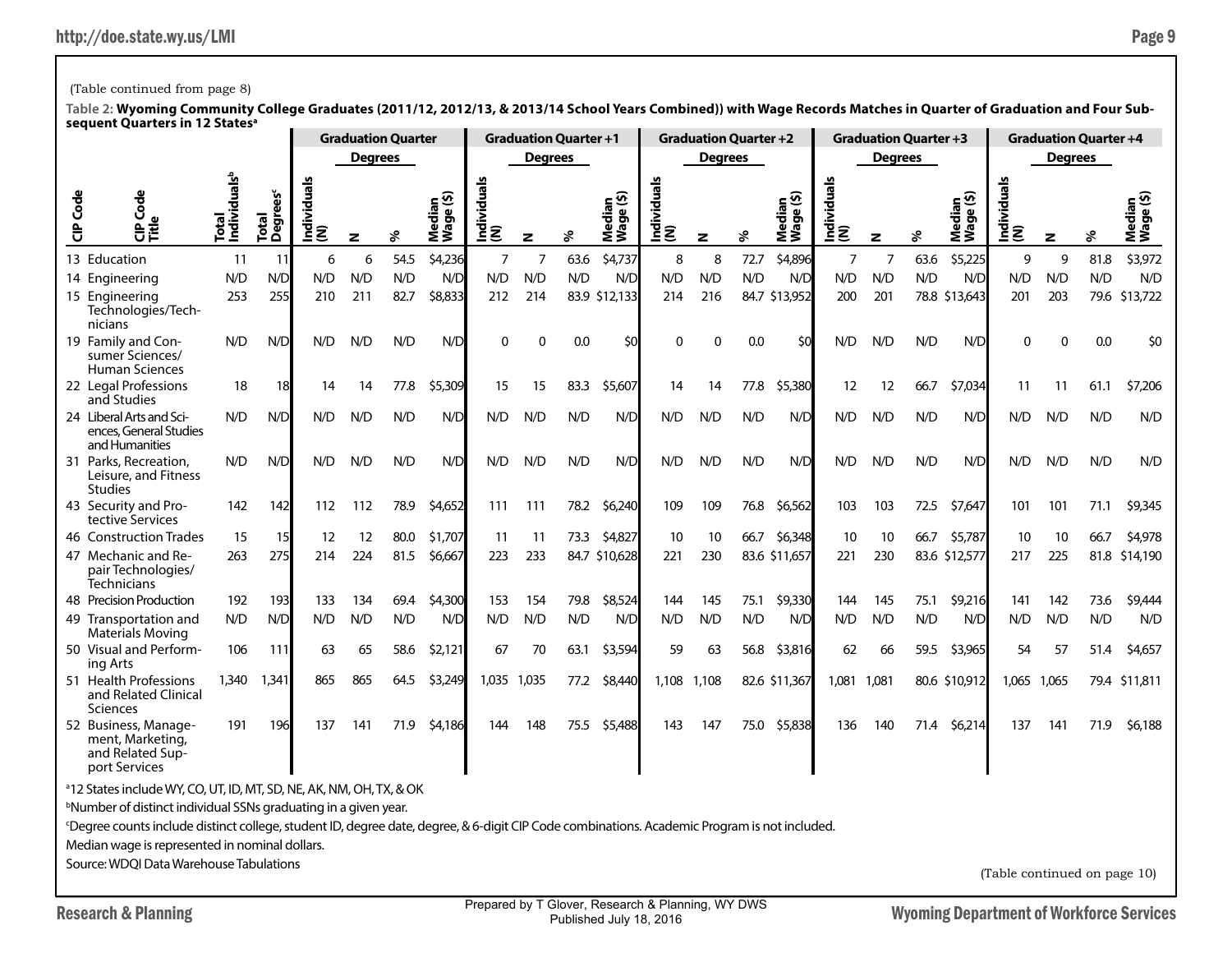(Table continued from page 8)

**Table 2: Wyoming Community College Graduates (2011/12, 2012/13, & 2013/14 School Years Combined)) with Wage Records Matches in Quarter of Graduation and Four Subsequent Quarters in 12 States[a]**

| | | | | Graduation Quarter | | | | Graduation Quarter +1 | | | | Graduation Quarter +2 | | | | Graduation Quarter +3 | | | | Graduation Quarter +4 | | | |
|---|---|---|---|---|---|---|---|---|---|---|---|---|---|---|---|---|---|---|---|---|---|---|---|
| | | | | | Degrees | | | | Degrees | | | | Degrees | | | | Degrees | | | | Degrees | | |
| CIP Code | CIP Code Title | Total Individuals[b] | Total Degrees[c] | Individuals (N) | N | % | Median Wage ($) | Individuals (N) | N | % | Median Wage ($) | Individuals (N) | N | % | Median Wage ($) | Individuals (N) | N | % | Median Wage ($) | Individuals (N) | N | % | Median Wage ($) |
| 13 | Education | 11 | 11 | 6 | 6 | 54.5 | $4,236 | 7 | 7 | 63.6 | $4,737 | 8 | 8 | 72.7 | $4,896 | 7 | 7 | 63.6 | $5,225 | 9 | 9 | 81.8 | $3,972 |
| 14 | Engineering | N/D | N/D | N/D | N/D | N/D | N/D | N/D | N/D | N/D | N/D | N/D | N/D | N/D | N/D | N/D | N/D | N/D | N/D | N/D | N/D | N/D | N/D |
| 15 | Engineering Technologies/Technicians | 253 | 255 | 210 | 211 | 82.7 | $8,833 | 212 | 214 | 83.9 | $12,133 | 214 | 216 | 84.7 | $13,952 | 200 | 201 | 78.8 | $13,643 | 201 | 203 | 79.6 | $13,722 |
| 19 | Family and Consumer Sciences/Human Sciences | N/D | N/D | N/D | N/D | N/D | N/D | 0 | 0 | 0.0 | $0 | 0 | 0 | 0.0 | $0 | N/D | N/D | N/D | N/D | 0 | 0 | 0.0 | $0 |
| 22 | Legal Professions and Studies | 18 | 18 | 14 | 14 | 77.8 | $5,309 | 15 | 15 | 83.3 | $5,607 | 14 | 14 | 77.8 | $5,380 | 12 | 12 | 66.7 | $7,034 | 11 | 11 | 61.1 | $7,206 |
| 24 | Liberal Arts and Sciences, General Studies and Humanities | N/D | N/D | N/D | N/D | N/D | N/D | N/D | N/D | N/D | N/D | N/D | N/D | N/D | N/D | N/D | N/D | N/D | N/D | N/D | N/D | N/D | N/D |
| 31 | Parks, Recreation, Leisure, and Fitness Studies | N/D | N/D | N/D | N/D | N/D | N/D | N/D | N/D | N/D | N/D | N/D | N/D | N/D | N/D | N/D | N/D | N/D | N/D | N/D | N/D | N/D | N/D |
| 43 | Security and Protective Services | 142 | 142 | 112 | 112 | 78.9 | $4,652 | 111 | 111 | 78.2 | $6,240 | 109 | 109 | 76.8 | $6,562 | 103 | 103 | 72.5 | $7,647 | 101 | 101 | 71.1 | $9,345 |
| 46 | Construction Trades | 15 | 15 | 12 | 12 | 80.0 | $1,707 | 11 | 11 | 73.3 | $4,827 | 10 | 10 | 66.7 | $6,348 | 10 | 10 | 66.7 | $5,787 | 10 | 10 | 66.7 | $4,978 |
| 47 | Mechanic and Repair Technologies/Technicians | 263 | 275 | 214 | 224 | 81.5 | $6,667 | 223 | 233 | 84.7 | $10,628 | 221 | 230 | 83.6 | $11,657 | 221 | 230 | 83.6 | $12,577 | 217 | 225 | 81.8 | $14,190 |
| 48 | Precision Production | 192 | 193 | 133 | 134 | 69.4 | $4,300 | 153 | 154 | 79.8 | $8,524 | 144 | 145 | 75.1 | $9,330 | 144 | 145 | 75.1 | $9,216 | 141 | 142 | 73.6 | $9,444 |
| 49 | Transportation and Materials Moving | N/D | N/D | N/D | N/D | N/D | N/D | N/D | N/D | N/D | N/D | N/D | N/D | N/D | N/D | N/D | N/D | N/D | N/D | N/D | N/D | N/D | N/D |
| 50 | Visual and Performing Arts | 106 | 111 | 63 | 65 | 58.6 | $2,121 | 67 | 70 | 63.1 | $3,594 | 59 | 63 | 56.8 | $3,816 | 62 | 66 | 59.5 | $3,965 | 54 | 57 | 51.4 | $4,657 |
| 51 | Health Professions and Related Clinical Sciences | 1,340 | 1,341 | 865 | 865 | 64.5 | $3,249 | 1,035 | 1,035 | 77.2 | $8,440 | 1,108 | 1,108 | 82.6 | $11,367 | 1,081 | 1,081 | 80.6 | $10,912 | 1,065 | 1,065 | 79.4 | $11,811 |
| 52 | Business, Management, Marketing, and Related Support Services | 191 | 196 | 137 | 141 | 71.9 | $4,186 | 144 | 148 | 75.5 | $5,488 | 143 | 147 | 75.0 | $5,838 | 136 | 140 | 71.4 | $6,214 | 137 | 141 | 71.9 | $6,188 |

[a]12 States include WY, CO, UT, ID, MT, SD, NE, AK, NM, OH, TX, & OK

[b]Number of distinct individual SSNs graduating in a given year.

[c]Degree counts include distinct college, student ID, degree date, degree, & 6-digit CIP Code combinations. Academic Program is not included.

Median wage is represented in nominal dollars.

Source: WDQI Data Warehouse Tabulations

(Table continued on page 10)

Prepared by T Glover, Research & Planning, WY DWS
Published July 18, 2016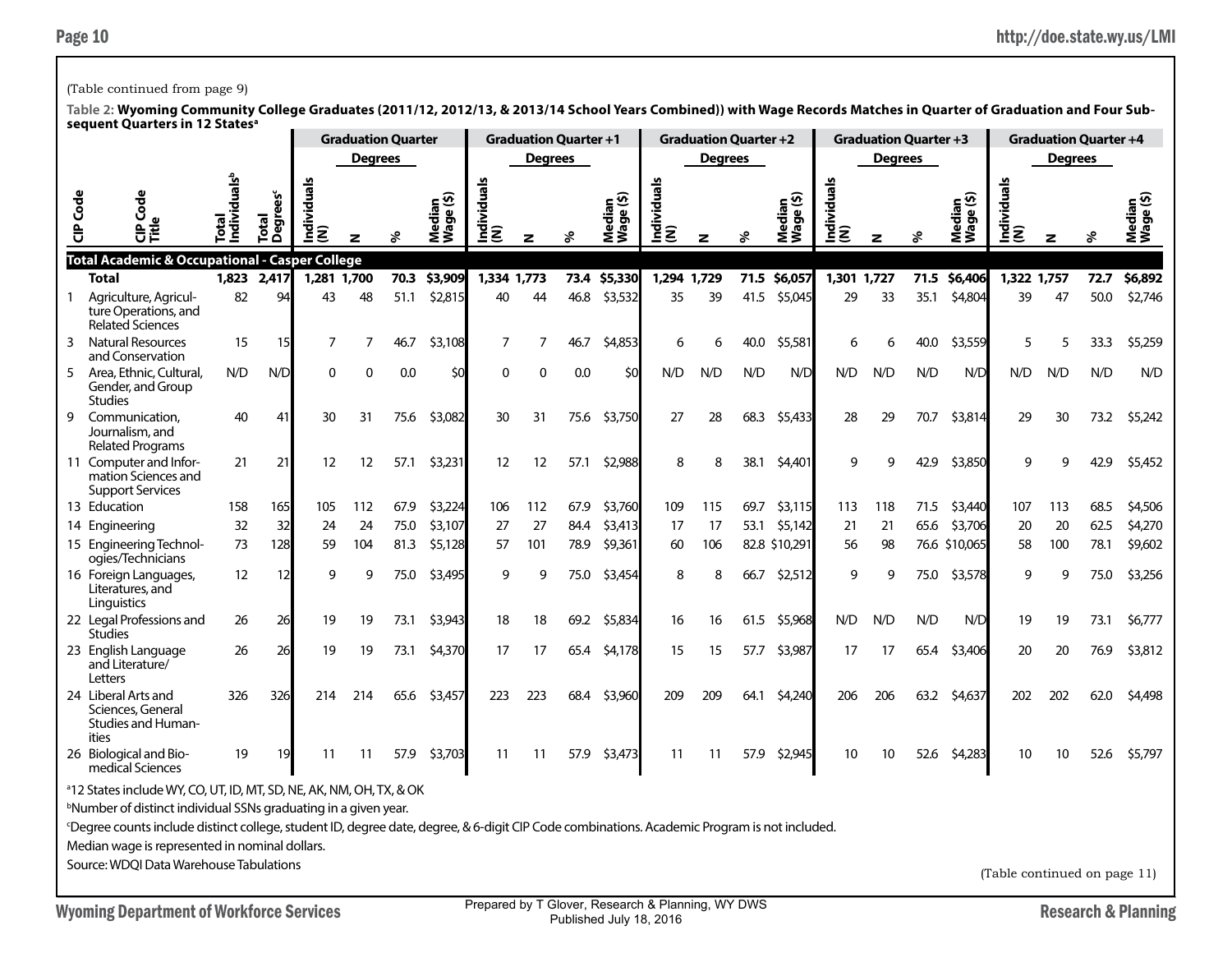(Table continued from page 9)

**Table 2: Wyoming Community College Graduates (2011/12, 2012/13, & 2013/14 School Years Combined)) with Wage Records Matches in Quarter of Graduation and Four Subsequent Quarters in 12 States[a]**

| | | | | Graduation Quarter | | | | Graduation Quarter +1 | | | | Graduation Quarter +2 | | | | Graduation Quarter +3 | | | | Graduation Quarter +4 | | | |
|---|---|---|---|---|---|---|---|---|---|---|---|---|---|---|---|---|---|---|---|---|---|---|---|
| | | | | | Degrees | | | | Degrees | | | | Degrees | | | | Degrees | | | | Degrees | | |
| CIP Code | CIP Code Title | Total Individuals[b] | Total Degrees[c] | Individuals (N) | N | % | Median Wage ($) | Individuals (N) | N | % | Median Wage ($) | Individuals (N) | N | % | Median Wage ($) | Individuals (N) | N | % | Median Wage ($) | Individuals (N) | N | % | Median Wage ($) |
| **Total Academic & Occupational - Casper College** | | | | | | | | | | | | | | | | | | | | | | | |
| | **Total** | **1,823** | **2,417** | **1,281** | **1,700** | **70.3** | **$3,909** | **1,334** | **1,773** | **73.4** | **$5,330** | **1,294** | **1,729** | **71.5** | **$6,057** | **1,301** | **1,727** | **71.5** | **$6,406** | **1,322** | **1,757** | **72.7** | **$6,892** |
| 1 | Agriculture, Agriculture Operations, and Related Sciences | 82 | 94 | 43 | 48 | 51.1 | $2,815 | 40 | 44 | 46.8 | $3,532 | 35 | 39 | 41.5 | $5,045 | 29 | 33 | 35.1 | $4,804 | 39 | 47 | 50.0 | $2,746 |
| 3 | Natural Resources and Conservation | 15 | 15 | 7 | 7 | 46.7 | $3,108 | 7 | 7 | 46.7 | $4,853 | 6 | 6 | 40.0 | $5,581 | 6 | 6 | 40.0 | $3,559 | 5 | 5 | 33.3 | $5,259 |
| 5 | Area, Ethnic, Cultural, Gender, and Group Studies | N/D | N/D | 0 | 0 | 0.0 | $0 | 0 | 0 | 0.0 | $0 | N/D | N/D | N/D | N/D | N/D | N/D | N/D | N/D | N/D | N/D | N/D | N/D |
| 9 | Communication, Journalism, and Related Programs | 40 | 41 | 30 | 31 | 75.6 | $3,082 | 30 | 31 | 75.6 | $3,750 | 27 | 28 | 68.3 | $5,433 | 28 | 29 | 70.7 | $3,814 | 29 | 30 | 73.2 | $5,242 |
| 11 | Computer and Information Sciences and Support Services | 21 | 21 | 12 | 12 | 57.1 | $3,231 | 12 | 12 | 57.1 | $2,988 | 8 | 8 | 38.1 | $4,401 | 9 | 9 | 42.9 | $3,850 | 9 | 9 | 42.9 | $5,452 |
| 13 | Education | 158 | 165 | 105 | 112 | 67.9 | $3,224 | 106 | 112 | 67.9 | $3,760 | 109 | 115 | 69.7 | $3,115 | 113 | 118 | 71.5 | $3,440 | 107 | 113 | 68.5 | $4,506 |
| 14 | Engineering | 32 | 32 | 24 | 24 | 75.0 | $3,107 | 27 | 27 | 84.4 | $3,413 | 17 | 17 | 53.1 | $5,142 | 21 | 21 | 65.6 | $3,706 | 20 | 20 | 62.5 | $4,270 |
| 15 | Engineering Technologies/Technicians | 73 | 128 | 59 | 104 | 81.3 | $5,128 | 57 | 101 | 78.9 | $9,361 | 60 | 106 | 82.8 | $10,291 | 56 | 98 | 76.6 | $10,065 | 58 | 100 | 78.1 | $9,602 |
| 16 | Foreign Languages, Literatures, and Linguistics | 12 | 12 | 9 | 9 | 75.0 | $3,495 | 9 | 9 | 75.0 | $3,454 | 8 | 8 | 66.7 | $2,512 | 9 | 9 | 75.0 | $3,578 | 9 | 9 | 75.0 | $3,256 |
| 22 | Legal Professions and Studies | 26 | 26 | 19 | 19 | 73.1 | $3,943 | 18 | 18 | 69.2 | $5,834 | 16 | 16 | 61.5 | $5,968 | N/D | N/D | N/D | N/D | 19 | 19 | 73.1 | $6,777 |
| 23 | English Language and Literature/Letters | 26 | 26 | 19 | 19 | 73.1 | $4,370 | 17 | 17 | 65.4 | $4,178 | 15 | 15 | 57.7 | $3,987 | 17 | 17 | 65.4 | $3,406 | 20 | 20 | 76.9 | $3,812 |
| 24 | Liberal Arts and Sciences, General Studies and Humanities | 326 | 326 | 214 | 214 | 65.6 | $3,457 | 223 | 223 | 68.4 | $3,960 | 209 | 209 | 64.1 | $4,240 | 206 | 206 | 63.2 | $4,637 | 202 | 202 | 62.0 | $4,498 |
| 26 | Biological and Biomedical Sciences | 19 | 19 | 11 | 11 | 57.9 | $3,703 | 11 | 11 | 57.9 | $3,473 | 11 | 11 | 57.9 | $2,945 | 10 | 10 | 52.6 | $4,283 | 10 | 10 | 52.6 | $5,797 |

[a]12 States include WY, CO, UT, ID, MT, SD, NE, AK, NM, OH, TX, & OK

[b]Number of distinct individual SSNs graduating in a given year.

[c]Degree counts include distinct college, student ID, degree date, degree, & 6-digit CIP Code combinations. Academic Program is not included.

Median wage is represented in nominal dollars.

Source: WDQI Data Warehouse Tabulations

(Table continued on page 11)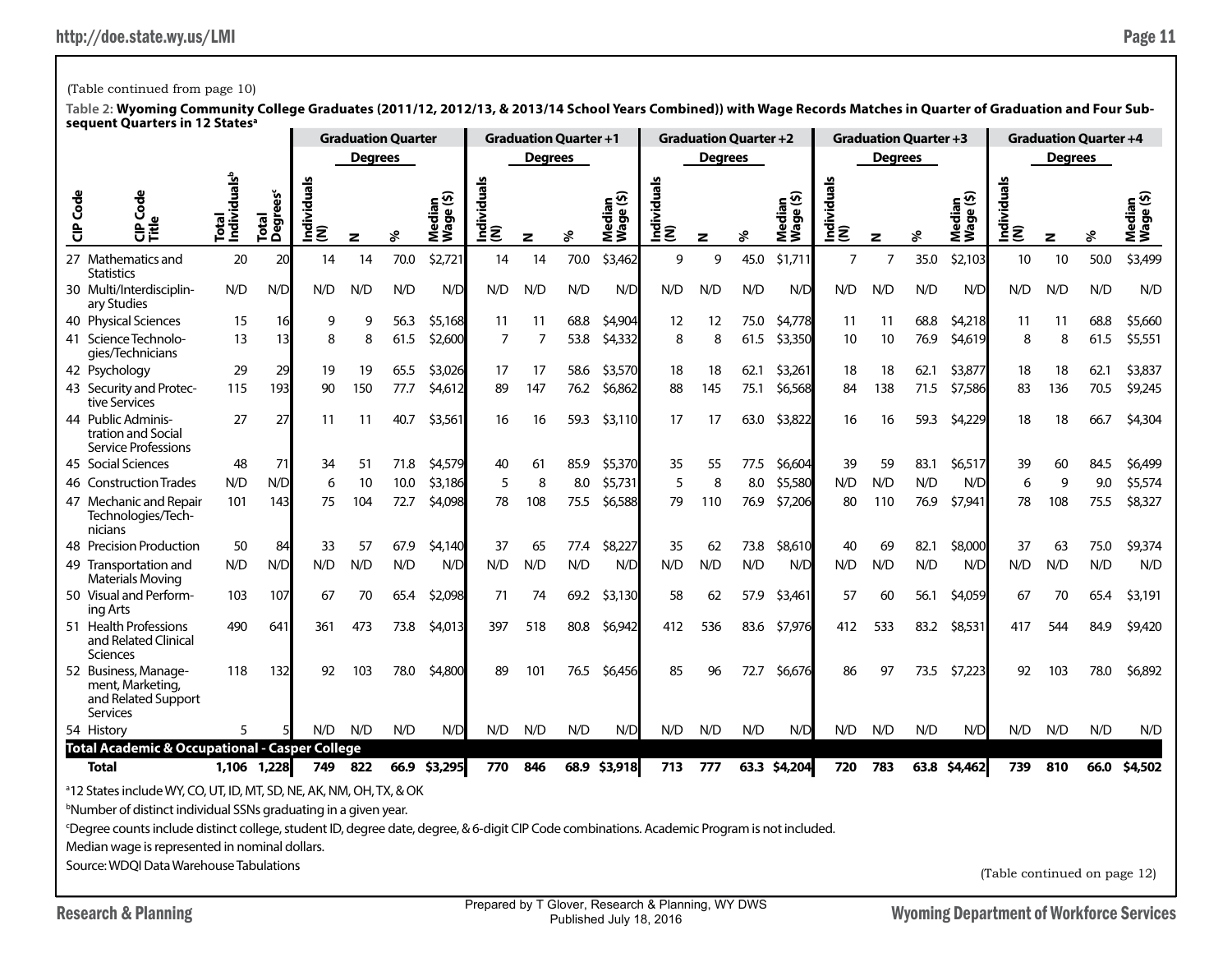(Table continued from page 10)

**Table 2: Wyoming Community College Graduates (2011/12, 2012/13, & 2013/14 School Years Combined)) with Wage Records Matches in Quarter of Graduation and Four Subsequent Quarters in 12 States[a]**

| | | | | Graduation Quarter | | | | Graduation Quarter +1 | | | | Graduation Quarter +2 | | | | Graduation Quarter +3 | | | | Graduation Quarter +4 | | | |
|---|---|---|---|---|---|---|---|---|---|---|---|---|---|---|---|---|---|---|---|---|---|---|---|
| | | | | | Degrees | | | | Degrees | | | | Degrees | | | | Degrees | | | | Degrees | | |
| CIP Code | CIP Code Title | Total Individuals[b] | Total Degrees[c] | Individuals (N) | N | % | Median Wage ($) | Individuals (N) | N | % | Median Wage ($) | Individuals (N) | N | % | Median Wage ($) | Individuals (N) | N | % | Median Wage ($) | Individuals (N) | N | % | Median Wage ($) |
| 27 | Mathematics and Statistics | 20 | 20 | 14 | 14 | 70.0 | $2,721 | 14 | 14 | 70.0 | $3,462 | 9 | 9 | 45.0 | $1,711 | 7 | 7 | 35.0 | $2,103 | 10 | 10 | 50.0 | $3,499 |
| 30 | Multi/Interdisciplinary Studies | N/D | N/D | N/D | N/D | N/D | N/D | N/D | N/D | N/D | N/D | N/D | N/D | N/D | N/D | N/D | N/D | N/D | N/D | N/D | N/D | N/D | N/D |
| 40 | Physical Sciences | 15 | 16 | 9 | 9 | 56.3 | $5,168 | 11 | 11 | 68.8 | $4,904 | 12 | 12 | 75.0 | $4,778 | 11 | 11 | 68.8 | $4,218 | 11 | 11 | 68.8 | $5,660 |
| 41 | Science Technologies/Technicians | 13 | 13 | 8 | 8 | 61.5 | $2,600 | 7 | 7 | 53.8 | $4,332 | 8 | 8 | 61.5 | $3,350 | 10 | 10 | 76.9 | $4,619 | 8 | 8 | 61.5 | $5,551 |
| 42 | Psychology | 29 | 29 | 19 | 19 | 65.5 | $3,026 | 17 | 17 | 58.6 | $3,570 | 18 | 18 | 62.1 | $3,261 | 18 | 18 | 62.1 | $3,877 | 18 | 18 | 62.1 | $3,837 |
| 43 | Security and Protective Services | 115 | 193 | 90 | 150 | 77.7 | $4,612 | 89 | 147 | 76.2 | $6,862 | 88 | 145 | 75.1 | $6,568 | 84 | 138 | 71.5 | $7,586 | 83 | 136 | 70.5 | $9,245 |
| 44 | Public Administration and Social Service Professions | 27 | 27 | 11 | 11 | 40.7 | $3,561 | 16 | 16 | 59.3 | $3,110 | 17 | 17 | 63.0 | $3,822 | 16 | 16 | 59.3 | $4,229 | 18 | 18 | 66.7 | $4,304 |
| 45 | Social Sciences | 48 | 71 | 34 | 51 | 71.8 | $4,579 | 40 | 61 | 85.9 | $5,370 | 35 | 55 | 77.5 | $6,604 | 39 | 59 | 83.1 | $6,517 | 39 | 60 | 84.5 | $6,499 |
| 46 | Construction Trades | N/D | N/D | 6 | 10 | 10.0 | $3,186 | 5 | 8 | 8.0 | $5,731 | 5 | 8 | 8.0 | $5,580 | N/D | N/D | N/D | N/D | 6 | 9 | 9.0 | $5,574 |
| 47 | Mechanic and Repair Technologies/Technicians | 101 | 143 | 75 | 104 | 72.7 | $4,098 | 78 | 108 | 75.5 | $6,588 | 79 | 110 | 76.9 | $7,206 | 80 | 110 | 76.9 | $7,941 | 78 | 108 | 75.5 | $8,327 |
| 48 | Precision Production | 50 | 84 | 33 | 57 | 67.9 | $4,140 | 37 | 65 | 77.4 | $8,227 | 35 | 62 | 73.8 | $8,610 | 40 | 69 | 82.1 | $8,000 | 37 | 63 | 75.0 | $9,374 |
| 49 | Transportation and Materials Moving | N/D | N/D | N/D | N/D | N/D | N/D | N/D | N/D | N/D | N/D | N/D | N/D | N/D | N/D | N/D | N/D | N/D | N/D | N/D | N/D | N/D | N/D |
| 50 | Visual and Performing Arts | 103 | 107 | 67 | 70 | 65.4 | $2,098 | 71 | 74 | 69.2 | $3,130 | 58 | 62 | 57.9 | $3,461 | 57 | 60 | 56.1 | $4,059 | 67 | 70 | 65.4 | $3,191 |
| 51 | Health Professions and Related Clinical Sciences | 490 | 641 | 361 | 473 | 73.8 | $4,013 | 397 | 518 | 80.8 | $6,942 | 412 | 536 | 83.6 | $7,976 | 412 | 533 | 83.2 | $8,531 | 417 | 544 | 84.9 | $9,420 |
| 52 | Business, Management, Marketing, and Related Support Services | 118 | 132 | 92 | 103 | 78.0 | $4,800 | 89 | 101 | 76.5 | $6,456 | 85 | 96 | 72.7 | $6,676 | 86 | 97 | 73.5 | $7,223 | 92 | 103 | 78.0 | $6,892 |
| 54 | History | 5 | 5 | N/D | N/D | N/D | N/D | N/D | N/D | N/D | N/D | N/D | N/D | N/D | N/D | N/D | N/D | N/D | N/D | N/D | N/D | N/D | N/D |
| **Total Academic & Occupational - Casper College** | | | | | | | | | | | | | | | | | | | | | | | |
| | **Total** | **1,106** | **1,228** | **749** | **822** | **66.9** | **$3,295** | **770** | **846** | **68.9** | **$3,918** | **713** | **777** | **63.3** | **$4,204** | **720** | **783** | **63.8** | **$4,462** | **739** | **810** | **66.0** | **$4,502** |

[a]12 States include WY, CO, UT, ID, MT, SD, NE, AK, NM, OH, TX, & OK

[b]Number of distinct individual SSNs graduating in a given year.

[c]Degree counts include distinct college, student ID, degree date, degree, & 6-digit CIP Code combinations. Academic Program is not included.

Median wage is represented in nominal dollars.

Source: WDQI Data Warehouse Tabulations

(Table continued on page 12)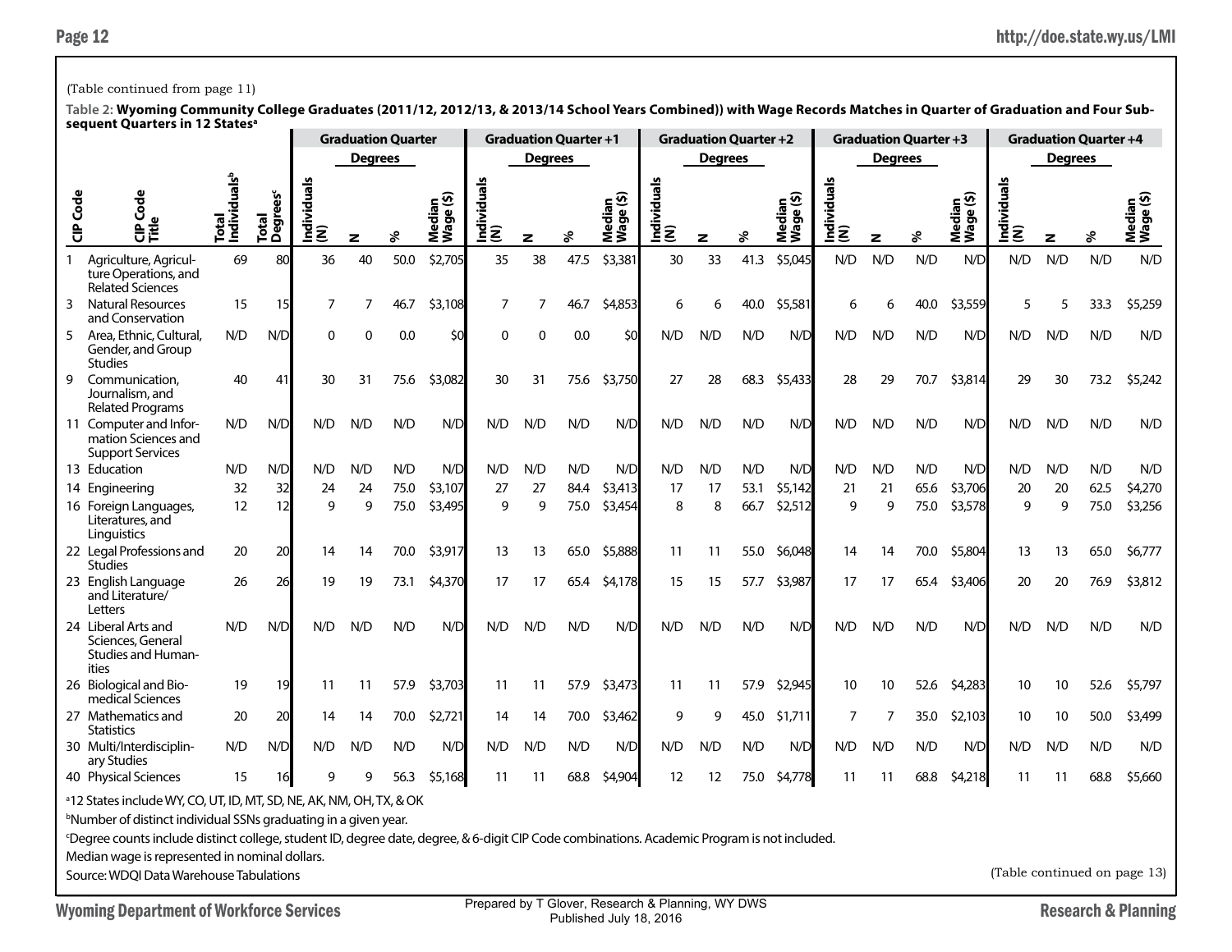(Table continued from page 11)

**Table 2: Wyoming Community College Graduates (2011/12, 2012/13, & 2013/14 School Years Combined)) with Wage Records Matches in Quarter of Graduation and Four Subsequent Quarters in 12 States**[a]

| CIP Code | CIP Code Title | Total Individuals[b] | Total Degrees[c] | Graduation Quarter | | | | Graduation Quarter +1 | | | | Graduation Quarter +2 | | | | Graduation Quarter +3 | | | | Graduation Quarter +4 | | | |
|---|---|---|---|---|---|---|---|---|---|---|---|---|---|---|---|---|---|---|---|---|---|---|---|
| | | | | Individuals (N) | Degrees N | Degrees % | Median Wage ($) | Individuals (N) | Degrees N | Degrees % | Median Wage ($) | Individuals (N) | Degrees N | Degrees % | Median Wage ($) | Individuals (N) | Degrees N | Degrees % | Median Wage ($) | Individuals (N) | Degrees N | Degrees % | Median Wage ($) |
| 1 | Agriculture, Agriculture Operations, and Related Sciences | 69 | 80 | 36 | 40 | 50.0 | $2,705 | 35 | 38 | 47.5 | $3,381 | 30 | 33 | 41.3 | $5,045 | N/D | N/D | N/D | N/D | N/D | N/D | N/D | N/D |
| 3 | Natural Resources and Conservation | 15 | 15 | 7 | 7 | 46.7 | $3,108 | 7 | 7 | 46.7 | $4,853 | 6 | 6 | 40.0 | $5,581 | 6 | 6 | 40.0 | $3,559 | 5 | 5 | 33.3 | $5,259 |
| 5 | Area, Ethnic, Cultural, Gender, and Group Studies | N/D | N/D | 0 | 0 | 0.0 | $0 | 0 | 0 | 0.0 | $0 | N/D | N/D | N/D | N/D | N/D | N/D | N/D | N/D | N/D | N/D | N/D | N/D |
| 9 | Communication, Journalism, and Related Programs | 40 | 41 | 30 | 31 | 75.6 | $3,082 | 30 | 31 | 75.6 | $3,750 | 27 | 28 | 68.3 | $5,433 | 28 | 29 | 70.7 | $3,814 | 29 | 30 | 73.2 | $5,242 |
| 11 | Computer and Information Sciences and Support Services | N/D | N/D | N/D | N/D | N/D | N/D | N/D | N/D | N/D | N/D | N/D | N/D | N/D | N/D | N/D | N/D | N/D | N/D | N/D | N/D | N/D | N/D |
| 13 | Education | N/D | N/D | N/D | N/D | N/D | N/D | N/D | N/D | N/D | N/D | N/D | N/D | N/D | N/D | N/D | N/D | N/D | N/D | N/D | N/D | N/D | N/D |
| 14 | Engineering | 32 | 32 | 24 | 24 | 75.0 | $3,107 | 27 | 27 | 84.4 | $3,413 | 17 | 17 | 53.1 | $5,142 | 21 | 21 | 65.6 | $3,706 | 20 | 20 | 62.5 | $4,270 |
| 16 | Foreign Languages, Literatures, and Linguistics | 12 | 12 | 9 | 9 | 75.0 | $3,495 | 9 | 9 | 75.0 | $3,454 | 8 | 8 | 66.7 | $2,512 | 9 | 9 | 75.0 | $3,578 | 9 | 9 | 75.0 | $3,256 |
| 22 | Legal Professions and Studies | 20 | 20 | 14 | 14 | 70.0 | $3,917 | 13 | 13 | 65.0 | $5,888 | 11 | 11 | 55.0 | $6,048 | 14 | 14 | 70.0 | $5,804 | 13 | 13 | 65.0 | $6,777 |
| 23 | English Language and Literature/Letters | 26 | 26 | 19 | 19 | 73.1 | $4,370 | 17 | 17 | 65.4 | $4,178 | 15 | 15 | 57.7 | $3,987 | 17 | 17 | 65.4 | $3,406 | 20 | 20 | 76.9 | $3,812 |
| 24 | Liberal Arts and Sciences, General Studies and Humanities | N/D | N/D | N/D | N/D | N/D | N/D | N/D | N/D | N/D | N/D | N/D | N/D | N/D | N/D | N/D | N/D | N/D | N/D | N/D | N/D | N/D | N/D |
| 26 | Biological and Biomedical Sciences | 19 | 19 | 11 | 11 | 57.9 | $3,703 | 11 | 11 | 57.9 | $3,473 | 11 | 11 | 57.9 | $2,945 | 10 | 10 | 52.6 | $4,283 | 10 | 10 | 52.6 | $5,797 |
| 27 | Mathematics and Statistics | 20 | 20 | 14 | 14 | 70.0 | $2,721 | 14 | 14 | 70.0 | $3,462 | 9 | 9 | 45.0 | $1,711 | 7 | 7 | 35.0 | $2,103 | 10 | 10 | 50.0 | $3,499 |
| 30 | Multi/Interdisciplinary Studies | N/D | N/D | N/D | N/D | N/D | N/D | N/D | N/D | N/D | N/D | N/D | N/D | N/D | N/D | N/D | N/D | N/D | N/D | N/D | N/D | N/D | N/D |
| 40 | Physical Sciences | 15 | 16 | 9 | 9 | 56.3 | $5,168 | 11 | 11 | 68.8 | $4,904 | 12 | 12 | 75.0 | $4,778 | 11 | 11 | 68.8 | $4,218 | 11 | 11 | 68.8 | $5,660 |

[a]12 States include WY, CO, UT, ID, MT, SD, NE, AK, NM, OH, TX, & OK

[b]Number of distinct individual SSNs graduating in a given year.

[c]Degree counts include distinct college, student ID, degree date, degree, & 6-digit CIP Code combinations. Academic Program is not included.

Median wage is represented in nominal dollars.

Source: WDQI Data Warehouse Tabulations

(Table continued on page 13)

Prepared by T Glover, Research & Planning, WY DWS
Published July 18, 2016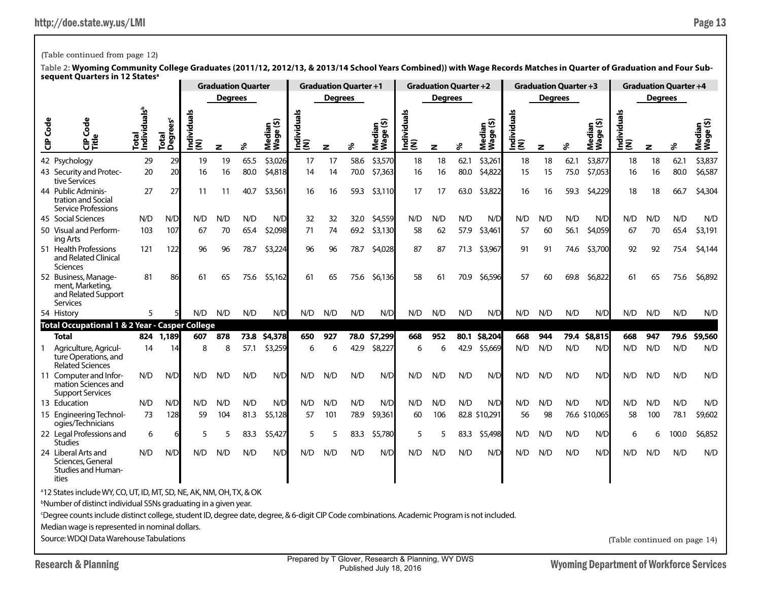(Table continued from page 12)

**Table 2: Wyoming Community College Graduates (2011/12, 2012/13, & 2013/14 School Years Combined)) with Wage Records Matches in Quarter of Graduation and Four Subsequent Quarters in 12 States[a]**

| | | | | Graduation Quarter | | | | Graduation Quarter +1 | | | | Graduation Quarter +2 | | | | Graduation Quarter +3 | | | | Graduation Quarter +4 | | | |
|---|---|---|---|---|---|---|---|---|---|---|---|---|---|---|---|---|---|---|---|---|---|---|---|
| | | | | | Degrees | | | | Degrees | | | | Degrees | | | | Degrees | | | | Degrees | | |
| CIP Code | CIP Code Title | Total Individuals[b] | Total Degrees[c] | Individuals (N) | N | % | Median Wage ($) | Individuals (N) | N | % | Median Wage ($) | Individuals (N) | N | % | Median Wage ($) | Individuals (N) | N | % | Median Wage ($) | Individuals (N) | N | % | Median Wage ($) |
| 42 | Psychology | 29 | 29 | 19 | 19 | 65.5 | $3,026 | 17 | 17 | 58.6 | $3,570 | 18 | 18 | 62.1 | $3,261 | 18 | 18 | 62.1 | $3,877 | 18 | 18 | 62.1 | $3,837 |
| 43 | Security and Protective Services | 20 | 20 | 16 | 16 | 80.0 | $4,818 | 14 | 14 | 70.0 | $7,363 | 16 | 16 | 80.0 | $4,822 | 15 | 15 | 75.0 | $7,053 | 16 | 16 | 80.0 | $6,587 |
| 44 | Public Administration and Social Service Professions | 27 | 27 | 11 | 11 | 40.7 | $3,561 | 16 | 16 | 59.3 | $3,110 | 17 | 17 | 63.0 | $3,822 | 16 | 16 | 59.3 | $4,229 | 18 | 18 | 66.7 | $4,304 |
| 45 | Social Sciences | N/D | N/D | N/D | N/D | N/D | N/D | 32 | 32 | 32.0 | $4,559 | N/D | N/D | N/D | N/D | N/D | N/D | N/D | N/D | N/D | N/D | N/D | N/D |
| 50 | Visual and Performing Arts | 103 | 107 | 67 | 70 | 65.4 | $2,098 | 71 | 74 | 69.2 | $3,130 | 58 | 62 | 57.9 | $3,461 | 57 | 60 | 56.1 | $4,059 | 67 | 70 | 65.4 | $3,191 |
| 51 | Health Professions and Related Clinical Sciences | 121 | 122 | 96 | 96 | 78.7 | $3,224 | 96 | 96 | 78.7 | $4,028 | 87 | 87 | 71.3 | $3,967 | 91 | 91 | 74.6 | $3,700 | 92 | 92 | 75.4 | $4,144 |
| 52 | Business, Management, Marketing, and Related Support Services | 81 | 86 | 61 | 65 | 75.6 | $5,162 | 61 | 65 | 75.6 | $6,136 | 58 | 61 | 70.9 | $6,596 | 57 | 60 | 69.8 | $6,822 | 61 | 65 | 75.6 | $6,892 |
| 54 | History | 5 | 5 | N/D | N/D | N/D | N/D | N/D | N/D | N/D | N/D | N/D | N/D | N/D | N/D | N/D | N/D | N/D | N/D | N/D | N/D | N/D | N/D |
| **Total Occupational 1 & 2 Year - Casper College** | | | | | | | | | | | | | | | | | | | | | | | |
| | **Total** | **824** | **1,189** | **607** | **878** | **73.8** | **$4,378** | **650** | **927** | **78.0** | **$7,299** | **668** | **952** | **80.1** | **$8,204** | **668** | **944** | **79.4** | **$8,815** | **668** | **947** | **79.6** | **$9,560** |
| 1 | Agriculture, Agriculture Operations, and Related Sciences | 14 | 14 | 8 | 8 | 57.1 | $3,259 | 6 | 6 | 42.9 | $8,227 | 6 | 6 | 42.9 | $5,669 | N/D | N/D | N/D | N/D | N/D | N/D | N/D | N/D |
| 11 | Computer and Information Sciences and Support Services | N/D | N/D | N/D | N/D | N/D | N/D | N/D | N/D | N/D | N/D | N/D | N/D | N/D | N/D | N/D | N/D | N/D | N/D | N/D | N/D | N/D | N/D |
| 13 | Education | N/D | N/D | N/D | N/D | N/D | N/D | N/D | N/D | N/D | N/D | N/D | N/D | N/D | N/D | N/D | N/D | N/D | N/D | N/D | N/D | N/D | N/D |
| 15 | Engineering Technologies/Technicians | 73 | 128 | 59 | 104 | 81.3 | $5,128 | 57 | 101 | 78.9 | $9,361 | 60 | 106 | 82.8 | $10,291 | 56 | 98 | 76.6 | $10,065 | 58 | 100 | 78.1 | $9,602 |
| 22 | Legal Professions and Studies | 6 | 6 | 5 | 5 | 83.3 | $5,427 | 5 | 5 | 83.3 | $5,780 | 5 | 5 | 83.3 | $5,498 | N/D | N/D | N/D | N/D | 6 | 6 | 100.0 | $6,852 |
| 24 | Liberal Arts and Sciences, General Studies and Humanities | N/D | N/D | N/D | N/D | N/D | N/D | N/D | N/D | N/D | N/D | N/D | N/D | N/D | N/D | N/D | N/D | N/D | N/D | N/D | N/D | N/D | N/D |

[a]12 States include WY, CO, UT, ID, MT, SD, NE, AK, NM, OH, TX, & OK

[b]Number of distinct individual SSNs graduating in a given year.

[c]Degree counts include distinct college, student ID, degree date, degree, & 6-digit CIP Code combinations. Academic Program is not included.

Median wage is represented in nominal dollars.

Source: WDQI Data Warehouse Tabulations

(Table continued on page 14)

Prepared by T Glover, Research & Planning, WY DWS
Published July 18, 2016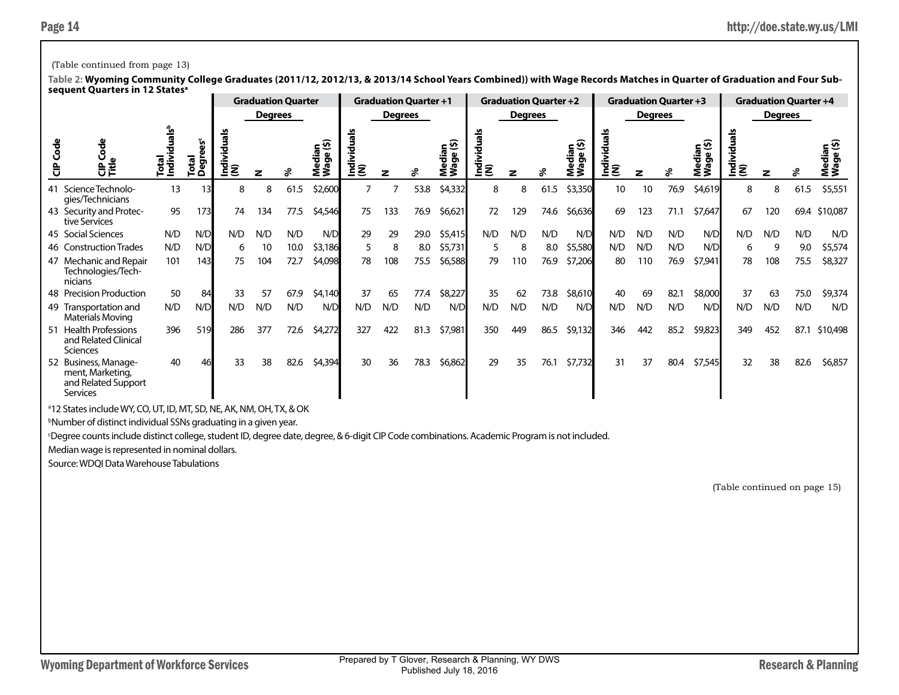(Table continued from page 13)

**Table 2: Wyoming Community College Graduates (2011/12, 2012/13, & 2013/14 School Years Combined)) with Wage Records Matches in Quarter of Graduation and Four Subsequent Quarters in 12 States**[a]

| | | | | Graduation Quarter | | | | Graduation Quarter +1 | | | | Graduation Quarter +2 | | | | Graduation Quarter +3 | | | | Graduation Quarter +4 | | | |
|---|---|---|---|---|---|---|---|---|---|---|---|---|---|---|---|---|---|---|---|---|---|---|---|
| | | | | | Degrees | | | | Degrees | | | | Degrees | | | | Degrees | | | | Degrees | | |
| CIP Code | CIP Code Title | Total Individuals[b] | Total Degrees[c] | Individuals (N) | N | % | Median Wage ($) | Individuals (N) | N | % | Median Wage ($) | Individuals (N) | N | % | Median Wage ($) | Individuals (N) | N | % | Median Wage ($) | Individuals (N) | N | % | Median Wage ($) |
| 41 | Science Technologies/Technicians | 13 | 13 | 8 | 8 | 61.5 | $2,600 | 7 | 7 | 53.8 | $4,332 | 8 | 8 | 61.5 | $3,350 | 10 | 10 | 76.9 | $4,619 | 8 | 8 | 61.5 | $5,551 |
| 43 | Security and Protective Services | 95 | 173 | 74 | 134 | 77.5 | $4,546 | 75 | 133 | 76.9 | $6,621 | 72 | 129 | 74.6 | $6,636 | 69 | 123 | 71.1 | $7,647 | 67 | 120 | 69.4 | $10,087 |
| 45 | Social Sciences | N/D | N/D | N/D | N/D | N/D | N/D | 29 | 29 | 29.0 | $5,415 | N/D | N/D | N/D | N/D | N/D | N/D | N/D | N/D | N/D | N/D | N/D | N/D |
| 46 | Construction Trades | N/D | N/D | 6 | 10 | 10.0 | $3,186 | 5 | 8 | 8.0 | $5,731 | 5 | 8 | 8.0 | $5,580 | N/D | N/D | N/D | N/D | 6 | 9 | 9.0 | $5,574 |
| 47 | Mechanic and Repair Technologies/Technicians | 101 | 143 | 75 | 104 | 72.7 | $4,098 | 78 | 108 | 75.5 | $6,588 | 79 | 110 | 76.9 | $7,206 | 80 | 110 | 76.9 | $7,941 | 78 | 108 | 75.5 | $8,327 |
| 48 | Precision Production | 50 | 84 | 33 | 57 | 67.9 | $4,140 | 37 | 65 | 77.4 | $8,227 | 35 | 62 | 73.8 | $8,610 | 40 | 69 | 82.1 | $8,000 | 37 | 63 | 75.0 | $9,374 |
| 49 | Transportation and Materials Moving | N/D | N/D | N/D | N/D | N/D | N/D | N/D | N/D | N/D | N/D | N/D | N/D | N/D | N/D | N/D | N/D | N/D | N/D | N/D | N/D | N/D | N/D |
| 51 | Health Professions and Related Clinical Sciences | 396 | 519 | 286 | 377 | 72.6 | $4,272 | 327 | 422 | 81.3 | $7,981 | 350 | 449 | 86.5 | $9,132 | 346 | 442 | 85.2 | $9,823 | 349 | 452 | 87.1 | $10,498 |
| 52 | Business, Management, Marketing, and Related Support Services | 40 | 46 | 33 | 38 | 82.6 | $4,394 | 30 | 36 | 78.3 | $6,862 | 29 | 35 | 76.1 | $7,732 | 31 | 37 | 80.4 | $7,545 | 32 | 38 | 82.6 | $6,857 |

[a]12 States include WY, CO, UT, ID, MT, SD, NE, AK, NM, OH, TX, & OK

[b]Number of distinct individual SSNs graduating in a given year.

[c]Degree counts include distinct college, student ID, degree date, degree, & 6-digit CIP Code combinations. Academic Program is not included.

Median wage is represented in nominal dollars.

Source: WDQI Data Warehouse Tabulations

(Table continued on page 15)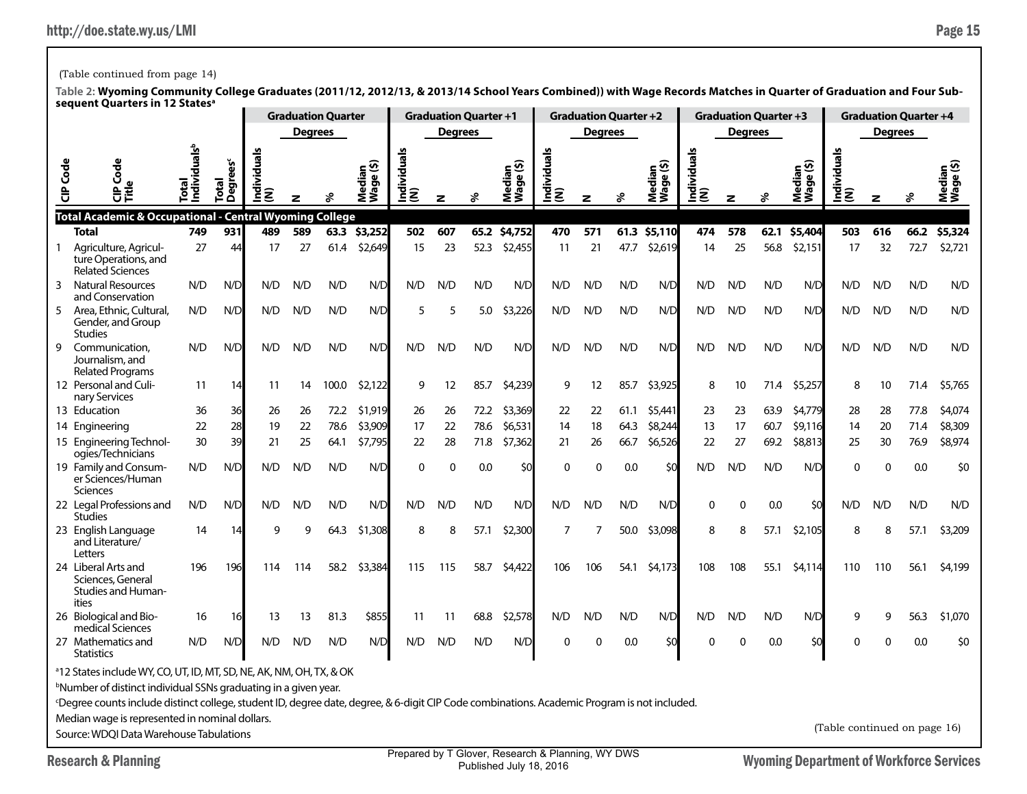(Table continued from page 14)

**Table 2: Wyoming Community College Graduates (2011/12, 2012/13, & 2013/14 School Years Combined)) with Wage Records Matches in Quarter of Graduation and Four Subsequent Quarters in 12 States[a]**

| | | | | Graduation Quarter | | | | Graduation Quarter +1 | | | | Graduation Quarter +2 | | | | Graduation Quarter +3 | | | | Graduation Quarter +4 | | | |
|---|---|---|---|---|---|---|---|---|---|---|---|---|---|---|---|---|---|---|---|---|---|---|---|
| | | | | | Degrees | | | | Degrees | | | | Degrees | | | | Degrees | | | | Degrees | | |
| CIP Code | CIP Code Title | Total Individuals[b] | Total Degrees[c] | Individuals (N) | N | % | Median Wage ($) | Individuals (N) | N | % | Median Wage ($) | Individuals (N) | N | % | Median Wage ($) | Individuals (N) | N | % | Median Wage ($) | Individuals (N) | N | % | Median Wage ($) |
| **Total Academic & Occupational - Central Wyoming College** | | | | | | | | | | | | | | | | | | | | | | | |
| | **Total** | **749** | **931** | **489** | **589** | **63.3** | **$3,252** | **502** | **607** | **65.2** | **$4,752** | **470** | **571** | **61.3** | **$5,110** | **474** | **578** | **62.1** | **$5,404** | **503** | **616** | **66.2** | **$5,324** |
| 1 | Agriculture, Agriculture Operations, and Related Sciences | 27 | 44 | 17 | 27 | 61.4 | $2,649 | 15 | 23 | 52.3 | $2,455 | 11 | 21 | 47.7 | $2,619 | 14 | 25 | 56.8 | $2,151 | 17 | 32 | 72.7 | $2,721 |
| 3 | Natural Resources and Conservation | N/D | N/D | N/D | N/D | N/D | N/D | N/D | N/D | N/D | N/D | N/D | N/D | N/D | N/D | N/D | N/D | N/D | N/D | N/D | N/D | N/D | N/D |
| 5 | Area, Ethnic, Cultural, Gender, and Group Studies | N/D | N/D | N/D | N/D | N/D | N/D | 5 | 5 | 5.0 | $3,226 | N/D | N/D | N/D | N/D | N/D | N/D | N/D | N/D | N/D | N/D | N/D | N/D |
| 9 | Communication, Journalism, and Related Programs | N/D | N/D | N/D | N/D | N/D | N/D | N/D | N/D | N/D | N/D | N/D | N/D | N/D | N/D | N/D | N/D | N/D | N/D | N/D | N/D | N/D | N/D |
| 12 | Personal and Culinary Services | 11 | 14 | 11 | 14 | 100.0 | $2,122 | 9 | 12 | 85.7 | $4,239 | 9 | 12 | 85.7 | $3,925 | 8 | 10 | 71.4 | $5,257 | 8 | 10 | 71.4 | $5,765 |
| 13 | Education | 36 | 36 | 26 | 26 | 72.2 | $1,919 | 26 | 26 | 72.2 | $3,369 | 22 | 22 | 61.1 | $5,441 | 23 | 23 | 63.9 | $4,779 | 28 | 28 | 77.8 | $4,074 |
| 14 | Engineering | 22 | 28 | 19 | 22 | 78.6 | $3,909 | 17 | 22 | 78.6 | $6,531 | 14 | 18 | 64.3 | $8,244 | 13 | 17 | 60.7 | $9,116 | 14 | 20 | 71.4 | $8,309 |
| 15 | Engineering Technologies/Technicians | 30 | 39 | 21 | 25 | 64.1 | $7,795 | 22 | 28 | 71.8 | $7,362 | 21 | 26 | 66.7 | $6,526 | 22 | 27 | 69.2 | $8,813 | 25 | 30 | 76.9 | $8,974 |
| 19 | Family and Consumer Sciences/Human Sciences | N/D | N/D | N/D | N/D | N/D | N/D | 0 | 0 | 0.0 | $0 | 0 | 0 | 0.0 | $0 | N/D | N/D | N/D | N/D | 0 | 0 | 0.0 | $0 |
| 22 | Legal Professions and Studies | N/D | N/D | N/D | N/D | N/D | N/D | N/D | N/D | N/D | N/D | N/D | N/D | N/D | N/D | 0 | 0 | 0.0 | $0 | N/D | N/D | N/D | N/D |
| 23 | English Language and Literature/Letters | 14 | 14 | 9 | 9 | 64.3 | $1,308 | 8 | 8 | 57.1 | $2,300 | 7 | 7 | 50.0 | $3,098 | 8 | 8 | 57.1 | $2,105 | 8 | 8 | 57.1 | $3,209 |
| 24 | Liberal Arts and Sciences, General Studies and Humanities | 196 | 196 | 114 | 114 | 58.2 | $3,384 | 115 | 115 | 58.7 | $4,422 | 106 | 106 | 54.1 | $4,173 | 108 | 108 | 55.1 | $4,114 | 110 | 110 | 56.1 | $4,199 |
| 26 | Biological and Biomedical Sciences | 16 | 16 | 13 | 13 | 81.3 | $855 | 11 | 11 | 68.8 | $2,578 | N/D | N/D | N/D | N/D | N/D | N/D | N/D | N/D | 9 | 9 | 56.3 | $1,070 |
| 27 | Mathematics and Statistics | N/D | N/D | N/D | N/D | N/D | N/D | N/D | N/D | N/D | N/D | 0 | 0 | 0.0 | $0 | 0 | 0 | 0.0 | $0 | 0 | 0 | 0.0 | $0 |

[a]12 States include WY, CO, UT, ID, MT, SD, NE, AK, NM, OH, TX, & OK

[b]Number of distinct individual SSNs graduating in a given year.

[c]Degree counts include distinct college, student ID, degree date, degree, & 6-digit CIP Code combinations. Academic Program is not included.

Median wage is represented in nominal dollars.

Source: WDQI Data Warehouse Tabulations

(Table continued on page 16)

Prepared by T Glover, Research & Planning, WY DWS
Published July 18, 2016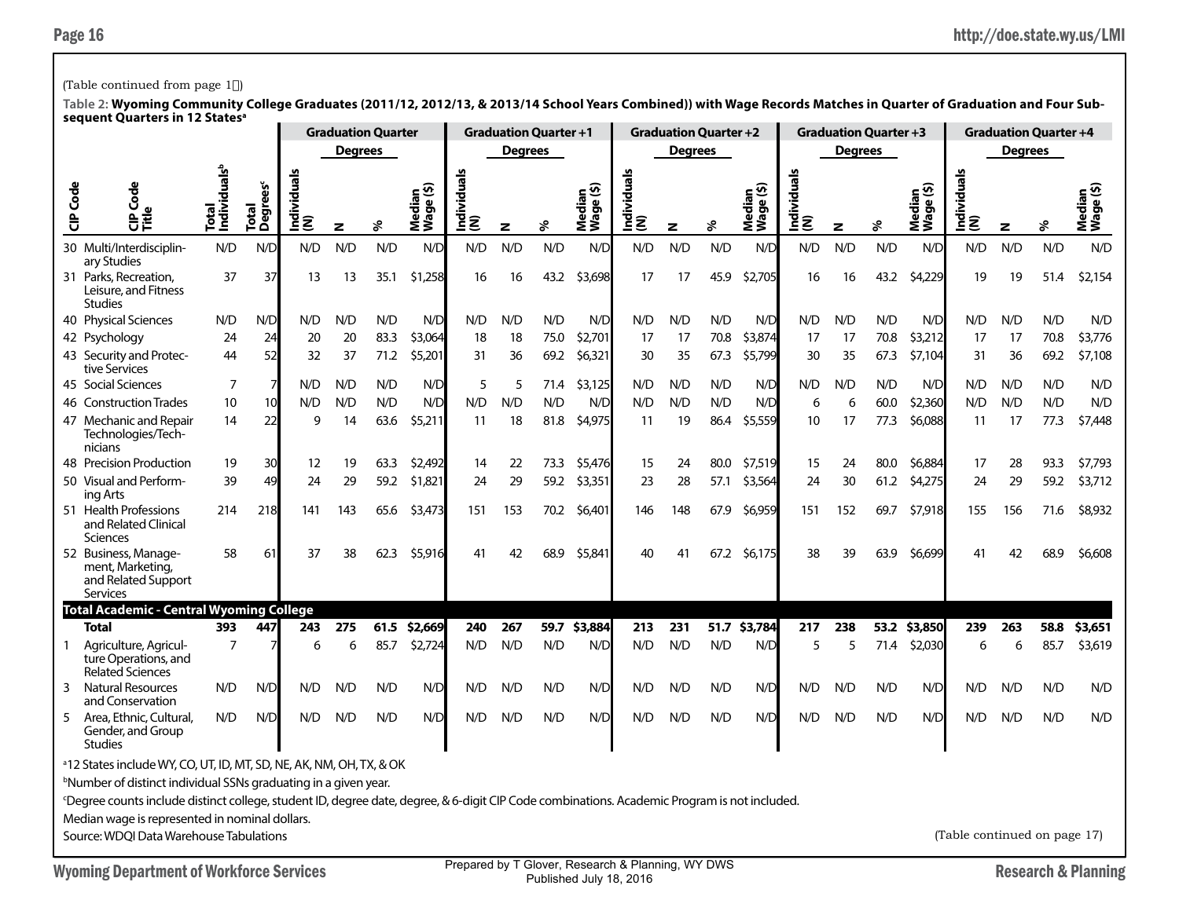(Table continued from page 15)

**Table 2: Wyoming Community College Graduates (2011/12, 2012/13, & 2013/14 School Years Combined)) with Wage Records Matches in Quarter of Graduation and Four Subsequent Quarters in 12 States[a]**

| | | | | Graduation Quarter | | | | Graduation Quarter +1 | | | | Graduation Quarter +2 | | | | Graduation Quarter +3 | | | | Graduation Quarter +4 | | | |
|---|---|---|---|---|---|---|---|---|---|---|---|---|---|---|---|---|---|---|---|---|---|---|---|
| | | | | | Degrees | | | | Degrees | | | | Degrees | | | | Degrees | | | | Degrees | | |
| CIP Code | CIP Code Title | Total Individuals[b] | Total Degrees[c] | Individuals (N) | N | % | Median Wage ($) | Individuals (N) | N | % | Median Wage ($) | Individuals (N) | N | % | Median Wage ($) | Individuals (N) | N | % | Median Wage ($) | Individuals (N) | N | % | Median Wage ($) |
| 30 | Multi/Interdisciplinary Studies | N/D | N/D | N/D | N/D | N/D | N/D | N/D | N/D | N/D | N/D | N/D | N/D | N/D | N/D | N/D | N/D | N/D | N/D | N/D | N/D | N/D | N/D |
| 31 | Parks, Recreation, Leisure, and Fitness Studies | 37 | 37 | 13 | 13 | 35.1 | $1,258 | 16 | 16 | 43.2 | $3,698 | 17 | 17 | 45.9 | $2,705 | 16 | 16 | 43.2 | $4,229 | 19 | 19 | 51.4 | $2,154 |
| 40 | Physical Sciences | N/D | N/D | N/D | N/D | N/D | N/D | N/D | N/D | N/D | N/D | N/D | N/D | N/D | N/D | N/D | N/D | N/D | N/D | N/D | N/D | N/D | N/D |
| 42 | Psychology | 24 | 24 | 20 | 20 | 83.3 | $3,064 | 18 | 18 | 75.0 | $2,701 | 17 | 17 | 70.8 | $3,874 | 17 | 17 | 70.8 | $3,212 | 17 | 17 | 70.8 | $3,776 |
| 43 | Security and Protective Services | 44 | 52 | 32 | 37 | 71.2 | $5,201 | 31 | 36 | 69.2 | $6,321 | 30 | 35 | 67.3 | $5,799 | 30 | 35 | 67.3 | $7,104 | 31 | 36 | 69.2 | $7,108 |
| 45 | Social Sciences | 7 | 7 | N/D | N/D | N/D | N/D | 5 | 5 | 71.4 | $3,125 | N/D | N/D | N/D | N/D | N/D | N/D | N/D | N/D | N/D | N/D | N/D | N/D |
| 46 | Construction Trades | 10 | 10 | N/D | N/D | N/D | N/D | N/D | N/D | N/D | N/D | N/D | N/D | N/D | N/D | 6 | 6 | 60.0 | $2,360 | N/D | N/D | N/D | N/D |
| 47 | Mechanic and Repair Technologies/Technicians | 14 | 22 | 9 | 14 | 63.6 | $5,211 | 11 | 18 | 81.8 | $4,975 | 11 | 19 | 86.4 | $5,559 | 10 | 17 | 77.3 | $6,088 | 11 | 17 | 77.3 | $7,448 |
| 48 | Precision Production | 19 | 30 | 12 | 19 | 63.3 | $2,492 | 14 | 22 | 73.3 | $5,476 | 15 | 24 | 80.0 | $7,519 | 15 | 24 | 80.0 | $6,884 | 17 | 28 | 93.3 | $7,793 |
| 50 | Visual and Performing Arts | 39 | 49 | 24 | 29 | 59.2 | $1,821 | 24 | 29 | 59.2 | $3,351 | 23 | 28 | 57.1 | $3,564 | 24 | 30 | 61.2 | $4,275 | 24 | 29 | 59.2 | $3,712 |
| 51 | Health Professions and Related Clinical Sciences | 214 | 218 | 141 | 143 | 65.6 | $3,473 | 151 | 153 | 70.2 | $6,401 | 146 | 148 | 67.9 | $6,959 | 151 | 152 | 69.7 | $7,918 | 155 | 156 | 71.6 | $8,932 |
| 52 | Business, Management, Marketing, and Related Support Services | 58 | 61 | 37 | 38 | 62.3 | $5,916 | 41 | 42 | 68.9 | $5,841 | 40 | 41 | 67.2 | $6,175 | 38 | 39 | 63.9 | $6,699 | 41 | 42 | 68.9 | $6,608 |
| **Total Academic - Central Wyoming College** | | | | | | | | | | | | | | | | | | | | | | | |
| | **Total** | **393** | **447** | **243** | **275** | **61.5** | **$2,669** | **240** | **267** | **59.7** | **$3,884** | **213** | **231** | **51.7** | **$3,784** | **217** | **238** | **53.2** | **$3,850** | **239** | **263** | **58.8** | **$3,651** |
| 1 | Agriculture, Agriculture Operations, and Related Sciences | 7 | 7 | 6 | 6 | 85.7 | $2,724 | N/D | N/D | N/D | N/D | N/D | N/D | N/D | N/D | 5 | 5 | 71.4 | $2,030 | 6 | 6 | 85.7 | $3,619 |
| 3 | Natural Resources and Conservation | N/D | N/D | N/D | N/D | N/D | N/D | N/D | N/D | N/D | N/D | N/D | N/D | N/D | N/D | N/D | N/D | N/D | N/D | N/D | N/D | N/D | N/D |
| 5 | Area, Ethnic, Cultural, Gender, and Group Studies | N/D | N/D | N/D | N/D | N/D | N/D | N/D | N/D | N/D | N/D | N/D | N/D | N/D | N/D | N/D | N/D | N/D | N/D | N/D | N/D | N/D | N/D |

[a]12 States include WY, CO, UT, ID, MT, SD, NE, AK, NM, OH, TX, & OK

[b]Number of distinct individual SSNs graduating in a given year.

[c]Degree counts include distinct college, student ID, degree date, degree, & 6-digit CIP Code combinations. Academic Program is not included.

Median wage is represented in nominal dollars.

Source: WDQI Data Warehouse Tabulations

(Table continued on page 17)

Prepared by T Glover, Research & Planning, WY DWS
Published July 18, 2016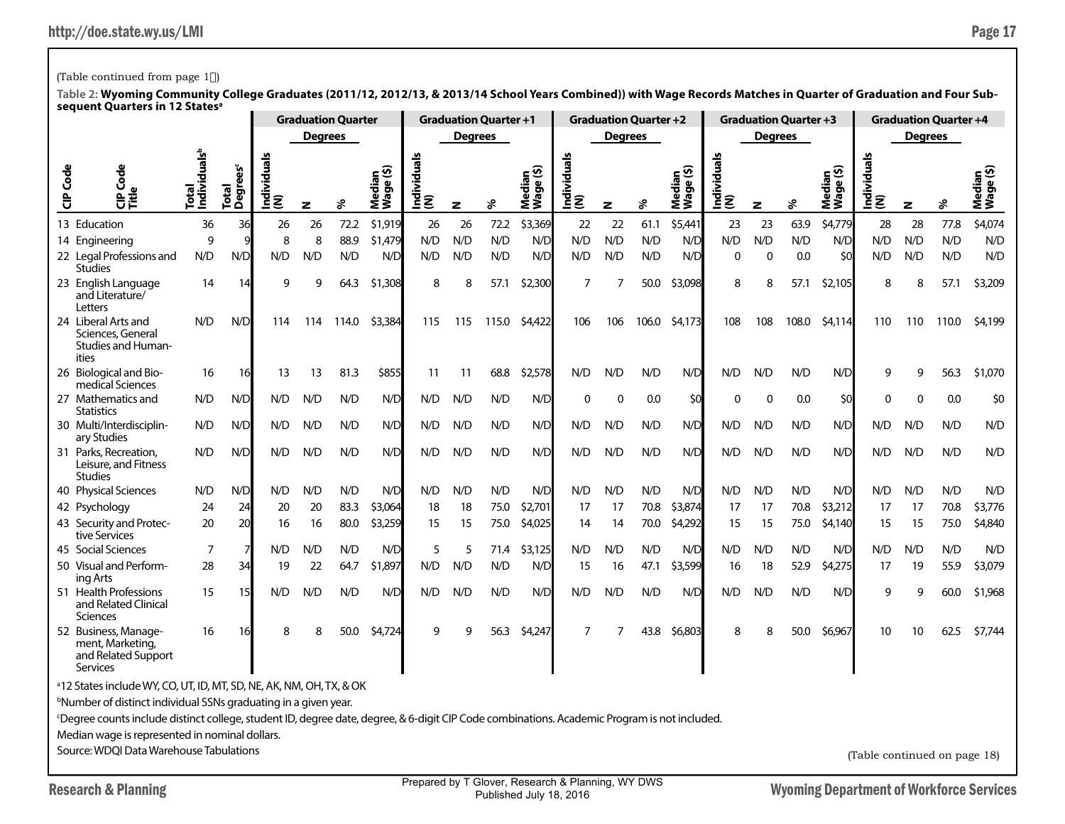(Table continued from page 1?)

**Table 2: Wyoming Community College Graduates (2011/12, 2012/13, & 2013/14 School Years Combined)) with Wage Records Matches in Quarter of Graduation and Four Subsequent Quarters in 12 States**[a]

| CIP Code | CIP Code Title | Total Individuals[b] | Total Degrees[c] | Graduation Quarter | | | | Graduation Quarter +1 | | | | Graduation Quarter +2 | | | | Graduation Quarter +3 | | | | Graduation Quarter +4 | | | |
|---|---|---|---|---|---|---|---|---|---|---|---|---|---|---|---|---|---|---|---|---|---|---|---|
| | | | | | Degrees | | | | Degrees | | | | Degrees | | | | Degrees | | | | Degrees | | |
| | | | | Individuals (N) | N | % | Median Wage ($) | Individuals (N) | N | % | Median Wage ($) | Individuals (N) | N | % | Median Wage ($) | Individuals (N) | N | % | Median Wage ($) | Individuals (N) | N | % | Median Wage ($) |
| 13 | Education | 36 | 36 | 26 | 26 | 72.2 | $1,919 | 26 | 26 | 72.2 | $3,369 | 22 | 22 | 61.1 | $5,441 | 23 | 23 | 63.9 | $4,779 | 28 | 28 | 77.8 | $4,074 |
| 14 | Engineering | 9 | 9 | 8 | 8 | 88.9 | $1,479 | N/D | N/D | N/D | N/D | N/D | N/D | N/D | N/D | N/D | N/D | N/D | N/D | N/D | N/D | N/D | N/D |
| 22 | Legal Professions and Studies | N/D | N/D | N/D | N/D | N/D | N/D | N/D | N/D | N/D | N/D | N/D | N/D | N/D | N/D | 0 | 0 | 0.0 | $0 | N/D | N/D | N/D | N/D |
| 23 | English Language and Literature/ Letters | 14 | 14 | 9 | 9 | 64.3 | $1,308 | 8 | 8 | 57.1 | $2,300 | 7 | 7 | 50.0 | $3,098 | 8 | 8 | 57.1 | $2,105 | 8 | 8 | 57.1 | $3,209 |
| 24 | Liberal Arts and Sciences, General Studies and Humanities | N/D | N/D | 114 | 114 | 114.0 | $3,384 | 115 | 115 | 115.0 | $4,422 | 106 | 106 | 106.0 | $4,173 | 108 | 108 | 108.0 | $4,114 | 110 | 110 | 110.0 | $4,199 |
| 26 | Biological and Biomedical Sciences | 16 | 16 | 13 | 13 | 81.3 | $855 | 11 | 11 | 68.8 | $2,578 | N/D | N/D | N/D | N/D | N/D | N/D | N/D | N/D | 9 | 9 | 56.3 | $1,070 |
| 27 | Mathematics and Statistics | N/D | N/D | N/D | N/D | N/D | N/D | N/D | N/D | N/D | N/D | 0 | 0 | 0.0 | $0 | 0 | 0 | 0.0 | $0 | 0 | 0 | 0.0 | $0 |
| 30 | Multi/Interdisciplinary Studies | N/D | N/D | N/D | N/D | N/D | N/D | N/D | N/D | N/D | N/D | N/D | N/D | N/D | N/D | N/D | N/D | N/D | N/D | N/D | N/D | N/D | N/D |
| 31 | Parks, Recreation, Leisure, and Fitness Studies | N/D | N/D | N/D | N/D | N/D | N/D | N/D | N/D | N/D | N/D | N/D | N/D | N/D | N/D | N/D | N/D | N/D | N/D | N/D | N/D | N/D | N/D |
| 40 | Physical Sciences | N/D | N/D | N/D | N/D | N/D | N/D | N/D | N/D | N/D | N/D | N/D | N/D | N/D | N/D | N/D | N/D | N/D | N/D | N/D | N/D | N/D | N/D |
| 42 | Psychology | 24 | 24 | 20 | 20 | 83.3 | $3,064 | 18 | 18 | 75.0 | $2,701 | 17 | 17 | 70.8 | $3,874 | 17 | 17 | 70.8 | $3,212 | 17 | 17 | 70.8 | $3,776 |
| 43 | Security and Protective Services | 20 | 20 | 16 | 16 | 80.0 | $3,259 | 15 | 15 | 75.0 | $4,025 | 14 | 14 | 70.0 | $4,292 | 15 | 15 | 75.0 | $4,140 | 15 | 15 | 75.0 | $4,840 |
| 45 | Social Sciences | 7 | 7 | N/D | N/D | N/D | N/D | 5 | 5 | 71.4 | $3,125 | N/D | N/D | N/D | N/D | N/D | N/D | N/D | N/D | N/D | N/D | N/D | N/D |
| 50 | Visual and Performing Arts | 28 | 34 | 19 | 22 | 64.7 | $1,897 | N/D | N/D | N/D | N/D | 15 | 16 | 47.1 | $3,599 | 16 | 18 | 52.9 | $4,275 | 17 | 19 | 55.9 | $3,079 |
| 51 | Health Professions and Related Clinical Sciences | 15 | 15 | N/D | N/D | N/D | N/D | N/D | N/D | N/D | N/D | N/D | N/D | N/D | N/D | N/D | N/D | N/D | N/D | 9 | 9 | 60.0 | $1,968 |
| 52 | Business, Management, Marketing, and Related Support Services | 16 | 16 | 8 | 8 | 50.0 | $4,724 | 9 | 9 | 56.3 | $4,247 | 7 | 7 | 43.8 | $6,803 | 8 | 8 | 50.0 | $6,967 | 10 | 10 | 62.5 | $7,744 |

[a]12 States include WY, CO, UT, ID, MT, SD, NE, AK, NM, OH, TX, & OK

[b]Number of distinct individual SSNs graduating in a given year.

[c]Degree counts include distinct college, student ID, degree date, degree, & 6-digit CIP Code combinations. Academic Program is not included.

Median wage is represented in nominal dollars.

Source: WDQI Data Warehouse Tabulations

(Table continued on page 18)

Prepared by T Glover, Research & Planning, WY DWS
Published July 18, 2016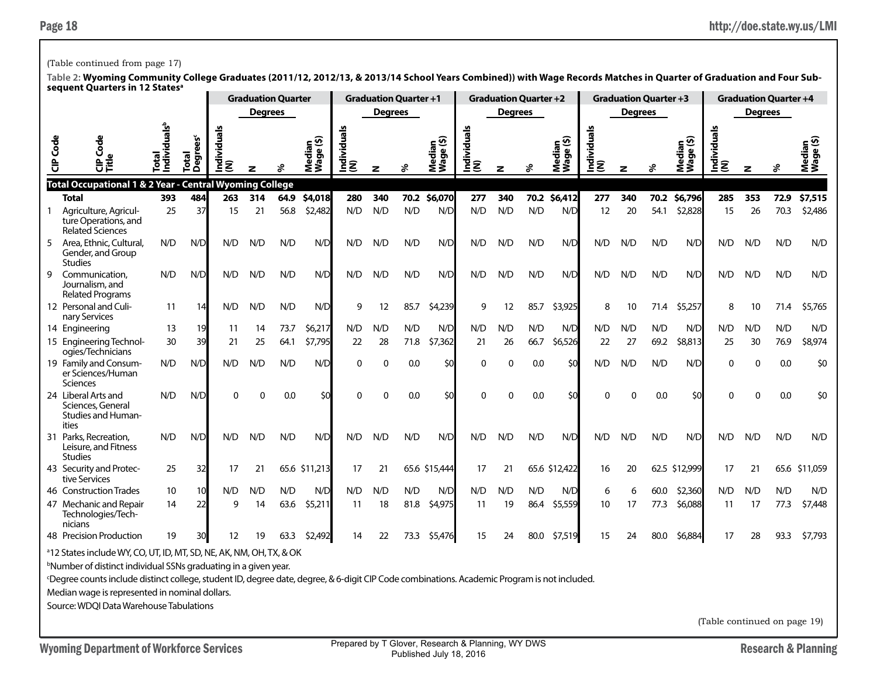(Table continued from page 17)

**Table 2: Wyoming Community College Graduates (2011/12, 2012/13, & 2013/14 School Years Combined)) with Wage Records Matches in Quarter of Graduation and Four Subsequent Quarters in 12 States[a]**

| | | | | Graduation Quarter | | | | Graduation Quarter +1 | | | | Graduation Quarter +2 | | | | Graduation Quarter +3 | | | | Graduation Quarter +4 | | | |
|---|---|---|---|---|---|---|---|---|---|---|---|---|---|---|---|---|---|---|---|---|---|---|---|
| | | | | | Degrees | | | | Degrees | | | | Degrees | | | | Degrees | | | | Degrees | | |
| CIP Code | CIP Code Title | Total Individuals[b] | Total Degrees[c] | Individuals (N) | N | % | Median Wage ($) | Individuals (N) | N | % | Median Wage ($) | Individuals (N) | N | % | Median Wage ($) | Individuals (N) | N | % | Median Wage ($) | Individuals (N) | N | % | Median Wage ($) |
| **Total Occupational 1 & 2 Year - Central Wyoming College** | | | | | | | | | | | | | | | | | | | | | | | |
| | **Total** | **393** | **484** | **263** | **314** | **64.9** | **$4,018** | **280** | **340** | **70.2** | **$6,070** | **277** | **340** | **70.2** | **$6,412** | **277** | **340** | **70.2** | **$6,796** | **285** | **353** | **72.9** | **$7,515** |
| 1 | Agriculture, Agriculture Operations, and Related Sciences | 25 | 37 | 15 | 21 | 56.8 | $2,482 | N/D | N/D | N/D | N/D | N/D | N/D | N/D | N/D | 12 | 20 | 54.1 | $2,828 | 15 | 26 | 70.3 | $2,486 |
| 5 | Area, Ethnic, Cultural, Gender, and Group Studies | N/D | N/D | N/D | N/D | N/D | N/D | N/D | N/D | N/D | N/D | N/D | N/D | N/D | N/D | N/D | N/D | N/D | N/D | N/D | N/D | N/D | N/D |
| 9 | Communication, Journalism, and Related Programs | N/D | N/D | N/D | N/D | N/D | N/D | N/D | N/D | N/D | N/D | N/D | N/D | N/D | N/D | N/D | N/D | N/D | N/D | N/D | N/D | N/D | N/D |
| 12 | Personal and Culinary Services | 11 | 14 | N/D | N/D | N/D | N/D | 9 | 12 | 85.7 | $4,239 | 9 | 12 | 85.7 | $3,925 | 8 | 10 | 71.4 | $5,257 | 8 | 10 | 71.4 | $5,765 |
| 14 | Engineering | 13 | 19 | 11 | 14 | 73.7 | $6,217 | N/D | N/D | N/D | N/D | N/D | N/D | N/D | N/D | N/D | N/D | N/D | N/D | N/D | N/D | N/D | N/D |
| 15 | Engineering Technologies/Technicians | 30 | 39 | 21 | 25 | 64.1 | $7,795 | 22 | 28 | 71.8 | $7,362 | 21 | 26 | 66.7 | $6,526 | 22 | 27 | 69.2 | $8,813 | 25 | 30 | 76.9 | $8,974 |
| 19 | Family and Consumer Sciences/Human Sciences | N/D | N/D | N/D | N/D | N/D | N/D | 0 | 0 | 0.0 | $0 | 0 | 0 | 0.0 | $0 | N/D | N/D | N/D | N/D | 0 | 0 | 0.0 | $0 |
| 24 | Liberal Arts and Sciences, General Studies and Humanities | N/D | N/D | 0 | 0 | 0.0 | $0 | 0 | 0 | 0.0 | $0 | 0 | 0 | 0.0 | $0 | 0 | 0 | 0.0 | $0 | 0 | 0 | 0.0 | $0 |
| 31 | Parks, Recreation, Leisure, and Fitness Studies | N/D | N/D | N/D | N/D | N/D | N/D | N/D | N/D | N/D | N/D | N/D | N/D | N/D | N/D | N/D | N/D | N/D | N/D | N/D | N/D | N/D | N/D |
| 43 | Security and Protective Services | 25 | 32 | 17 | 21 | 65.6 | $11,213 | 17 | 21 | 65.6 | $15,444 | 17 | 21 | 65.6 | $12,422 | 16 | 20 | 62.5 | $12,999 | 17 | 21 | 65.6 | $11,059 |
| 46 | Construction Trades | 10 | 10 | N/D | N/D | N/D | N/D | N/D | N/D | N/D | N/D | N/D | N/D | N/D | N/D | 6 | 6 | 60.0 | $2,360 | N/D | N/D | N/D | N/D |
| 47 | Mechanic and Repair Technologies/Technicians | 14 | 22 | 9 | 14 | 63.6 | $5,211 | 11 | 18 | 81.8 | $4,975 | 11 | 19 | 86.4 | $5,559 | 10 | 17 | 77.3 | $6,088 | 11 | 17 | 77.3 | $7,448 |
| 48 | Precision Production | 19 | 30 | 12 | 19 | 63.3 | $2,492 | 14 | 22 | 73.3 | $5,476 | 15 | 24 | 80.0 | $7,519 | 15 | 24 | 80.0 | $6,884 | 17 | 28 | 93.3 | $7,793 |

[a]12 States include WY, CO, UT, ID, MT, SD, NE, AK, NM, OH, TX, & OK

[b]Number of distinct individual SSNs graduating in a given year.

[c]Degree counts include distinct college, student ID, degree date, degree, & 6-digit CIP Code combinations. Academic Program is not included.

Median wage is represented in nominal dollars.

Source: WDQI Data Warehouse Tabulations

(Table continued on page 19)

Prepared by T Glover, Research & Planning, WY DWS
Published July 18, 2016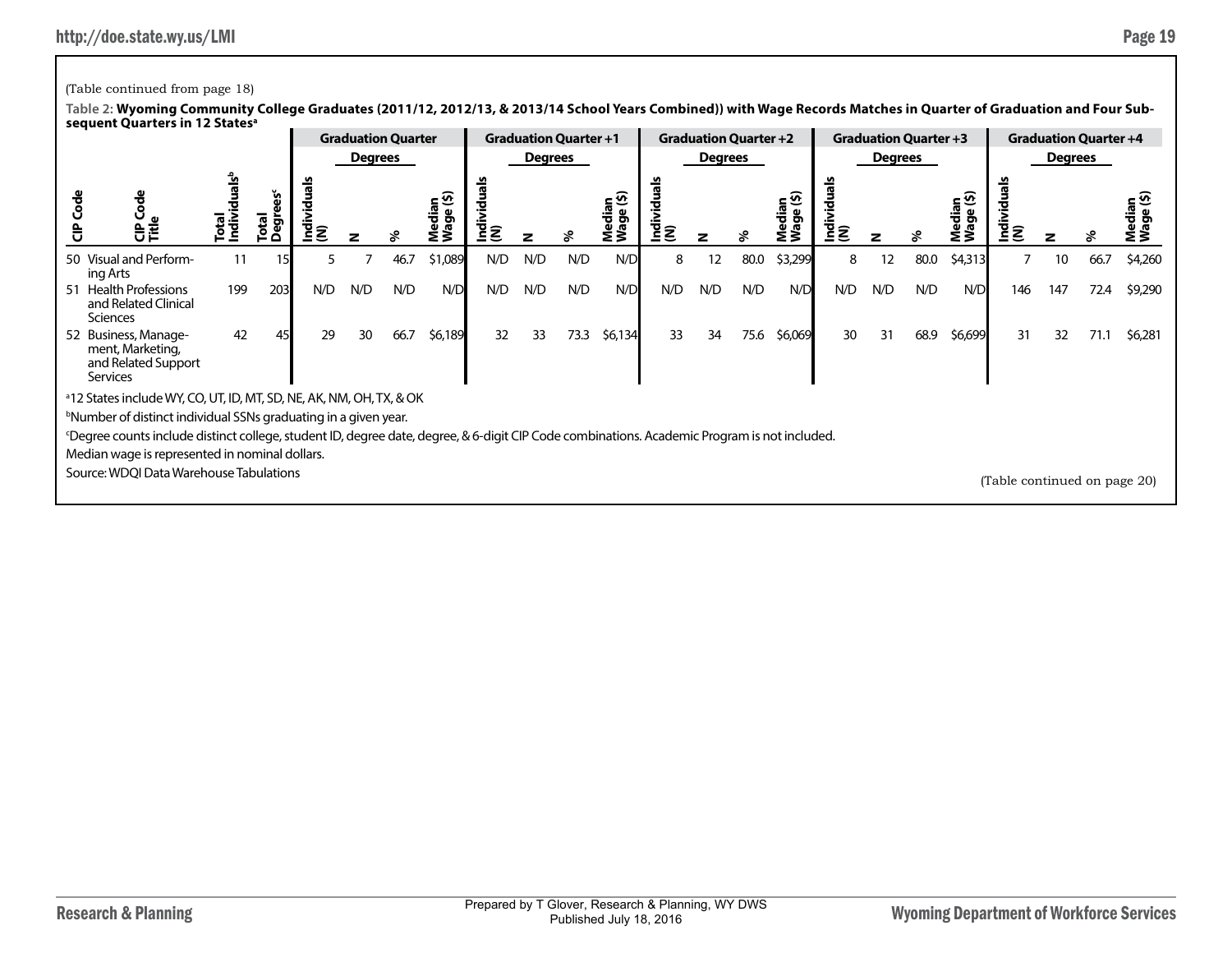(Table continued from page 18)

**Table 2: Wyoming Community College Graduates (2011/12, 2012/13, & 2013/14 School Years Combined)) with Wage Records Matches in Quarter of Graduation and Four Subsequent Quarters in 12 States[a]**

| | | | | Graduation Quarter | | | | Graduation Quarter +1 | | | | Graduation Quarter +2 | | | | Graduation Quarter +3 | | | | Graduation Quarter +4 | | | |
|---|---|---|---|---|---|---|---|---|---|---|---|---|---|---|---|---|---|---|---|---|---|---|---|
| | | | | | Degrees | | | | Degrees | | | | Degrees | | | | Degrees | | | | Degrees | | |
| CIP Code | CIP Code Title | Total Individuals[b] | Total Degrees[c] | Individuals (N) | N | % | Median Wage ($) | Individuals (N) | N | % | Median Wage ($) | Individuals (N) | N | % | Median Wage ($) | Individuals (N) | N | % | Median Wage ($) | Individuals (N) | N | % | Median Wage ($) |
| 50 | Visual and Performing Arts | 11 | 15 | 5 | 7 | 46.7 | $1,089 | N/D | N/D | N/D | N/D | 8 | 12 | 80.0 | $3,299 | 8 | 12 | 80.0 | $4,313 | 7 | 10 | 66.7 | $4,260 |
| 51 | Health Professions and Related Clinical Sciences | 199 | 203 | N/D | N/D | N/D | N/D | N/D | N/D | N/D | N/D | N/D | N/D | N/D | N/D | N/D | N/D | N/D | N/D | 146 | 147 | 72.4 | $9,290 |
| 52 | Business, Management, Marketing, and Related Support Services | 42 | 45 | 29 | 30 | 66.7 | $6,189 | 32 | 33 | 73.3 | $6,134 | 33 | 34 | 75.6 | $6,069 | 30 | 31 | 68.9 | $6,699 | 31 | 32 | 71.1 | $6,281 |

[a]12 States include WY, CO, UT, ID, MT, SD, NE, AK, NM, OH, TX, & OK

[b]Number of distinct individual SSNs graduating in a given year.

[c]Degree counts include distinct college, student ID, degree date, degree, & 6-digit CIP Code combinations. Academic Program is not included.

Median wage is represented in nominal dollars.

Source: WDQI Data Warehouse Tabulations

(Table continued on page 20)

Prepared by T Glover, Research & Planning, WY DWS
Published July 18, 2016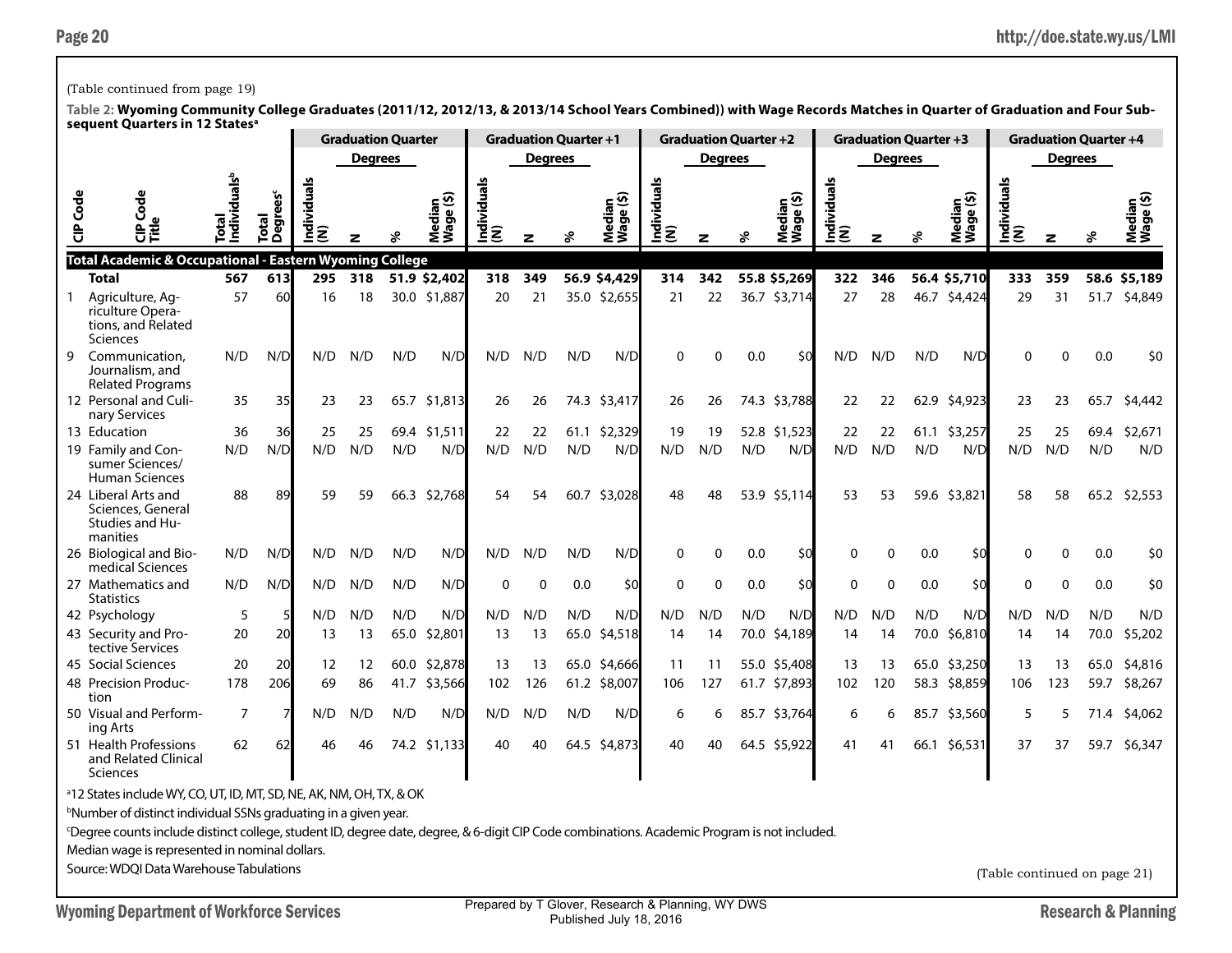(Table continued from page 19)

**Table 2: Wyoming Community College Graduates (2011/12, 2012/13, & 2013/14 School Years Combined)) with Wage Records Matches in Quarter of Graduation and Four Subsequent Quarters in 12 States[a]**

| | | | | Graduation Quarter | | | | Graduation Quarter +1 | | | | Graduation Quarter +2 | | | | Graduation Quarter +3 | | | | Graduation Quarter +4 | | | |
|---|---|---|---|---|---|---|---|---|---|---|---|---|---|---|---|---|---|---|---|---|---|---|---|
| | | | | | Degrees | | | | Degrees | | | | Degrees | | | | Degrees | | | | Degrees | | |
| CIP Code | CIP Code Title | Total Individuals[b] | Total Degrees[c] | Individuals (N) | N | % | Median Wage ($) | Individuals (N) | N | % | Median Wage ($) | Individuals (N) | N | % | Median Wage ($) | Individuals (N) | N | % | Median Wage ($) | Individuals (N) | N | % | Median Wage ($) |
| **Total Academic & Occupational - Eastern Wyoming College** | | | | | | | | | | | | | | | | | | | | | | | |
| | **Total** | **567** | **613** | **295** | **318** | **51.9** | **$2,402** | **318** | **349** | **56.9** | **$4,429** | **314** | **342** | **55.8** | **$5,269** | **322** | **346** | **56.4** | **$5,710** | **333** | **359** | **58.6** | **$5,189** |
| 1 | Agriculture, Agriculture Operations, and Related Sciences | 57 | 60 | 16 | 18 | 30.0 | $1,887 | 20 | 21 | 35.0 | $2,655 | 21 | 22 | 36.7 | $3,714 | 27 | 28 | 46.7 | $4,424 | 29 | 31 | 51.7 | $4,849 |
| 9 | Communication, Journalism, and Related Programs | N/D | N/D | N/D | N/D | N/D | N/D | N/D | N/D | N/D | N/D | 0 | 0 | 0.0 | $0 | N/D | N/D | N/D | N/D | 0 | 0 | 0.0 | $0 |
| 12 | Personal and Culinary Services | 35 | 35 | 23 | 23 | 65.7 | $1,813 | 26 | 26 | 74.3 | $3,417 | 26 | 26 | 74.3 | $3,788 | 22 | 22 | 62.9 | $4,923 | 23 | 23 | 65.7 | $4,442 |
| 13 | Education | 36 | 36 | 25 | 25 | 69.4 | $1,511 | 22 | 22 | 61.1 | $2,329 | 19 | 19 | 52.8 | $1,523 | 22 | 22 | 61.1 | $3,257 | 25 | 25 | 69.4 | $2,671 |
| 19 | Family and Consumer Sciences/ Human Sciences | N/D | N/D | N/D | N/D | N/D | N/D | N/D | N/D | N/D | N/D | N/D | N/D | N/D | N/D | N/D | N/D | N/D | N/D | N/D | N/D | N/D | N/D |
| 24 | Liberal Arts and Sciences, General Studies and Humanities | 88 | 89 | 59 | 59 | 66.3 | $2,768 | 54 | 54 | 60.7 | $3,028 | 48 | 48 | 53.9 | $5,114 | 53 | 53 | 59.6 | $3,821 | 58 | 58 | 65.2 | $2,553 |
| 26 | Biological and Biomedical Sciences | N/D | N/D | N/D | N/D | N/D | N/D | N/D | N/D | N/D | N/D | 0 | 0 | 0.0 | $0 | 0 | 0 | 0.0 | $0 | 0 | 0 | 0.0 | $0 |
| 27 | Mathematics and Statistics | N/D | N/D | N/D | N/D | N/D | N/D | 0 | 0 | 0.0 | $0 | 0 | 0 | 0.0 | $0 | 0 | 0 | 0.0 | $0 | 0 | 0 | 0.0 | $0 |
| 42 | Psychology | 5 | 5 | N/D | N/D | N/D | N/D | N/D | N/D | N/D | N/D | N/D | N/D | N/D | N/D | N/D | N/D | N/D | N/D | N/D | N/D | N/D | N/D |
| 43 | Security and Protective Services | 20 | 20 | 13 | 13 | 65.0 | $2,801 | 13 | 13 | 65.0 | $4,518 | 14 | 14 | 70.0 | $4,189 | 14 | 14 | 70.0 | $6,810 | 14 | 14 | 70.0 | $5,202 |
| 45 | Social Sciences | 20 | 20 | 12 | 12 | 60.0 | $2,878 | 13 | 13 | 65.0 | $4,666 | 11 | 11 | 55.0 | $5,408 | 13 | 13 | 65.0 | $3,250 | 13 | 13 | 65.0 | $4,816 |
| 48 | Precision Production | 178 | 206 | 69 | 86 | 41.7 | $3,566 | 102 | 126 | 61.2 | $8,007 | 106 | 127 | 61.7 | $7,893 | 102 | 120 | 58.3 | $8,859 | 106 | 123 | 59.7 | $8,267 |
| 50 | Visual and Performing Arts | 7 | 7 | N/D | N/D | N/D | N/D | N/D | N/D | N/D | N/D | 6 | 6 | 85.7 | $3,764 | 6 | 6 | 85.7 | $3,560 | 5 | 5 | 71.4 | $4,062 |
| 51 | Health Professions and Related Clinical Sciences | 62 | 62 | 46 | 46 | 74.2 | $1,133 | 40 | 40 | 64.5 | $4,873 | 40 | 40 | 64.5 | $5,922 | 41 | 41 | 66.1 | $6,531 | 37 | 37 | 59.7 | $6,347 |

[a]12 States include WY, CO, UT, ID, MT, SD, NE, AK, NM, OH, TX, & OK

[b]Number of distinct individual SSNs graduating in a given year.

[c]Degree counts include distinct college, student ID, degree date, degree, & 6-digit CIP Code combinations. Academic Program is not included.

Median wage is represented in nominal dollars.

Source: WDQI Data Warehouse Tabulations

(Table continued on page 21)

Prepared by T Glover, Research & Planning, WY DWS
Published July 18, 2016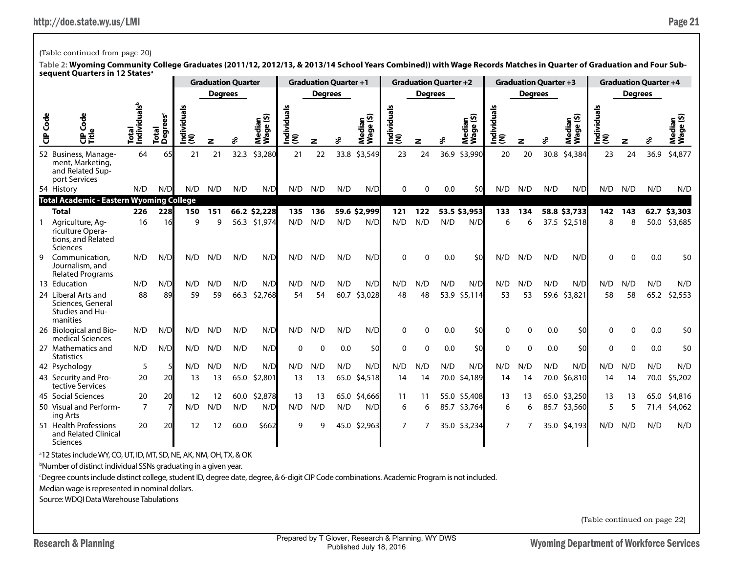(Table continued from page 20)

**Table 2: Wyoming Community College Graduates (2011/12, 2012/13, & 2013/14 School Years Combined)) with Wage Records Matches in Quarter of Graduation and Four Subsequent Quarters in 12 States[a]**

| | | | | Graduation Quarter | | | | Graduation Quarter +1 | | | | Graduation Quarter +2 | | | | Graduation Quarter +3 | | | | Graduation Quarter +4 | | | |
|---|---|---|---|---|---|---|---|---|---|---|---|---|---|---|---|---|---|---|---|---|---|---|---|
| | | | | | Degrees | | | | Degrees | | | | Degrees | | | | Degrees | | | | Degrees | | |
| CIP Code | CIP Code Title | Total Individuals[b] | Total Degrees[c] | Individuals (N) | N | % | Median Wage ($) | Individuals (N) | N | % | Median Wage ($) | Individuals (N) | N | % | Median Wage ($) | Individuals (N) | N | % | Median Wage ($) | Individuals (N) | N | % | Median Wage ($) |
| 52 | Business, Management, Marketing, and Related Support Services | 64 | 65 | 21 | 21 | 32.3 | $3,280 | 21 | 22 | 33.8 | $3,549 | 23 | 24 | 36.9 | $3,990 | 20 | 20 | 30.8 | $4,384 | 23 | 24 | 36.9 | $4,877 |
| 54 | History | N/D | N/D | N/D | N/D | N/D | N/D | N/D | N/D | N/D | N/D | 0 | 0 | 0.0 | $0 | N/D | N/D | N/D | N/D | N/D | N/D | N/D | N/D |
| **Total Academic - Eastern Wyoming College** | | | | | | | | | | | | | | | | | | | | | | | |
| | **Total** | **226** | **228** | **150** | **151** | **66.2** | **$2,228** | **135** | **136** | **59.6** | **$2,999** | **121** | **122** | **53.5** | **$3,953** | **133** | **134** | **58.8** | **$3,733** | **142** | **143** | **62.7** | **$3,303** |
| 1 | Agriculture, Agriculture Operations, and Related Sciences | 16 | 16 | 9 | 9 | 56.3 | $1,974 | N/D | N/D | N/D | N/D | N/D | N/D | N/D | N/D | 6 | 6 | 37.5 | $2,518 | 8 | 8 | 50.0 | $3,685 |
| 9 | Communication, Journalism, and Related Programs | N/D | N/D | N/D | N/D | N/D | N/D | N/D | N/D | N/D | N/D | 0 | 0 | 0.0 | $0 | N/D | N/D | N/D | N/D | 0 | 0 | 0.0 | $0 |
| 13 | Education | N/D | N/D | N/D | N/D | N/D | N/D | N/D | N/D | N/D | N/D | N/D | N/D | N/D | N/D | N/D | N/D | N/D | N/D | N/D | N/D | N/D | N/D |
| 24 | Liberal Arts and Sciences, General Studies and Humanities | 88 | 89 | 59 | 59 | 66.3 | $2,768 | 54 | 54 | 60.7 | $3,028 | 48 | 48 | 53.9 | $5,114 | 53 | 53 | 59.6 | $3,821 | 58 | 58 | 65.2 | $2,553 |
| 26 | Biological and Biomedical Sciences | N/D | N/D | N/D | N/D | N/D | N/D | N/D | N/D | N/D | N/D | 0 | 0 | 0.0 | $0 | 0 | 0 | 0.0 | $0 | 0 | 0 | 0.0 | $0 |
| 27 | Mathematics and Statistics | N/D | N/D | N/D | N/D | N/D | N/D | 0 | 0 | 0.0 | $0 | 0 | 0 | 0.0 | $0 | 0 | 0 | 0.0 | $0 | 0 | 0 | 0.0 | $0 |
| 42 | Psychology | 5 | 5 | N/D | N/D | N/D | N/D | N/D | N/D | N/D | N/D | N/D | N/D | N/D | N/D | N/D | N/D | N/D | N/D | N/D | N/D | N/D | N/D |
| 43 | Security and Protective Services | 20 | 20 | 13 | 13 | 65.0 | $2,801 | 13 | 13 | 65.0 | $4,518 | 14 | 14 | 70.0 | $4,189 | 14 | 14 | 70.0 | $6,810 | 14 | 14 | 70.0 | $5,202 |
| 45 | Social Sciences | 20 | 20 | 12 | 12 | 60.0 | $2,878 | 13 | 13 | 65.0 | $4,666 | 11 | 11 | 55.0 | $5,408 | 13 | 13 | 65.0 | $3,250 | 13 | 13 | 65.0 | $4,816 |
| 50 | Visual and Performing Arts | 7 | 7 | N/D | N/D | N/D | N/D | N/D | N/D | N/D | N/D | 6 | 6 | 85.7 | $3,764 | 6 | 6 | 85.7 | $3,560 | 5 | 5 | 71.4 | $4,062 |
| 51 | Health Professions and Related Clinical Sciences | 20 | 20 | 12 | 12 | 60.0 | $662 | 9 | 9 | 45.0 | $2,963 | 7 | 7 | 35.0 | $3,234 | 7 | 7 | 35.0 | $4,193 | N/D | N/D | N/D | N/D |

[a]12 States include WY, CO, UT, ID, MT, SD, NE, AK, NM, OH, TX, & OK

[b]Number of distinct individual SSNs graduating in a given year.

[c]Degree counts include distinct college, student ID, degree date, degree, & 6-digit CIP Code combinations. Academic Program is not included.

Median wage is represented in nominal dollars.

Source: WDQI Data Warehouse Tabulations

(Table continued on page 22)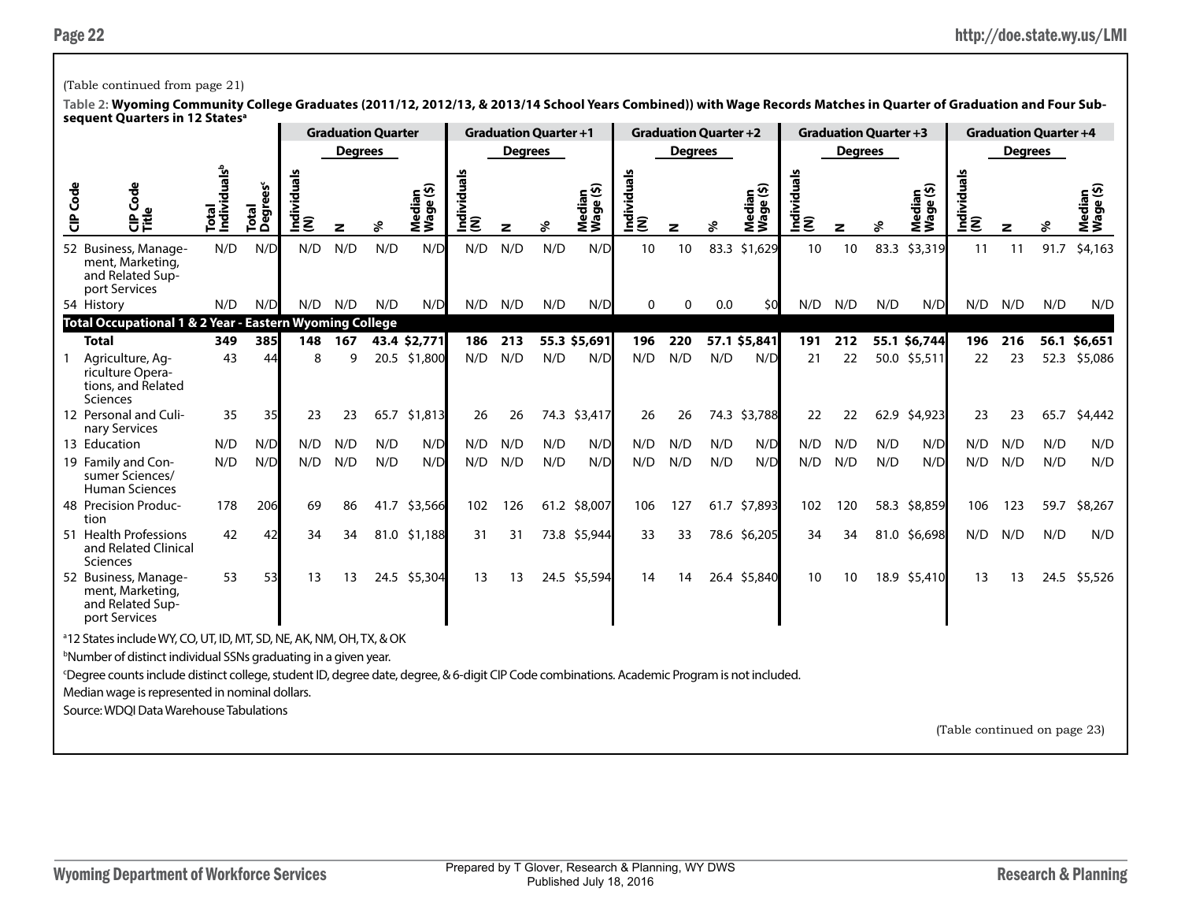(Table continued from page 21)

**Table 2: Wyoming Community College Graduates (2011/12, 2012/13, & 2013/14 School Years Combined)) with Wage Records Matches in Quarter of Graduation and Four Subsequent Quarters in 12 States[a]**

| | | | | Graduation Quarter | | | | Graduation Quarter +1 | | | | Graduation Quarter +2 | | | | Graduation Quarter +3 | | | | Graduation Quarter +4 | | | |
|---|---|---|---|---|---|---|---|---|---|---|---|---|---|---|---|---|---|---|---|---|---|---|---|
| | | | | | Degrees | | | | Degrees | | | | Degrees | | | | Degrees | | | | Degrees | | |
| CIP Code | CIP Code Title | Total Individuals[b] | Total Degrees[c] | Individuals (N) | N | % | Median Wage ($) | Individuals (N) | N | % | Median Wage ($) | Individuals (N) | N | % | Median Wage ($) | Individuals (N) | N | % | Median Wage ($) | Individuals (N) | N | % | Median Wage ($) |
| 52 | Business, Management, Marketing, and Related Support Services | N/D | N/D | N/D | N/D | N/D | N/D | N/D | N/D | N/D | N/D | 10 | 10 | 83.3 | $1,629 | 10 | 10 | 83.3 | $3,319 | 11 | 11 | 91.7 | $4,163 |
| 54 | History | N/D | N/D | N/D | N/D | N/D | N/D | N/D | N/D | N/D | N/D | 0 | 0 | 0.0 | $0 | N/D | N/D | N/D | N/D | N/D | N/D | N/D | N/D |
| **Total Occupational 1 & 2 Year - Eastern Wyoming College** | | | | | | | | | | | | | | | | | | | | | | | |
| | **Total** | **349** | **385** | **148** | **167** | **43.4** | **$2,771** | **186** | **213** | **55.3** | **$5,691** | **196** | **220** | **57.1** | **$5,841** | **191** | **212** | **55.1** | **$6,744** | **196** | **216** | **56.1** | **$6,651** |
| 1 | Agriculture, Agriculture Operations, and Related Sciences | 43 | 44 | 8 | 9 | 20.5 | $1,800 | N/D | N/D | N/D | N/D | N/D | N/D | N/D | N/D | 21 | 22 | 50.0 | $5,511 | 22 | 23 | 52.3 | $5,086 |
| 12 | Personal and Culinary Services | 35 | 35 | 23 | 23 | 65.7 | $1,813 | 26 | 26 | 74.3 | $3,417 | 26 | 26 | 74.3 | $3,788 | 22 | 22 | 62.9 | $4,923 | 23 | 23 | 65.7 | $4,442 |
| 13 | Education | N/D | N/D | N/D | N/D | N/D | N/D | N/D | N/D | N/D | N/D | N/D | N/D | N/D | N/D | N/D | N/D | N/D | N/D | N/D | N/D | N/D | N/D |
| 19 | Family and Consumer Sciences/ Human Sciences | N/D | N/D | N/D | N/D | N/D | N/D | N/D | N/D | N/D | N/D | N/D | N/D | N/D | N/D | N/D | N/D | N/D | N/D | N/D | N/D | N/D | N/D |
| 48 | Precision Production | 178 | 206 | 69 | 86 | 41.7 | $3,566 | 102 | 126 | 61.2 | $8,007 | 106 | 127 | 61.7 | $7,893 | 102 | 120 | 58.3 | $8,859 | 106 | 123 | 59.7 | $8,267 |
| 51 | Health Professions and Related Clinical Sciences | 42 | 42 | 34 | 34 | 81.0 | $1,188 | 31 | 31 | 73.8 | $5,944 | 33 | 33 | 78.6 | $6,205 | 34 | 34 | 81.0 | $6,698 | N/D | N/D | N/D | N/D |
| 52 | Business, Management, Marketing, and Related Support Services | 53 | 53 | 13 | 13 | 24.5 | $5,304 | 13 | 13 | 24.5 | $5,594 | 14 | 14 | 26.4 | $5,840 | 10 | 10 | 18.9 | $5,410 | 13 | 13 | 24.5 | $5,526 |

[a]12 States include WY, CO, UT, ID, MT, SD, NE, AK, NM, OH, TX, & OK

[b]Number of distinct individual SSNs graduating in a given year.

[c]Degree counts include distinct college, student ID, degree date, degree, & 6-digit CIP Code combinations. Academic Program is not included.

Median wage is represented in nominal dollars.

Source: WDQI Data Warehouse Tabulations

(Table continued on page 23)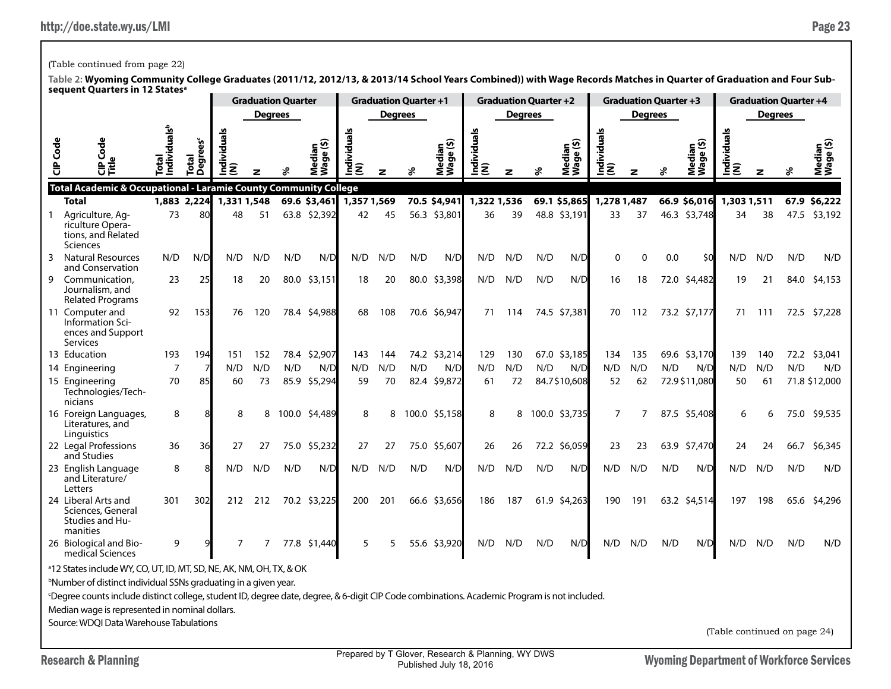(Table continued from page 22)

**Table 2: Wyoming Community College Graduates (2011/12, 2012/13, & 2013/14 School Years Combined)) with Wage Records Matches in Quarter of Graduation and Four Subsequent Quarters in 12 States[a]**

| | | | | Graduation Quarter | | | | Graduation Quarter +1 | | | | Graduation Quarter +2 | | | | Graduation Quarter +3 | | | | Graduation Quarter +4 | | | |
|---|---|---|---|---|---|---|---|---|---|---|---|---|---|---|---|---|---|---|---|---|---|---|---|
| | | | | | Degrees | | | | Degrees | | | | Degrees | | | | Degrees | | | | Degrees | | |
| CIP Code | CIP Code Title | Total Individuals[b] | Total Degrees[c] | Individuals (N) | N | % | Median Wage ($) | Individuals (N) | N | % | Median Wage ($) | Individuals (N) | N | % | Median Wage ($) | Individuals (N) | N | % | Median Wage ($) | Individuals (N) | N | % | Median Wage ($) |
| **Total Academic & Occupational - Laramie County Community College** | | | | | | | | | | | | | | | | | | | | | | | |
| | **Total** | **1,883** | **2,224** | **1,331** | **1,548** | **69.6** | **$3,461** | **1,357** | **1,569** | **70.5** | **$4,941** | **1,322** | **1,536** | **69.1** | **$5,865** | **1,278** | **1,487** | **66.9** | **$6,016** | **1,303** | **1,511** | **67.9** | **$6,222** |
| 1 | Agriculture, Agriculture Operations, and Related Sciences | 73 | 80 | 48 | 51 | 63.8 | $2,392 | 42 | 45 | 56.3 | $3,801 | 36 | 39 | 48.8 | $3,191 | 33 | 37 | 46.3 | $3,748 | 34 | 38 | 47.5 | $3,192 |
| 3 | Natural Resources and Conservation | N/D | N/D | N/D | N/D | N/D | N/D | N/D | N/D | N/D | N/D | N/D | N/D | N/D | N/D | 0 | 0 | 0.0 | $0 | N/D | N/D | N/D | N/D |
| 9 | Communication, Journalism, and Related Programs | 23 | 25 | 18 | 20 | 80.0 | $3,151 | 18 | 20 | 80.0 | $3,398 | N/D | N/D | N/D | N/D | 16 | 18 | 72.0 | $4,482 | 19 | 21 | 84.0 | $4,153 |
| 11 | Computer and Information Sciences and Support Services | 92 | 153 | 76 | 120 | 78.4 | $4,988 | 68 | 108 | 70.6 | $6,947 | 71 | 114 | 74.5 | $7,381 | 70 | 112 | 73.2 | $7,177 | 71 | 111 | 72.5 | $7,228 |
| 13 | Education | 193 | 194 | 151 | 152 | 78.4 | $2,907 | 143 | 144 | 74.2 | $3,214 | 129 | 130 | 67.0 | $3,185 | 134 | 135 | 69.6 | $3,170 | 139 | 140 | 72.2 | $3,041 |
| 14 | Engineering | 7 | 7 | N/D | N/D | N/D | N/D | N/D | N/D | N/D | N/D | N/D | N/D | N/D | N/D | N/D | N/D | N/D | N/D | N/D | N/D | N/D | N/D |
| 15 | Engineering Technologies/Technicians | 70 | 85 | 60 | 73 | 85.9 | $5,294 | 59 | 70 | 82.4 | $9,872 | 61 | 72 | 84.7 | $10,608 | 52 | 62 | 72.9 | $11,080 | 50 | 61 | 71.8 | $12,000 |
| 16 | Foreign Languages, Literatures, and Linguistics | 8 | 8 | 8 | 8 | 100.0 | $4,489 | 8 | 8 | 100.0 | $5,158 | 8 | 8 | 100.0 | $3,735 | 7 | 7 | 87.5 | $5,408 | 6 | 6 | 75.0 | $9,535 |
| 22 | Legal Professions and Studies | 36 | 36 | 27 | 27 | 75.0 | $5,232 | 27 | 27 | 75.0 | $5,607 | 26 | 26 | 72.2 | $6,059 | 23 | 23 | 63.9 | $7,470 | 24 | 24 | 66.7 | $6,345 |
| 23 | English Language and Literature/Letters | 8 | 8 | N/D | N/D | N/D | N/D | N/D | N/D | N/D | N/D | N/D | N/D | N/D | N/D | N/D | N/D | N/D | N/D | N/D | N/D | N/D | N/D |
| 24 | Liberal Arts and Sciences, General Studies and Humanities | 301 | 302 | 212 | 212 | 70.2 | $3,225 | 200 | 201 | 66.6 | $3,656 | 186 | 187 | 61.9 | $4,263 | 190 | 191 | 63.2 | $4,514 | 197 | 198 | 65.6 | $4,296 |
| 26 | Biological and Biomedical Sciences | 9 | 9 | 7 | 7 | 77.8 | $1,440 | 5 | 5 | 55.6 | $3,920 | N/D | N/D | N/D | N/D | N/D | N/D | N/D | N/D | N/D | N/D | N/D | N/D |

[a] 12 States include WY, CO, UT, ID, MT, SD, NE, AK, NM, OH, TX, & OK

[b] Number of distinct individual SSNs graduating in a given year.

[c] Degree counts include distinct college, student ID, degree date, degree, & 6-digit CIP Code combinations. Academic Program is not included.

Median wage is represented in nominal dollars.

Source: WDQI Data Warehouse Tabulations

(Table continued on page 24)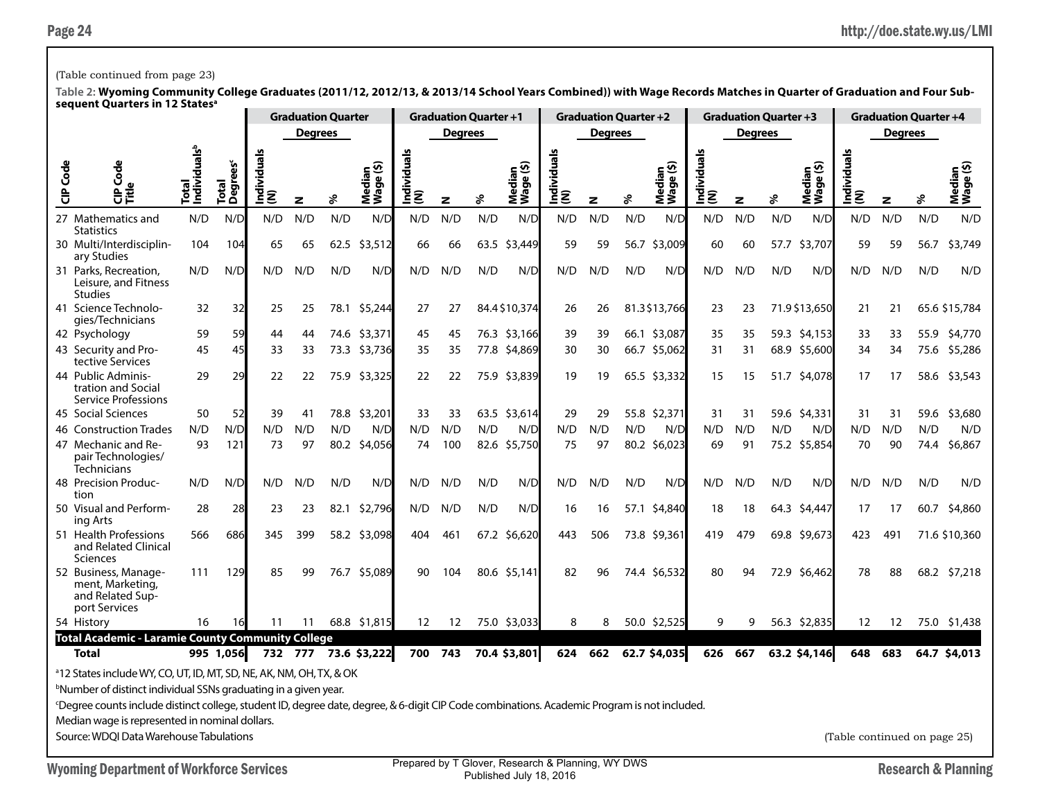(Table continued from page 23)

**Table 2: Wyoming Community College Graduates (2011/12, 2012/13, & 2013/14 School Years Combined)) with Wage Records Matches in Quarter of Graduation and Four Subsequent Quarters in 12 States[a]**

| | | | | Graduation Quarter | | | | Graduation Quarter +1 | | | | Graduation Quarter +2 | | | | Graduation Quarter +3 | | | | Graduation Quarter +4 | | | |
|---|---|---|---|---|---|---|---|---|---|---|---|---|---|---|---|---|---|---|---|---|---|---|---|
| | | | | | Degrees | | | | Degrees | | | | Degrees | | | | Degrees | | | | Degrees | | |
| CIP Code | CIP Code Title | Total Individuals[b] | Total Degrees[c] | Individuals (N) | N | % | Median Wage ($) | Individuals (N) | N | % | Median Wage ($) | Individuals (N) | N | % | Median Wage ($) | Individuals (N) | N | % | Median Wage ($) | Individuals (N) | N | % | Median Wage ($) |
| 27 | Mathematics and Statistics | N/D | N/D | N/D | N/D | N/D | N/D | N/D | N/D | N/D | N/D | N/D | N/D | N/D | N/D | N/D | N/D | N/D | N/D | N/D | N/D | N/D | N/D |
| 30 | Multi/Interdisciplinary Studies | 104 | 104 | 65 | 65 | 62.5 | $3,512 | 66 | 66 | 63.5 | $3,449 | 59 | 59 | 56.7 | $3,009 | 60 | 60 | 57.7 | $3,707 | 59 | 59 | 56.7 | $3,749 |
| 31 | Parks, Recreation, Leisure, and Fitness Studies | N/D | N/D | N/D | N/D | N/D | N/D | N/D | N/D | N/D | N/D | N/D | N/D | N/D | N/D | N/D | N/D | N/D | N/D | N/D | N/D | N/D | N/D |
| 41 | Science Technologies/Technicians | 32 | 32 | 25 | 25 | 78.1 | $5,244 | 27 | 27 | 84.4 | $10,374 | 26 | 26 | 81.3 | $13,766 | 23 | 23 | 71.9 | $13,650 | 21 | 21 | 65.6 | $15,784 |
| 42 | Psychology | 59 | 59 | 44 | 44 | 74.6 | $3,371 | 45 | 45 | 76.3 | $3,166 | 39 | 39 | 66.1 | $3,087 | 35 | 35 | 59.3 | $4,153 | 33 | 33 | 55.9 | $4,770 |
| 43 | Security and Protective Services | 45 | 45 | 33 | 33 | 73.3 | $3,736 | 35 | 35 | 77.8 | $4,869 | 30 | 30 | 66.7 | $5,062 | 31 | 31 | 68.9 | $5,600 | 34 | 34 | 75.6 | $5,286 |
| 44 | Public Administration and Social Service Professions | 29 | 29 | 22 | 22 | 75.9 | $3,325 | 22 | 22 | 75.9 | $3,839 | 19 | 19 | 65.5 | $3,332 | 15 | 15 | 51.7 | $4,078 | 17 | 17 | 58.6 | $3,543 |
| 45 | Social Sciences | 50 | 52 | 39 | 41 | 78.8 | $3,201 | 33 | 33 | 63.5 | $3,614 | 29 | 29 | 55.8 | $2,371 | 31 | 31 | 59.6 | $4,331 | 31 | 31 | 59.6 | $3,680 |
| 46 | Construction Trades | N/D | N/D | N/D | N/D | N/D | N/D | N/D | N/D | N/D | N/D | N/D | N/D | N/D | N/D | N/D | N/D | N/D | N/D | N/D | N/D | N/D | N/D |
| 47 | Mechanic and Repair Technologies/ Technicians | 93 | 121 | 73 | 97 | 80.2 | $4,056 | 74 | 100 | 82.6 | $5,750 | 75 | 97 | 80.2 | $6,023 | 69 | 91 | 75.2 | $5,854 | 70 | 90 | 74.4 | $6,867 |
| 48 | Precision Production | N/D | N/D | N/D | N/D | N/D | N/D | N/D | N/D | N/D | N/D | N/D | N/D | N/D | N/D | N/D | N/D | N/D | N/D | N/D | N/D | N/D | N/D |
| 50 | Visual and Performing Arts | 28 | 28 | 23 | 23 | 82.1 | $2,796 | N/D | N/D | N/D | N/D | 16 | 16 | 57.1 | $4,840 | 18 | 18 | 64.3 | $4,447 | 17 | 17 | 60.7 | $4,860 |
| 51 | Health Professions and Related Clinical Sciences | 566 | 686 | 345 | 399 | 58.2 | $3,098 | 404 | 461 | 67.2 | $6,620 | 443 | 506 | 73.8 | $9,361 | 419 | 479 | 69.8 | $9,673 | 423 | 491 | 71.6 | $10,360 |
| 52 | Business, Management, Marketing, and Related Support Services | 111 | 129 | 85 | 99 | 76.7 | $5,089 | 90 | 104 | 80.6 | $5,141 | 82 | 96 | 74.4 | $6,532 | 80 | 94 | 72.9 | $6,462 | 78 | 88 | 68.2 | $7,218 |
| 54 | History | 16 | 16 | 11 | 11 | 68.8 | $1,815 | 12 | 12 | 75.0 | $3,033 | 8 | 8 | 50.0 | $2,525 | 9 | 9 | 56.3 | $2,835 | 12 | 12 | 75.0 | $1,438 |
| **Total Academic - Laramie County Community College** | | | | | | | | | | | | | | | | | | | | | | | |
| | **Total** | **995** | **1,056** | **732** | **777** | **73.6** | **$3,222** | **700** | **743** | **70.4** | **$3,801** | **624** | **662** | **62.7** | **$4,035** | **626** | **667** | **63.2** | **$4,146** | **648** | **683** | **64.7** | **$4,013** |

[a]12 States include WY, CO, UT, ID, MT, SD, NE, AK, NM, OH, TX, & OK

[b]Number of distinct individual SSNs graduating in a given year.

[c]Degree counts include distinct college, student ID, degree date, degree, & 6-digit CIP Code combinations. Academic Program is not included.

Median wage is represented in nominal dollars.

Source: WDQI Data Warehouse Tabulations

(Table continued on page 25)

Prepared by T Glover, Research & Planning, WY DWS
Published July 18, 2016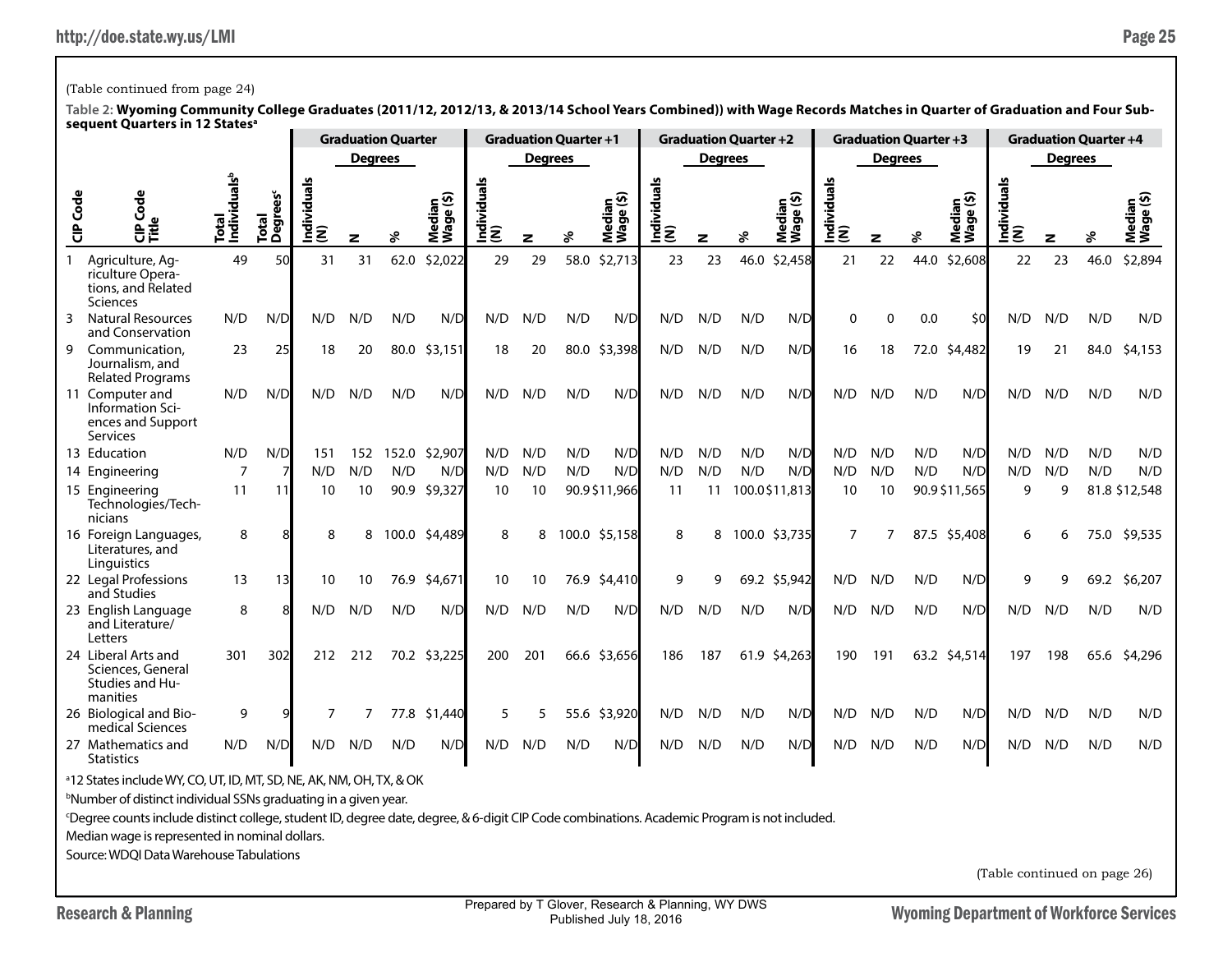(Table continued from page 24)

**Table 2: Wyoming Community College Graduates (2011/12, 2012/13, & 2013/14 School Years Combined)) with Wage Records Matches in Quarter of Graduation and Four Subsequent Quarters in 12 States[a]**

| | | | | Graduation Quarter | | | | Graduation Quarter +1 | | | | Graduation Quarter +2 | | | | Graduation Quarter +3 | | | | Graduation Quarter +4 | | | |
|---|---|---|---|---|---|---|---|---|---|---|---|---|---|---|---|---|---|---|---|---|---|---|---|
| | | | | | Degrees | | | | Degrees | | | | Degrees | | | | Degrees | | | | Degrees | | |
| CIP Code | CIP Code Title | Total Individuals[b] | Total Degrees[c] | Individuals (N) | N | % | Median Wage ($) | Individuals (N) | N | % | Median Wage ($) | Individuals (N) | N | % | Median Wage ($) | Individuals (N) | N | % | Median Wage ($) | Individuals (N) | N | % | Median Wage ($) |
| 1 | Agriculture, Agriculture Operations, and Related Sciences | 49 | 50 | 31 | 31 | 62.0 | $2,022 | 29 | 29 | 58.0 | $2,713 | 23 | 23 | 46.0 | $2,458 | 21 | 22 | 44.0 | $2,608 | 22 | 23 | 46.0 | $2,894 |
| 3 | Natural Resources and Conservation | N/D | N/D | N/D | N/D | N/D | N/D | N/D | N/D | N/D | N/D | N/D | N/D | N/D | N/D | 0 | 0 | 0.0 | $0 | N/D | N/D | N/D | N/D |
| 9 | Communication, Journalism, and Related Programs | 23 | 25 | 18 | 20 | 80.0 | $3,151 | 18 | 20 | 80.0 | $3,398 | N/D | N/D | N/D | N/D | 16 | 18 | 72.0 | $4,482 | 19 | 21 | 84.0 | $4,153 |
| 11 | Computer and Information Sciences and Support Services | N/D | N/D | N/D | N/D | N/D | N/D | N/D | N/D | N/D | N/D | N/D | N/D | N/D | N/D | N/D | N/D | N/D | N/D | N/D | N/D | N/D | N/D |
| 13 | Education | N/D | N/D | 151 | 152 | 152.0 | $2,907 | N/D | N/D | N/D | N/D | N/D | N/D | N/D | N/D | N/D | N/D | N/D | N/D | N/D | N/D | N/D | N/D |
| 14 | Engineering | 7 | 7 | N/D | N/D | N/D | N/D | N/D | N/D | N/D | N/D | N/D | N/D | N/D | N/D | N/D | N/D | N/D | N/D | N/D | N/D | N/D | N/D |
| 15 | Engineering Technologies/Technicians | 11 | 11 | 10 | 10 | 90.9 | $9,327 | 10 | 10 | 90.9 | $11,966 | 11 | 11 | 100.0 | $11,813 | 10 | 10 | 90.9 | $11,565 | 9 | 9 | 81.8 | $12,548 |
| 16 | Foreign Languages, Literatures, and Linguistics | 8 | 8 | 8 | 8 | 100.0 | $4,489 | 8 | 8 | 100.0 | $5,158 | 8 | 8 | 100.0 | $3,735 | 7 | 7 | 87.5 | $5,408 | 6 | 6 | 75.0 | $9,535 |
| 22 | Legal Professions and Studies | 13 | 13 | 10 | 10 | 76.9 | $4,671 | 10 | 10 | 76.9 | $4,410 | 9 | 9 | 69.2 | $5,942 | N/D | N/D | N/D | N/D | 9 | 9 | 69.2 | $6,207 |
| 23 | English Language and Literature/Letters | 8 | 8 | N/D | N/D | N/D | N/D | N/D | N/D | N/D | N/D | N/D | N/D | N/D | N/D | N/D | N/D | N/D | N/D | N/D | N/D | N/D | N/D |
| 24 | Liberal Arts and Sciences, General Studies and Humanities | 301 | 302 | 212 | 212 | 70.2 | $3,225 | 200 | 201 | 66.6 | $3,656 | 186 | 187 | 61.9 | $4,263 | 190 | 191 | 63.2 | $4,514 | 197 | 198 | 65.6 | $4,296 |
| 26 | Biological and Biomedical Sciences | 9 | 9 | 7 | 7 | 77.8 | $1,440 | 5 | 5 | 55.6 | $3,920 | N/D | N/D | N/D | N/D | N/D | N/D | N/D | N/D | N/D | N/D | N/D | N/D |
| 27 | Mathematics and Statistics | N/D | N/D | N/D | N/D | N/D | N/D | N/D | N/D | N/D | N/D | N/D | N/D | N/D | N/D | N/D | N/D | N/D | N/D | N/D | N/D | N/D | N/D |

[a]12 States include WY, CO, UT, ID, MT, SD, NE, AK, NM, OH, TX, & OK

[b]Number of distinct individual SSNs graduating in a given year.

[c]Degree counts include distinct college, student ID, degree date, degree, & 6-digit CIP Code combinations. Academic Program is not included.

Median wage is represented in nominal dollars.

Source: WDQI Data Warehouse Tabulations

(Table continued on page 26)

Prepared by T Glover, Research & Planning, WY DWS
Published July 18, 2016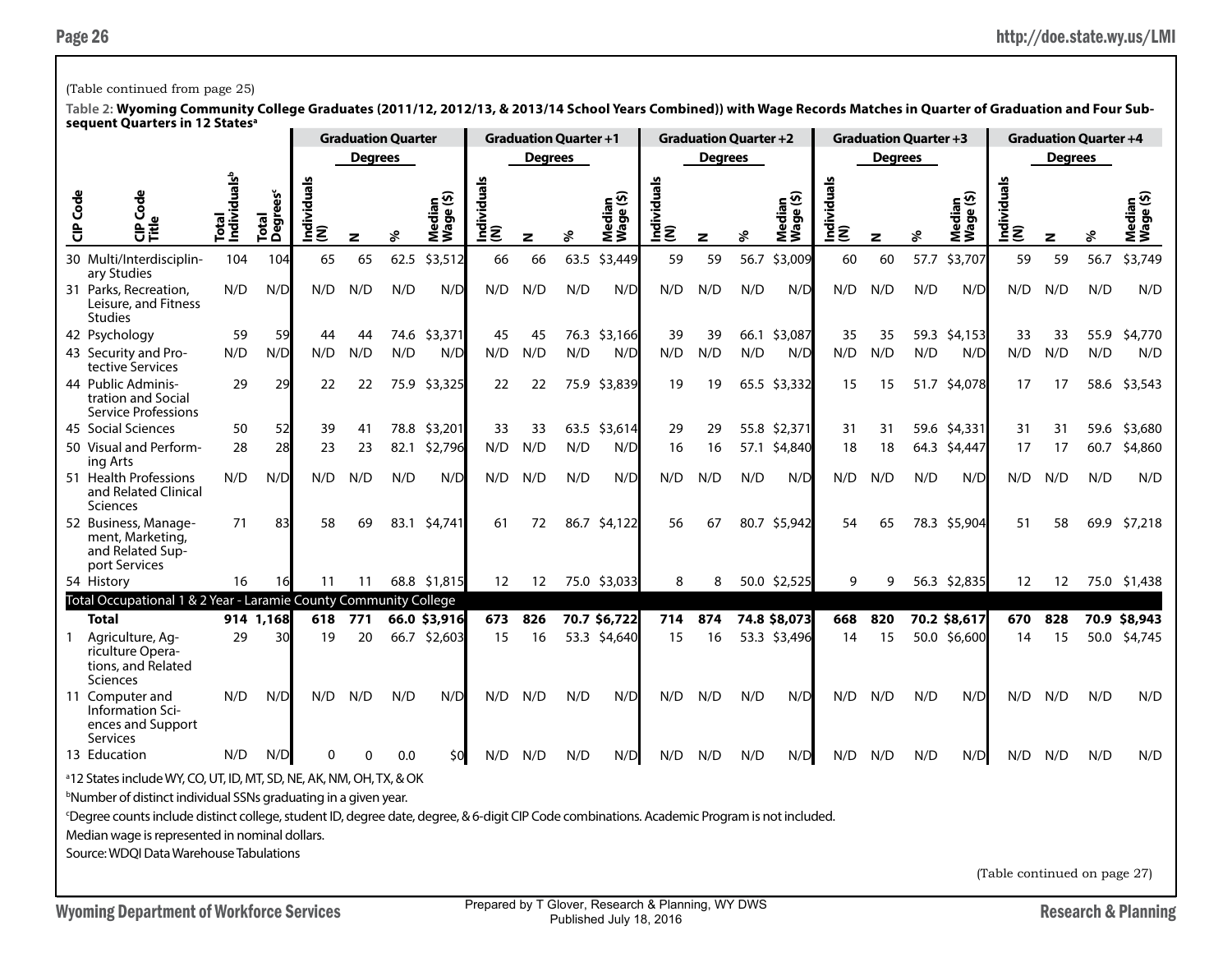(Table continued from page 25)

**Table 2: Wyoming Community College Graduates (2011/12, 2012/13, & 2013/14 School Years Combined)) with Wage Records Matches in Quarter of Graduation and Four Subsequent Quarters in 12 States[a]**

| | | | | Graduation Quarter | | | | Graduation Quarter +1 | | | | Graduation Quarter +2 | | | | Graduation Quarter +3 | | | | Graduation Quarter +4 | | | |
|---|---|---|---|---|---|---|---|---|---|---|---|---|---|---|---|---|---|---|---|---|---|---|---|
| | | | | | Degrees | | | | Degrees | | | | Degrees | | | | Degrees | | | | Degrees | | |
| CIP Code | CIP Code Title | Total Individuals[b] | Total Degrees[c] | Individuals (N) | N | % | Median Wage ($) | Individuals (N) | N | % | Median Wage ($) | Individuals (N) | N | % | Median Wage ($) | Individuals (N) | N | % | Median Wage ($) | Individuals (N) | N | % | Median Wage ($) |
| 30 | Multi/Interdisciplinary Studies | 104 | 104 | 65 | 65 | 62.5 | $3,512 | 66 | 66 | 63.5 | $3,449 | 59 | 59 | 56.7 | $3,009 | 60 | 60 | 57.7 | $3,707 | 59 | 59 | 56.7 | $3,749 |
| 31 | Parks, Recreation, Leisure, and Fitness Studies | N/D | N/D | N/D | N/D | N/D | N/D | N/D | N/D | N/D | N/D | N/D | N/D | N/D | N/D | N/D | N/D | N/D | N/D | N/D | N/D | N/D | N/D |
| 42 | Psychology | 59 | 59 | 44 | 44 | 74.6 | $3,371 | 45 | 45 | 76.3 | $3,166 | 39 | 39 | 66.1 | $3,087 | 35 | 35 | 59.3 | $4,153 | 33 | 33 | 55.9 | $4,770 |
| 43 | Security and Protective Services | N/D | N/D | N/D | N/D | N/D | N/D | N/D | N/D | N/D | N/D | N/D | N/D | N/D | N/D | N/D | N/D | N/D | N/D | N/D | N/D | N/D | N/D |
| 44 | Public Administration and Social Service Professions | 29 | 29 | 22 | 22 | 75.9 | $3,325 | 22 | 22 | 75.9 | $3,839 | 19 | 19 | 65.5 | $3,332 | 15 | 15 | 51.7 | $4,078 | 17 | 17 | 58.6 | $3,543 |
| 45 | Social Sciences | 50 | 52 | 39 | 41 | 78.8 | $3,201 | 33 | 33 | 63.5 | $3,614 | 29 | 29 | 55.8 | $2,371 | 31 | 31 | 59.6 | $4,331 | 31 | 31 | 59.6 | $3,680 |
| 50 | Visual and Performing Arts | 28 | 28 | 23 | 23 | 82.1 | $2,796 | N/D | N/D | N/D | N/D | 16 | 16 | 57.1 | $4,840 | 18 | 18 | 64.3 | $4,447 | 17 | 17 | 60.7 | $4,860 |
| 51 | Health Professions and Related Clinical Sciences | N/D | N/D | N/D | N/D | N/D | N/D | N/D | N/D | N/D | N/D | N/D | N/D | N/D | N/D | N/D | N/D | N/D | N/D | N/D | N/D | N/D | N/D |
| 52 | Business, Management, Marketing, and Related Support Services | 71 | 83 | 58 | 69 | 83.1 | $4,741 | 61 | 72 | 86.7 | $4,122 | 56 | 67 | 80.7 | $5,942 | 54 | 65 | 78.3 | $5,904 | 51 | 58 | 69.9 | $7,218 |
| 54 | History | 16 | 16 | 11 | 11 | 68.8 | $1,815 | 12 | 12 | 75.0 | $3,033 | 8 | 8 | 50.0 | $2,525 | 9 | 9 | 56.3 | $2,835 | 12 | 12 | 75.0 | $1,438 |
| **Total Occupational 1 & 2 Year - Laramie County Community College** | | | | | | | | | | | | | | | | | | | | | | | |
| | **Total** | **914** | **1,168** | **618** | **771** | **66.0** | **$3,916** | **673** | **826** | **70.7** | **$6,722** | **714** | **874** | **74.8** | **$8,073** | **668** | **820** | **70.2** | **$8,617** | **670** | **828** | **70.9** | **$8,943** |
| 1 | Agriculture, Agriculture Operations, and Related Sciences | 29 | 30 | 19 | 20 | 66.7 | $2,603 | 15 | 16 | 53.3 | $4,640 | 15 | 16 | 53.3 | $3,496 | 14 | 15 | 50.0 | $6,600 | 14 | 15 | 50.0 | $4,745 |
| 11 | Computer and Information Sciences and Support Services | N/D | N/D | N/D | N/D | N/D | N/D | N/D | N/D | N/D | N/D | N/D | N/D | N/D | N/D | N/D | N/D | N/D | N/D | N/D | N/D | N/D | N/D |
| 13 | Education | N/D | N/D | 0 | 0 | 0.0 | $0 | N/D | N/D | N/D | N/D | N/D | N/D | N/D | N/D | N/D | N/D | N/D | N/D | N/D | N/D | N/D | N/D |

[a]12 States include WY, CO, UT, ID, MT, SD, NE, AK, NM, OH, TX, & OK

[b]Number of distinct individual SSNs graduating in a given year.

[c]Degree counts include distinct college, student ID, degree date, degree, & 6-digit CIP Code combinations. Academic Program is not included.

Median wage is represented in nominal dollars.

Source: WDQI Data Warehouse Tabulations

(Table continued on page 27)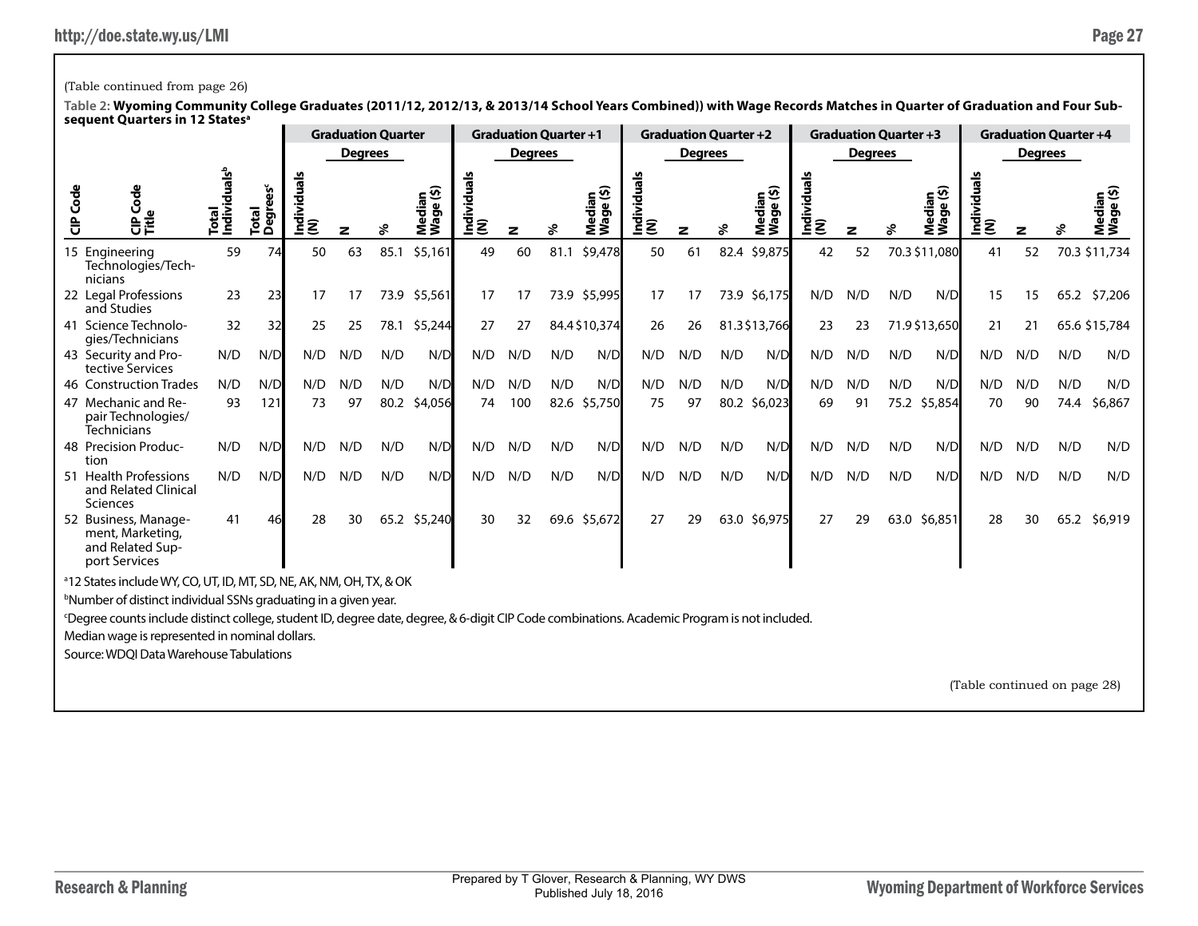(Table continued from page 26)

**Table 2: Wyoming Community College Graduates (2011/12, 2012/13, & 2013/14 School Years Combined)) with Wage Records Matches in Quarter of Graduation and Four Subsequent Quarters in 12 States[a]**

| | | | | Graduation Quarter | | | | Graduation Quarter +1 | | | | Graduation Quarter +2 | | | | Graduation Quarter +3 | | | | Graduation Quarter +4 | | | |
|---|---|---|---|---|---|---|---|---|---|---|---|---|---|---|---|---|---|---|---|---|---|---|---|
| | | | | | Degrees | | | | Degrees | | | | Degrees | | | | Degrees | | | | Degrees | | |
| CIP Code | CIP Code Title | Total Individuals[b] | Total Degrees[c] | Individuals (N) | N | % | Median Wage ($) | Individuals (N) | N | % | Median Wage ($) | Individuals (N) | N | % | Median Wage ($) | Individuals (N) | N | % | Median Wage ($) | Individuals (N) | N | % | Median Wage ($) |
| 15 | Engineering Technologies/Technicians | 59 | 74 | 50 | 63 | 85.1 | $5,161 | 49 | 60 | 81.1 | $9,478 | 50 | 61 | 82.4 | $9,875 | 42 | 52 | 70.3 | $11,080 | 41 | 52 | 70.3 | $11,734 |
| 22 | Legal Professions and Studies | 23 | 23 | 17 | 17 | 73.9 | $5,561 | 17 | 17 | 73.9 | $5,995 | 17 | 17 | 73.9 | $6,175 | N/D | N/D | N/D | N/D | 15 | 15 | 65.2 | $7,206 |
| 41 | Science Technologies/Technicians | 32 | 32 | 25 | 25 | 78.1 | $5,244 | 27 | 27 | 84.4 | $10,374 | 26 | 26 | 81.3 | $13,766 | 23 | 23 | 71.9 | $13,650 | 21 | 21 | 65.6 | $15,784 |
| 43 | Security and Protective Services | N/D | N/D | N/D | N/D | N/D | N/D | N/D | N/D | N/D | N/D | N/D | N/D | N/D | N/D | N/D | N/D | N/D | N/D | N/D | N/D | N/D | N/D |
| 46 | Construction Trades | N/D | N/D | N/D | N/D | N/D | N/D | N/D | N/D | N/D | N/D | N/D | N/D | N/D | N/D | N/D | N/D | N/D | N/D | N/D | N/D | N/D | N/D |
| 47 | Mechanic and Repair Technologies/Technicians | 93 | 121 | 73 | 97 | 80.2 | $4,056 | 74 | 100 | 82.6 | $5,750 | 75 | 97 | 80.2 | $6,023 | 69 | 91 | 75.2 | $5,854 | 70 | 90 | 74.4 | $6,867 |
| 48 | Precision Production | N/D | N/D | N/D | N/D | N/D | N/D | N/D | N/D | N/D | N/D | N/D | N/D | N/D | N/D | N/D | N/D | N/D | N/D | N/D | N/D | N/D | N/D |
| 51 | Health Professions and Related Clinical Sciences | N/D | N/D | N/D | N/D | N/D | N/D | N/D | N/D | N/D | N/D | N/D | N/D | N/D | N/D | N/D | N/D | N/D | N/D | N/D | N/D | N/D | N/D |
| 52 | Business, Management, Marketing, and Related Support Services | 41 | 46 | 28 | 30 | 65.2 | $5,240 | 30 | 32 | 69.6 | $5,672 | 27 | 29 | 63.0 | $6,975 | 27 | 29 | 63.0 | $6,851 | 28 | 30 | 65.2 | $6,919 |

[a]12 States include WY, CO, UT, ID, MT, SD, NE, AK, NM, OH, TX, & OK

[b]Number of distinct individual SSNs graduating in a given year.

[c]Degree counts include distinct college, student ID, degree date, degree, & 6-digit CIP Code combinations. Academic Program is not included.

Median wage is represented in nominal dollars.

Source: WDQI Data Warehouse Tabulations

(Table continued on page 28)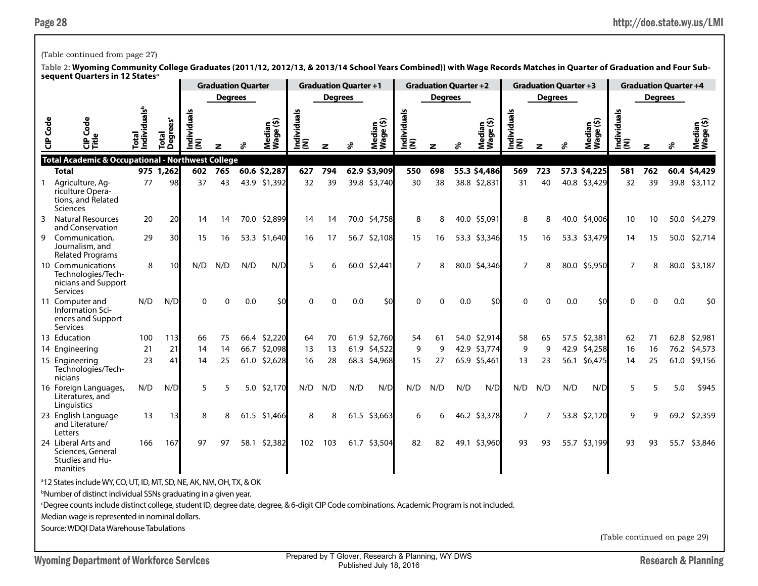(Table continued from page 27)

**Table 2: Wyoming Community College Graduates (2011/12, 2012/13, & 2013/14 School Years Combined)) with Wage Records Matches in Quarter of Graduation and Four Subsequent Quarters in 12 States[a]**

| | | | | Graduation Quarter | | | | Graduation Quarter +1 | | | | Graduation Quarter +2 | | | | Graduation Quarter +3 | | | | Graduation Quarter +4 | | | |
|---|---|---|---|---|---|---|---|---|---|---|---|---|---|---|---|---|---|---|---|---|---|---|---|
| | | | | | Degrees | | | | Degrees | | | | Degrees | | | | Degrees | | | | Degrees | | |
| CIP Code | CIP Code Title | Total Individuals[b] | Total Degrees[c] | Individuals (N) | N | % | Median Wage ($) | Individuals (N) | N | % | Median Wage ($) | Individuals (N) | N | % | Median Wage ($) | Individuals (N) | N | % | Median Wage ($) | Individuals (N) | N | % | Median Wage ($) |
| **Total Academic & Occupational - Northwest College** | | | | | | | | | | | | | | | | | | | | | | | |
| | **Total** | **975** | **1,262** | **602** | **765** | **60.6** | **$2,287** | **627** | **794** | **62.9** | **$3,909** | **550** | **698** | **55.3** | **$4,486** | **569** | **723** | **57.3** | **$4,225** | **581** | **762** | **60.4** | **$4,429** |
| 1 | Agriculture, Agriculture Operations, and Related Sciences | 77 | 98 | 37 | 43 | 43.9 | $1,392 | 32 | 39 | 39.8 | $3,740 | 30 | 38 | 38.8 | $2,831 | 31 | 40 | 40.8 | $3,429 | 32 | 39 | 39.8 | $3,112 |
| 3 | Natural Resources and Conservation | 20 | 20 | 14 | 14 | 70.0 | $2,899 | 14 | 14 | 70.0 | $4,758 | 8 | 8 | 40.0 | $5,091 | 8 | 8 | 40.0 | $4,006 | 10 | 10 | 50.0 | $4,279 |
| 9 | Communication, Journalism, and Related Programs | 29 | 30 | 15 | 16 | 53.3 | $1,640 | 16 | 17 | 56.7 | $2,108 | 15 | 16 | 53.3 | $3,346 | 15 | 16 | 53.3 | $3,479 | 14 | 15 | 50.0 | $2,714 |
| 10 | Communications Technologies/Technicians and Support Services | 8 | 10 | N/D | N/D | N/D | N/D | 5 | 6 | 60.0 | $2,441 | 7 | 8 | 80.0 | $4,346 | 7 | 8 | 80.0 | $5,950 | 7 | 8 | 80.0 | $3,187 |
| 11 | Computer and Information Sciences and Support Services | N/D | N/D | 0 | 0 | 0.0 | $0 | 0 | 0 | 0.0 | $0 | 0 | 0 | 0.0 | $0 | 0 | 0 | 0.0 | $0 | 0 | 0 | 0.0 | $0 |
| 13 | Education | 100 | 113 | 66 | 75 | 66.4 | $2,220 | 64 | 70 | 61.9 | $2,760 | 54 | 61 | 54.0 | $2,914 | 58 | 65 | 57.5 | $2,381 | 62 | 71 | 62.8 | $2,981 |
| 14 | Engineering | 21 | 21 | 14 | 14 | 66.7 | $2,098 | 13 | 13 | 61.9 | $4,522 | 9 | 9 | 42.9 | $3,774 | 9 | 9 | 42.9 | $4,258 | 16 | 16 | 76.2 | $4,573 |
| 15 | Engineering Technologies/Technicians | 23 | 41 | 14 | 25 | 61.0 | $2,628 | 16 | 28 | 68.3 | $4,968 | 15 | 27 | 65.9 | $5,461 | 13 | 23 | 56.1 | $6,475 | 14 | 25 | 61.0 | $9,156 |
| 16 | Foreign Languages, Literatures, and Linguistics | N/D | N/D | 5 | 5 | 5.0 | $2,170 | N/D | N/D | N/D | N/D | N/D | N/D | N/D | N/D | N/D | N/D | N/D | N/D | 5 | 5 | 5.0 | $945 |
| 23 | English Language and Literature/Letters | 13 | 13 | 8 | 8 | 61.5 | $1,466 | 8 | 8 | 61.5 | $3,663 | 6 | 6 | 46.2 | $3,378 | 7 | 7 | 53.8 | $2,120 | 9 | 9 | 69.2 | $2,359 |
| 24 | Liberal Arts and Sciences, General Studies and Humanities | 166 | 167 | 97 | 97 | 58.1 | $2,382 | 102 | 103 | 61.7 | $3,504 | 82 | 82 | 49.1 | $3,960 | 93 | 93 | 55.7 | $3,199 | 93 | 93 | 55.7 | $3,846 |

[a]12 States include WY, CO, UT, ID, MT, SD, NE, AK, NM, OH, TX, & OK

[b]Number of distinct individual SSNs graduating in a given year.

[c]Degree counts include distinct college, student ID, degree date, degree, & 6-digit CIP Code combinations. Academic Program is not included.

Median wage is represented in nominal dollars.

Source: WDQI Data Warehouse Tabulations

(Table continued on page 29)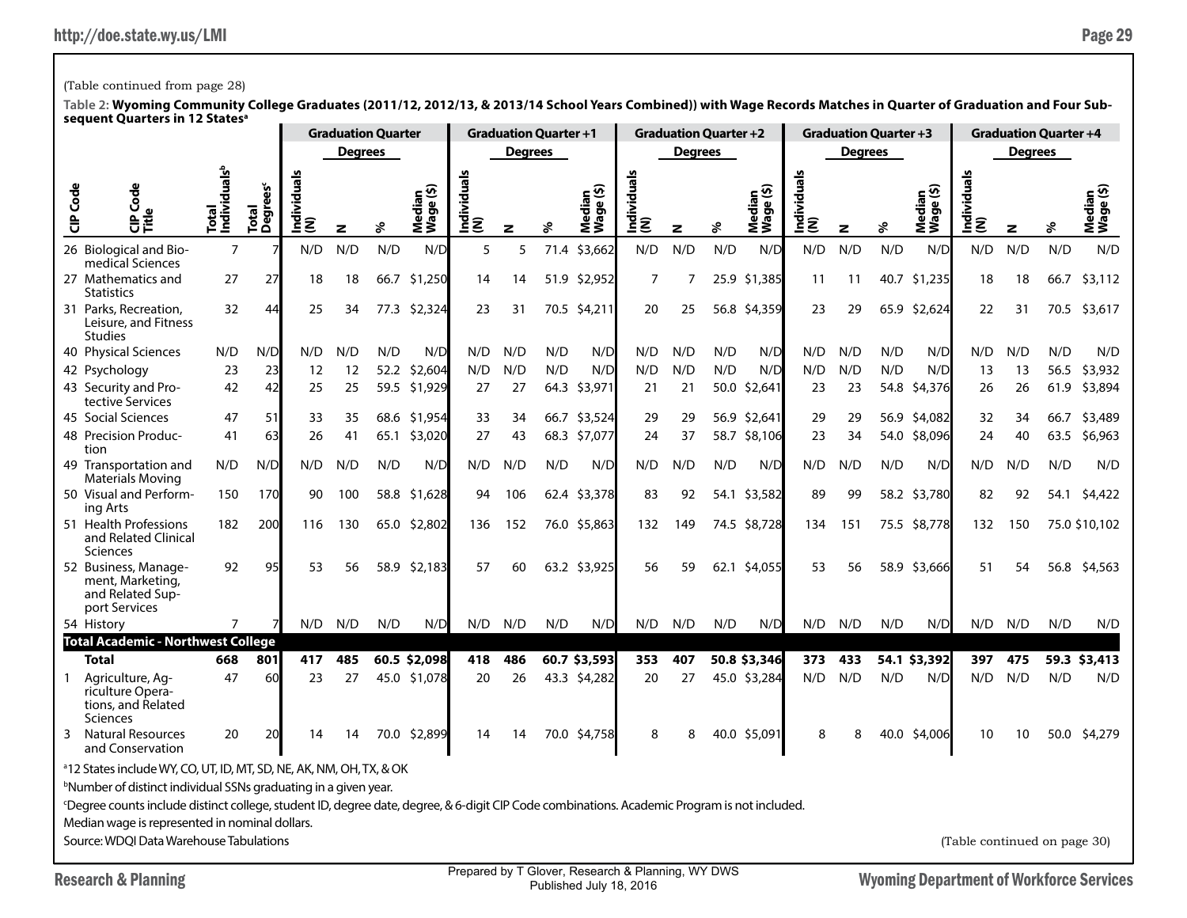(Table continued from page 28)

**Table 2: Wyoming Community College Graduates (2011/12, 2012/13, & 2013/14 School Years Combined)) with Wage Records Matches in Quarter of Graduation and Four Subsequent Quarters in 12 States[a]**

| | | | | Graduation Quarter | | | | Graduation Quarter +1 | | | | Graduation Quarter +2 | | | | Graduation Quarter +3 | | | | Graduation Quarter +4 | | | |
|---|---|---|---|---|---|---|---|---|---|---|---|---|---|---|---|---|---|---|---|---|---|---|---|
| | | | | | Degrees | | | | Degrees | | | | Degrees | | | | Degrees | | | | Degrees | | |
| CIP Code | CIP Code Title | Total Individuals[b] | Total Degrees[c] | Individuals (N) | N | % | Median Wage ($) | Individuals (N) | N | % | Median Wage ($) | Individuals (N) | N | % | Median Wage ($) | Individuals (N) | N | % | Median Wage ($) | Individuals (N) | N | % | Median Wage ($) |
| 26 | Biological and Biomedical Sciences | 7 | 7 | N/D | N/D | N/D | N/D | 5 | 5 | 71.4 | $3,662 | N/D | N/D | N/D | N/D | N/D | N/D | N/D | N/D | N/D | N/D | N/D | N/D |
| 27 | Mathematics and Statistics | 27 | 27 | 18 | 18 | 66.7 | $1,250 | 14 | 14 | 51.9 | $2,952 | 7 | 7 | 25.9 | $1,385 | 11 | 11 | 40.7 | $1,235 | 18 | 18 | 66.7 | $3,112 |
| 31 | Parks, Recreation, Leisure, and Fitness Studies | 32 | 44 | 25 | 34 | 77.3 | $2,324 | 23 | 31 | 70.5 | $4,211 | 20 | 25 | 56.8 | $4,359 | 23 | 29 | 65.9 | $2,624 | 22 | 31 | 70.5 | $3,617 |
| 40 | Physical Sciences | N/D | N/D | N/D | N/D | N/D | N/D | N/D | N/D | N/D | N/D | N/D | N/D | N/D | N/D | N/D | N/D | N/D | N/D | N/D | N/D | N/D | N/D |
| 42 | Psychology | 23 | 23 | 12 | 12 | 52.2 | $2,604 | N/D | N/D | N/D | N/D | N/D | N/D | N/D | N/D | N/D | N/D | N/D | N/D | 13 | 13 | 56.5 | $3,932 |
| 43 | Security and Protective Services | 42 | 42 | 25 | 25 | 59.5 | $1,929 | 27 | 27 | 64.3 | $3,971 | 21 | 21 | 50.0 | $2,641 | 23 | 23 | 54.8 | $4,376 | 26 | 26 | 61.9 | $3,894 |
| 45 | Social Sciences | 47 | 51 | 33 | 35 | 68.6 | $1,954 | 33 | 34 | 66.7 | $3,524 | 29 | 29 | 56.9 | $2,641 | 29 | 29 | 56.9 | $4,082 | 32 | 34 | 66.7 | $3,489 |
| 48 | Precision Production | 41 | 63 | 26 | 41 | 65.1 | $3,020 | 27 | 43 | 68.3 | $7,077 | 24 | 37 | 58.7 | $8,106 | 23 | 34 | 54.0 | $8,096 | 24 | 40 | 63.5 | $6,963 |
| 49 | Transportation and Materials Moving | N/D | N/D | N/D | N/D | N/D | N/D | N/D | N/D | N/D | N/D | N/D | N/D | N/D | N/D | N/D | N/D | N/D | N/D | N/D | N/D | N/D | N/D |
| 50 | Visual and Performing Arts | 150 | 170 | 90 | 100 | 58.8 | $1,628 | 94 | 106 | 62.4 | $3,378 | 83 | 92 | 54.1 | $3,582 | 89 | 99 | 58.2 | $3,780 | 82 | 92 | 54.1 | $4,422 |
| 51 | Health Professions and Related Clinical Sciences | 182 | 200 | 116 | 130 | 65.0 | $2,802 | 136 | 152 | 76.0 | $5,863 | 132 | 149 | 74.5 | $8,728 | 134 | 151 | 75.5 | $8,778 | 132 | 150 | 75.0 | $10,102 |
| 52 | Business, Management, Marketing, and Related Support Services | 92 | 95 | 53 | 56 | 58.9 | $2,183 | 57 | 60 | 63.2 | $3,925 | 56 | 59 | 62.1 | $4,055 | 53 | 56 | 58.9 | $3,666 | 51 | 54 | 56.8 | $4,563 |
| 54 | History | 7 | 7 | N/D | N/D | N/D | N/D | N/D | N/D | N/D | N/D | N/D | N/D | N/D | N/D | N/D | N/D | N/D | N/D | N/D | N/D | N/D | N/D |
| **Total Academic - Northwest College** | | | | | | | | | | | | | | | | | | | | | | | |
| | **Total** | **668** | **801** | **417** | **485** | **60.5** | **$2,098** | **418** | **486** | **60.7** | **$3,593** | **353** | **407** | **50.8** | **$3,346** | **373** | **433** | **54.1** | **$3,392** | **397** | **475** | **59.3** | **$3,413** |
| 1 | Agriculture, Agriculture Operations, and Related Sciences | 47 | 60 | 23 | 27 | 45.0 | $1,078 | 20 | 26 | 43.3 | $4,282 | 20 | 27 | 45.0 | $3,284 | N/D | N/D | N/D | N/D | N/D | N/D | N/D | N/D |
| 3 | Natural Resources and Conservation | 20 | 20 | 14 | 14 | 70.0 | $2,899 | 14 | 14 | 70.0 | $4,758 | 8 | 8 | 40.0 | $5,091 | 8 | 8 | 40.0 | $4,006 | 10 | 10 | 50.0 | $4,279 |

[a]12 States include WY, CO, UT, ID, MT, SD, NE, AK, NM, OH, TX, & OK

[b]Number of distinct individual SSNs graduating in a given year.

[c]Degree counts include distinct college, student ID, degree date, degree, & 6-digit CIP Code combinations. Academic Program is not included.

Median wage is represented in nominal dollars.

Source: WDQI Data Warehouse Tabulations

(Table continued on page 30)

Prepared by T Glover, Research & Planning, WY DWS
Published July 18, 2016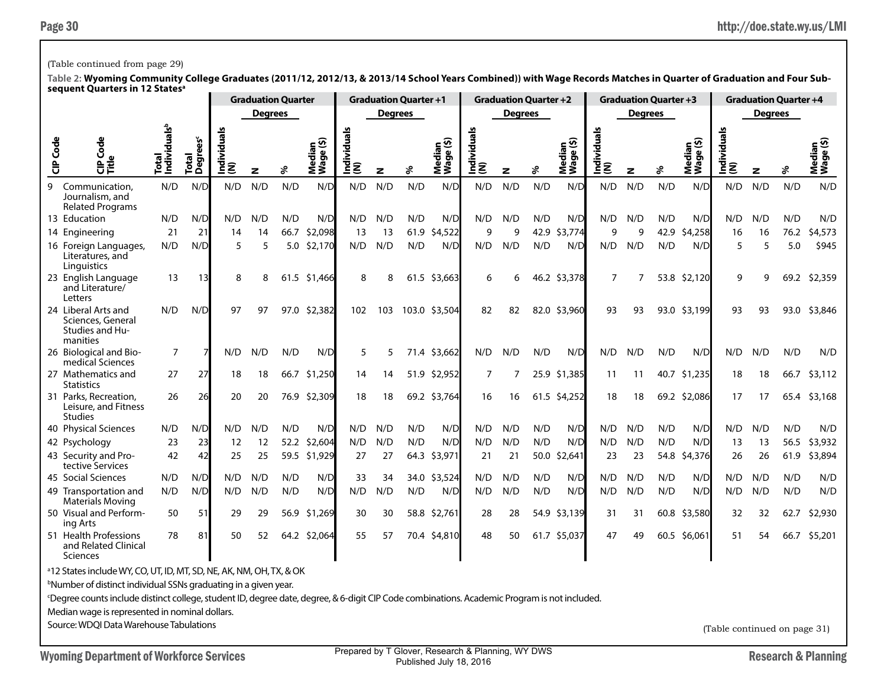(Table continued from page 29)

**Table 2: Wyoming Community College Graduates (2011/12, 2012/13, & 2013/14 School Years Combined)) with Wage Records Matches in Quarter of Graduation and Four Subsequent Quarters in 12 States[a]**

| | | | | Graduation Quarter | | | | Graduation Quarter +1 | | | | Graduation Quarter +2 | | | | Graduation Quarter +3 | | | | Graduation Quarter +4 | | | |
|---|---|---|---|---|---|---|---|---|---|---|---|---|---|---|---|---|---|---|---|---|---|---|---|
| | | | | | Degrees | | | | Degrees | | | | Degrees | | | | Degrees | | | | Degrees | | |
| CIP Code | CIP Code Title | Total Individuals[b] | Total Degrees[c] | Individuals (N) | N | % | Median Wage ($) | Individuals (N) | N | % | Median Wage ($) | Individuals (N) | N | % | Median Wage ($) | Individuals (N) | N | % | Median Wage ($) | Individuals (N) | N | % | Median Wage ($) |
| 9 | Communication, Journalism, and Related Programs | N/D | N/D | N/D | N/D | N/D | N/D | N/D | N/D | N/D | N/D | N/D | N/D | N/D | N/D | N/D | N/D | N/D | N/D | N/D | N/D | N/D | N/D |
| 13 | Education | N/D | N/D | N/D | N/D | N/D | N/D | N/D | N/D | N/D | N/D | N/D | N/D | N/D | N/D | N/D | N/D | N/D | N/D | N/D | N/D | N/D | N/D |
| 14 | Engineering | 21 | 21 | 14 | 14 | 66.7 | $2,098 | 13 | 13 | 61.9 | $4,522 | 9 | 9 | 42.9 | $3,774 | 9 | 9 | 42.9 | $4,258 | 16 | 16 | 76.2 | $4,573 |
| 16 | Foreign Languages, Literatures, and Linguistics | N/D | N/D | 5 | 5 | 5.0 | $2,170 | N/D | N/D | N/D | N/D | N/D | N/D | N/D | N/D | N/D | N/D | N/D | N/D | 5 | 5 | 5.0 | $945 |
| 23 | English Language and Literature/ Letters | 13 | 13 | 8 | 8 | 61.5 | $1,466 | 8 | 8 | 61.5 | $3,663 | 6 | 6 | 46.2 | $3,378 | 7 | 7 | 53.8 | $2,120 | 9 | 9 | 69.2 | $2,359 |
| 24 | Liberal Arts and Sciences, General Studies and Humanities | N/D | N/D | 97 | 97 | 97.0 | $2,382 | 102 | 103 | 103.0 | $3,504 | 82 | 82 | 82.0 | $3,960 | 93 | 93 | 93.0 | $3,199 | 93 | 93 | 93.0 | $3,846 |
| 26 | Biological and Biomedical Sciences | 7 | 7 | N/D | N/D | N/D | N/D | 5 | 5 | 71.4 | $3,662 | N/D | N/D | N/D | N/D | N/D | N/D | N/D | N/D | N/D | N/D | N/D | N/D |
| 27 | Mathematics and Statistics | 27 | 27 | 18 | 18 | 66.7 | $1,250 | 14 | 14 | 51.9 | $2,952 | 7 | 7 | 25.9 | $1,385 | 11 | 11 | 40.7 | $1,235 | 18 | 18 | 66.7 | $3,112 |
| 31 | Parks, Recreation, Leisure, and Fitness Studies | 26 | 26 | 20 | 20 | 76.9 | $2,309 | 18 | 18 | 69.2 | $3,764 | 16 | 16 | 61.5 | $4,252 | 18 | 18 | 69.2 | $2,086 | 17 | 17 | 65.4 | $3,168 |
| 40 | Physical Sciences | N/D | N/D | N/D | N/D | N/D | N/D | N/D | N/D | N/D | N/D | N/D | N/D | N/D | N/D | N/D | N/D | N/D | N/D | N/D | N/D | N/D | N/D |
| 42 | Psychology | 23 | 23 | 12 | 12 | 52.2 | $2,604 | N/D | N/D | N/D | N/D | N/D | N/D | N/D | N/D | N/D | N/D | N/D | N/D | 13 | 13 | 56.5 | $3,932 |
| 43 | Security and Protective Services | 42 | 42 | 25 | 25 | 59.5 | $1,929 | 27 | 27 | 64.3 | $3,971 | 21 | 21 | 50.0 | $2,641 | 23 | 23 | 54.8 | $4,376 | 26 | 26 | 61.9 | $3,894 |
| 45 | Social Sciences | N/D | N/D | N/D | N/D | N/D | N/D | 33 | 34 | 34.0 | $3,524 | N/D | N/D | N/D | N/D | N/D | N/D | N/D | N/D | N/D | N/D | N/D | N/D |
| 49 | Transportation and Materials Moving | N/D | N/D | N/D | N/D | N/D | N/D | N/D | N/D | N/D | N/D | N/D | N/D | N/D | N/D | N/D | N/D | N/D | N/D | N/D | N/D | N/D | N/D |
| 50 | Visual and Performing Arts | 50 | 51 | 29 | 29 | 56.9 | $1,269 | 30 | 30 | 58.8 | $2,761 | 28 | 28 | 54.9 | $3,139 | 31 | 31 | 60.8 | $3,580 | 32 | 32 | 62.7 | $2,930 |
| 51 | Health Professions and Related Clinical Sciences | 78 | 81 | 50 | 52 | 64.2 | $2,064 | 55 | 57 | 70.4 | $4,810 | 48 | 50 | 61.7 | $5,037 | 47 | 49 | 60.5 | $6,061 | 51 | 54 | 66.7 | $5,201 |

[a]12 States include WY, CO, UT, ID, MT, SD, NE, AK, NM, OH, TX, & OK

[b]Number of distinct individual SSNs graduating in a given year.

[c]Degree counts include distinct college, student ID, degree date, degree, & 6-digit CIP Code combinations. Academic Program is not included.

Median wage is represented in nominal dollars.

Source: WDQI Data Warehouse Tabulations

(Table continued on page 31)

Prepared by T Glover, Research & Planning, WY DWS
Published July 18, 2016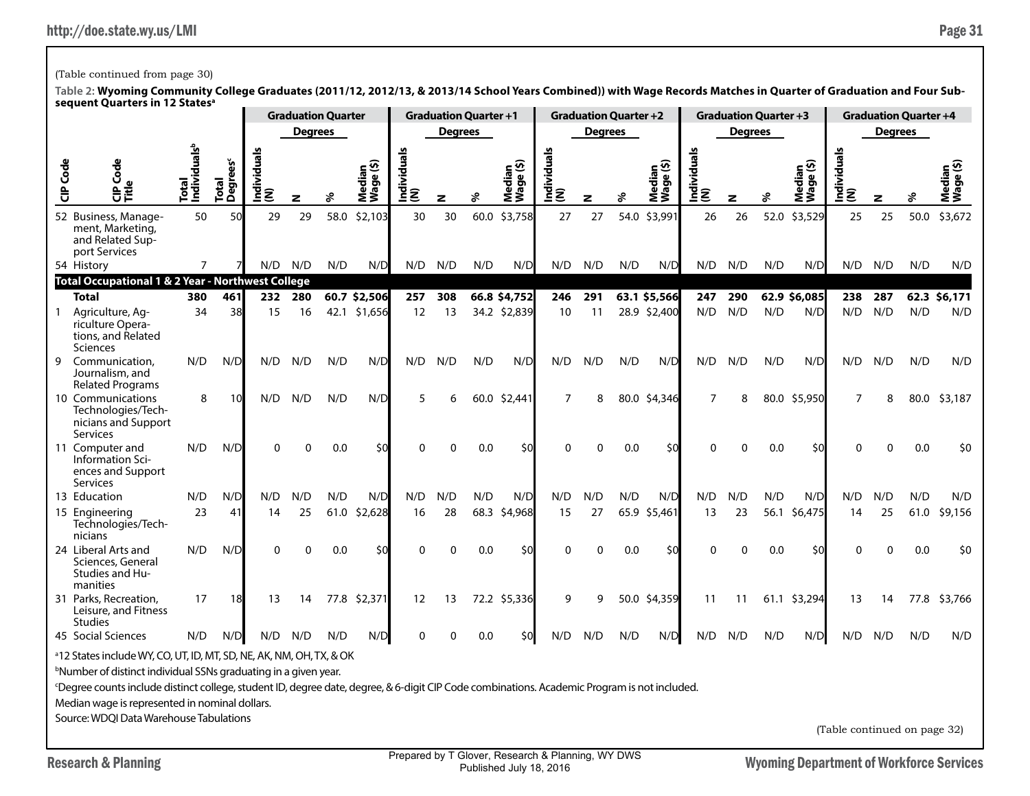(Table continued from page 30)

**Table 2: Wyoming Community College Graduates (2011/12, 2012/13, & 2013/14 School Years Combined)) with Wage Records Matches in Quarter of Graduation and Four Subsequent Quarters in 12 States[a]**

| | | | | Graduation Quarter | | | | Graduation Quarter +1 | | | | Graduation Quarter +2 | | | | Graduation Quarter +3 | | | | Graduation Quarter +4 | | | |
|---|---|---|---|---|---|---|---|---|---|---|---|---|---|---|---|---|---|---|---|---|---|---|---|
| | | | | | Degrees | | | | Degrees | | | | Degrees | | | | Degrees | | | | Degrees | | |
| CIP Code | CIP Code Title | Total Individuals[b] | Total Degrees[c] | Individuals (N) | N | % | Median Wage ($) | Individuals (N) | N | % | Median Wage ($) | Individuals (N) | N | % | Median Wage ($) | Individuals (N) | N | % | Median Wage ($) | Individuals (N) | N | % | Median Wage ($) |
| 52 | Business, Management, Marketing, and Related Support Services | 50 | 50 | 29 | 29 | 58.0 | $2,103 | 30 | 30 | 60.0 | $3,758 | 27 | 27 | 54.0 | $3,991 | 26 | 26 | 52.0 | $3,529 | 25 | 25 | 50.0 | $3,672 |
| 54 | History | 7 | 7 | N/D | N/D | N/D | N/D | N/D | N/D | N/D | N/D | N/D | N/D | N/D | N/D | N/D | N/D | N/D | N/D | N/D | N/D | N/D | N/D |
| **Total Occupational 1 & 2 Year - Northwest College** | | | | | | | | | | | | | | | | | | | | | | | |
| | **Total** | **380** | **461** | **232** | **280** | **60.7** | **$2,506** | **257** | **308** | **66.8** | **$4,752** | **246** | **291** | **63.1** | **$5,566** | **247** | **290** | **62.9** | **$6,085** | **238** | **287** | **62.3** | **$6,171** |
| 1 | Agriculture, Agriculture Operations, and Related Sciences | 34 | 38 | 15 | 16 | 42.1 | $1,656 | 12 | 13 | 34.2 | $2,839 | 10 | 11 | 28.9 | $2,400 | N/D | N/D | N/D | N/D | N/D | N/D | N/D | N/D |
| 9 | Communication, Journalism, and Related Programs | N/D | N/D | N/D | N/D | N/D | N/D | N/D | N/D | N/D | N/D | N/D | N/D | N/D | N/D | N/D | N/D | N/D | N/D | N/D | N/D | N/D | N/D |
| 10 | Communications Technologies/Technicians and Support Services | 8 | 10 | N/D | N/D | N/D | N/D | 5 | 6 | 60.0 | $2,441 | 7 | 8 | 80.0 | $4,346 | 7 | 8 | 80.0 | $5,950 | 7 | 8 | 80.0 | $3,187 |
| 11 | Computer and Information Sciences and Support Services | N/D | N/D | 0 | 0 | 0.0 | $0 | 0 | 0 | 0.0 | $0 | 0 | 0 | 0.0 | $0 | 0 | 0 | 0.0 | $0 | 0 | 0 | 0.0 | $0 |
| 13 | Education | N/D | N/D | N/D | N/D | N/D | N/D | N/D | N/D | N/D | N/D | N/D | N/D | N/D | N/D | N/D | N/D | N/D | N/D | N/D | N/D | N/D | N/D |
| 15 | Engineering Technologies/Technicians | 23 | 41 | 14 | 25 | 61.0 | $2,628 | 16 | 28 | 68.3 | $4,968 | 15 | 27 | 65.9 | $5,461 | 13 | 23 | 56.1 | $6,475 | 14 | 25 | 61.0 | $9,156 |
| 24 | Liberal Arts and Sciences, General Studies and Humanities | N/D | N/D | 0 | 0 | 0.0 | $0 | 0 | 0 | 0.0 | $0 | 0 | 0 | 0.0 | $0 | 0 | 0 | 0.0 | $0 | 0 | 0 | 0.0 | $0 |
| 31 | Parks, Recreation, Leisure, and Fitness Studies | 17 | 18 | 13 | 14 | 77.8 | $2,371 | 12 | 13 | 72.2 | $5,336 | 9 | 9 | 50.0 | $4,359 | 11 | 11 | 61.1 | $3,294 | 13 | 14 | 77.8 | $3,766 |
| 45 | Social Sciences | N/D | N/D | N/D | N/D | N/D | N/D | 0 | 0 | 0.0 | $0 | N/D | N/D | N/D | N/D | N/D | N/D | N/D | N/D | N/D | N/D | N/D | N/D |

[a]12 States include WY, CO, UT, ID, MT, SD, NE, AK, NM, OH, TX, & OK

[b]Number of distinct individual SSNs graduating in a given year.

[c]Degree counts include distinct college, student ID, degree date, degree, & 6-digit CIP Code combinations. Academic Program is not included.

Median wage is represented in nominal dollars.

Source: WDQI Data Warehouse Tabulations

(Table continued on page 32)

Prepared by T Glover, Research & Planning, WY DWS
Published July 18, 2016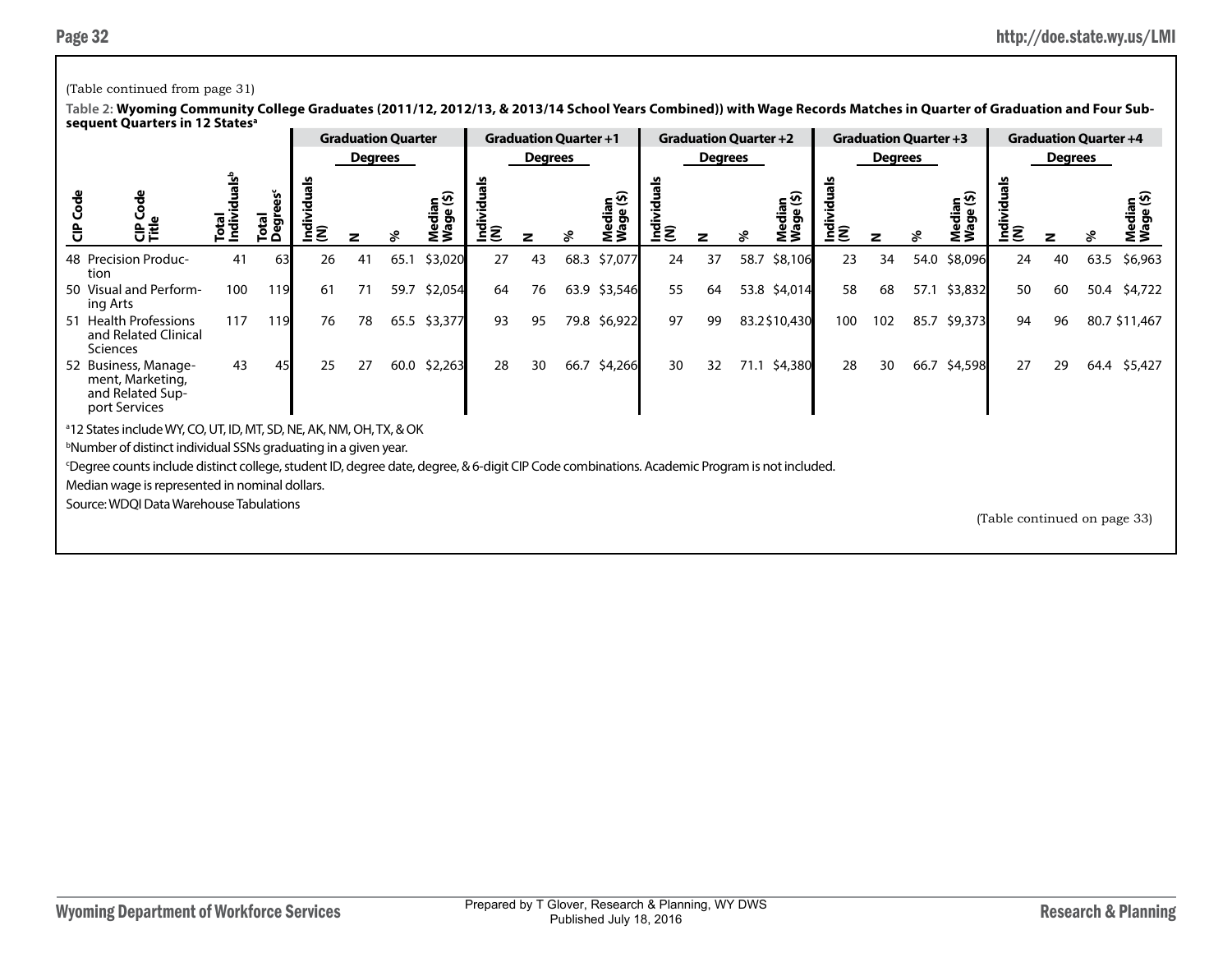(Table continued from page 31)

**Table 2: Wyoming Community College Graduates (2011/12, 2012/13, & 2013/14 School Years Combined)) with Wage Records Matches in Quarter of Graduation and Four Subsequent Quarters in 12 States[a]**

| | | | | Graduation Quarter | | | | Graduation Quarter +1 | | | | Graduation Quarter +2 | | | | Graduation Quarter +3 | | | | Graduation Quarter +4 | | | |
|---|---|---|---|---|---|---|---|---|---|---|---|---|---|---|---|---|---|---|---|---|---|---|---|
| | | | | | Degrees | | | | Degrees | | | | Degrees | | | | Degrees | | | | Degrees | | |
| CIP Code | CIP Code Title | Total Individuals[b] | Total Degrees[c] | Individuals (N) | N | % | Median Wage ($) | Individuals (N) | N | % | Median Wage ($) | Individuals (N) | N | % | Median Wage ($) | Individuals (N) | N | % | Median Wage ($) | Individuals (N) | N | % | Median Wage ($) |
| 48 | Precision Production | 41 | 63 | 26 | 41 | 65.1 | $3,020 | 27 | 43 | 68.3 | $7,077 | 24 | 37 | 58.7 | $8,106 | 23 | 34 | 54.0 | $8,096 | 24 | 40 | 63.5 | $6,963 |
| 50 | Visual and Performing Arts | 100 | 119 | 61 | 71 | 59.7 | $2,054 | 64 | 76 | 63.9 | $3,546 | 55 | 64 | 53.8 | $4,014 | 58 | 68 | 57.1 | $3,832 | 50 | 60 | 50.4 | $4,722 |
| 51 | Health Professions and Related Clinical Sciences | 117 | 119 | 76 | 78 | 65.5 | $3,377 | 93 | 95 | 79.8 | $6,922 | 97 | 99 | 83.2 | $10,430 | 100 | 102 | 85.7 | $9,373 | 94 | 96 | 80.7 | $11,467 |
| 52 | Business, Management, Marketing, and Related Support Services | 43 | 45 | 25 | 27 | 60.0 | $2,263 | 28 | 30 | 66.7 | $4,266 | 30 | 32 | 71.1 | $4,380 | 28 | 30 | 66.7 | $4,598 | 27 | 29 | 64.4 | $5,427 |

[a]12 States include WY, CO, UT, ID, MT, SD, NE, AK, NM, OH, TX, & OK

[b]Number of distinct individual SSNs graduating in a given year.

[c]Degree counts include distinct college, student ID, degree date, degree, & 6-digit CIP Code combinations. Academic Program is not included.

Median wage is represented in nominal dollars.

Source: WDQI Data Warehouse Tabulations

(Table continued on page 33)

Prepared by T Glover, Research & Planning, WY DWS
Published July 18, 2016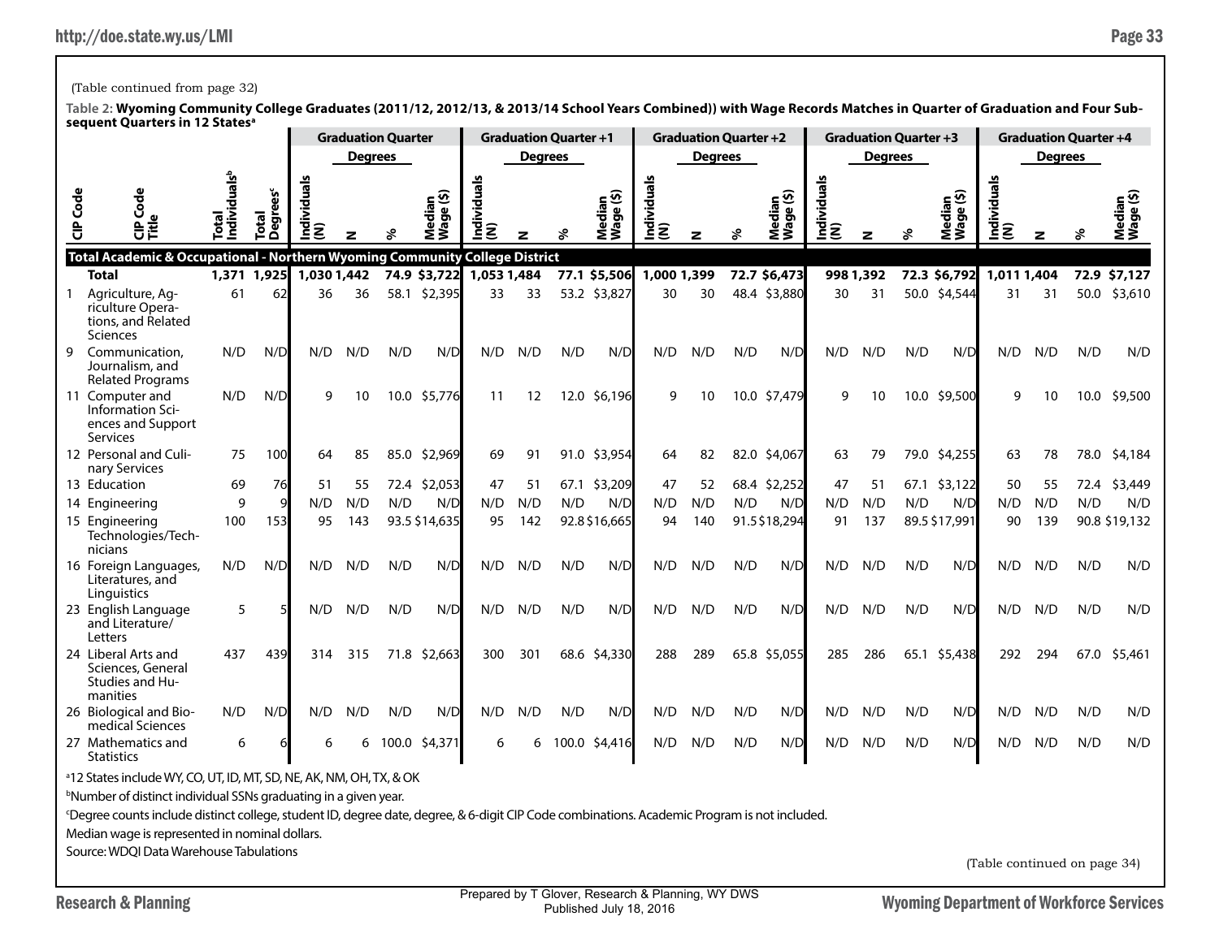(Table continued from page 32)

**Table 2: Wyoming Community College Graduates (2011/12, 2012/13, & 2013/14 School Years Combined)) with Wage Records Matches in Quarter of Graduation and Four Subsequent Quarters in 12 States[a]**

| CIP Code | CIP Code Title | Total Individuals[b] | Total Degrees[c] | Graduation Quarter Individuals (N) | Graduation Quarter Degrees N | Graduation Quarter Degrees % | Graduation Quarter Median Wage ($) | Graduation Quarter +1 Individuals (N) | Graduation Quarter +1 Degrees N | Graduation Quarter +1 Degrees % | Graduation Quarter +1 Median Wage ($) | Graduation Quarter +2 Individuals (N) | Graduation Quarter +2 Degrees N | Graduation Quarter +2 Degrees % | Graduation Quarter +2 Median Wage ($) | Graduation Quarter +3 Individuals (N) | Graduation Quarter +3 Degrees N | Graduation Quarter +3 Degrees % | Graduation Quarter +3 Median Wage ($) | Graduation Quarter +4 Individuals (N) | Graduation Quarter +4 Degrees N | Graduation Quarter +4 Degrees % | Graduation Quarter +4 Median Wage ($) |
|---|---|---|---|---|---|---|---|---|---|---|---|---|---|---|---|---|---|---|---|---|---|---|---|
| **Total Academic & Occupational - Northern Wyoming Community College District** | | | | | | | | | | | | | | | | | | | | | | | |
| | **Total** | **1,371** | **1,925** | **1,030** | **1,442** | **74.9** | **$3,722** | **1,053** | **1,484** | **77.1** | **$5,506** | **1,000** | **1,399** | **72.7** | **$6,473** | **998** | **1,392** | **72.3** | **$6,792** | **1,011** | **1,404** | **72.9** | **$7,127** |
| 1 | Agriculture, Agriculture Operations, and Related Sciences | 61 | 62 | 36 | 36 | 58.1 | $2,395 | 33 | 33 | 53.2 | $3,827 | 30 | 30 | 48.4 | $3,880 | 30 | 31 | 50.0 | $4,544 | 31 | 31 | 50.0 | $3,610 |
| 9 | Communication, Journalism, and Related Programs | N/D | N/D | N/D | N/D | N/D | N/D | N/D | N/D | N/D | N/D | N/D | N/D | N/D | N/D | N/D | N/D | N/D | N/D | N/D | N/D | N/D | N/D |
| 11 | Computer and Information Sciences and Support Services | N/D | N/D | 9 | 10 | 10.0 | $5,776 | 11 | 12 | 12.0 | $6,196 | 9 | 10 | 10.0 | $7,479 | 9 | 10 | 10.0 | $9,500 | 9 | 10 | 10.0 | $9,500 |
| 12 | Personal and Culinary Services | 75 | 100 | 64 | 85 | 85.0 | $2,969 | 69 | 91 | 91.0 | $3,954 | 64 | 82 | 82.0 | $4,067 | 63 | 79 | 79.0 | $4,255 | 63 | 78 | 78.0 | $4,184 |
| 13 | Education | 69 | 76 | 51 | 55 | 72.4 | $2,053 | 47 | 51 | 67.1 | $3,209 | 47 | 52 | 68.4 | $2,252 | 47 | 51 | 67.1 | $3,122 | 50 | 55 | 72.4 | $3,449 |
| 14 | Engineering | 9 | 9 | N/D | N/D | N/D | N/D | N/D | N/D | N/D | N/D | N/D | N/D | N/D | N/D | N/D | N/D | N/D | N/D | N/D | N/D | N/D | N/D |
| 15 | Engineering Technologies/Technicians | 100 | 153 | 95 | 143 | 93.5 | $14,635 | 95 | 142 | 92.8 | $16,665 | 94 | 140 | 91.5 | $18,294 | 91 | 137 | 89.5 | $17,991 | 90 | 139 | 90.8 | $19,132 |
| 16 | Foreign Languages, Literatures, and Linguistics | N/D | N/D | N/D | N/D | N/D | N/D | N/D | N/D | N/D | N/D | N/D | N/D | N/D | N/D | N/D | N/D | N/D | N/D | N/D | N/D | N/D | N/D |
| 23 | English Language and Literature/Letters | 5 | 5 | N/D | N/D | N/D | N/D | N/D | N/D | N/D | N/D | N/D | N/D | N/D | N/D | N/D | N/D | N/D | N/D | N/D | N/D | N/D | N/D |
| 24 | Liberal Arts and Sciences, General Studies and Humanities | 437 | 439 | 314 | 315 | 71.8 | $2,663 | 300 | 301 | 68.6 | $4,330 | 288 | 289 | 65.8 | $5,055 | 285 | 286 | 65.1 | $5,438 | 292 | 294 | 67.0 | $5,461 |
| 26 | Biological and Biomedical Sciences | N/D | N/D | N/D | N/D | N/D | N/D | N/D | N/D | N/D | N/D | N/D | N/D | N/D | N/D | N/D | N/D | N/D | N/D | N/D | N/D | N/D | N/D |
| 27 | Mathematics and Statistics | 6 | 6 | 6 | 6 | 100.0 | $4,371 | 6 | 6 | 100.0 | $4,416 | N/D | N/D | N/D | N/D | N/D | N/D | N/D | N/D | N/D | N/D | N/D | N/D |

[a]12 States include WY, CO, UT, ID, MT, SD, NE, AK, NM, OH, TX, & OK

[b]Number of distinct individual SSNs graduating in a given year.

[c]Degree counts include distinct college, student ID, degree date, degree, & 6-digit CIP Code combinations. Academic Program is not included.

Median wage is represented in nominal dollars.

Source: WDQI Data Warehouse Tabulations

(Table continued on page 34)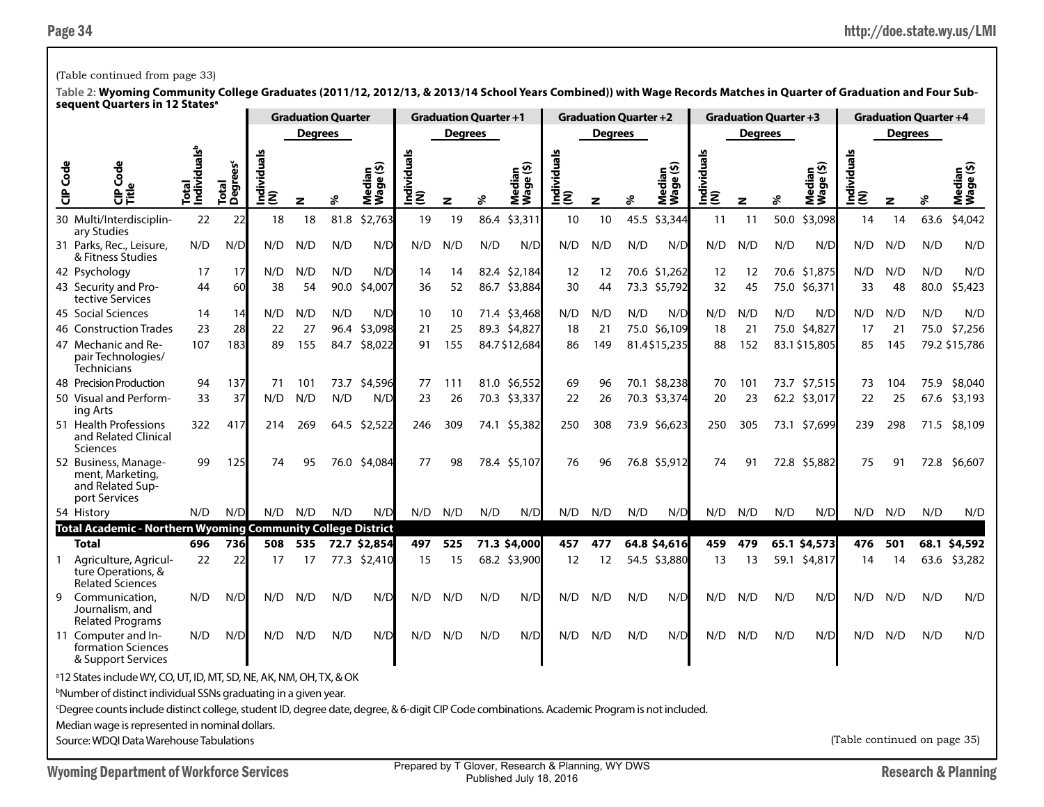(Table continued from page 33)

**Table 2: Wyoming Community College Graduates (2011/12, 2012/13, & 2013/14 School Years Combined)) with Wage Records Matches in Quarter of Graduation and Four Subsequent Quarters in 12 States[a]**

| CIP Code | CIP Code Title | Total Individuals[b] | Total Degrees[c] | Graduation Quarter | | | | Graduation Quarter +1 | | | | Graduation Quarter +2 | | | | Graduation Quarter +3 | | | | Graduation Quarter +4 | | | |
|---|---|---|---|---|---|---|---|---|---|---|---|---|---|---|---|---|---|---|---|---|---|---|---|
| | | | | | Degrees | | | | Degrees | | | | Degrees | | | | Degrees | | | | Degrees | | |
| | | | | Individuals (N) | N | % | Median Wage ($) | Individuals (N) | N | % | Median Wage ($) | Individuals (N) | N | % | Median Wage ($) | Individuals (N) | N | % | Median Wage ($) | Individuals (N) | N | % | Median Wage ($) |
| 30 | Multi/Interdisciplinary Studies | 22 | 22 | 18 | 18 | 81.8 | $2,763 | 19 | 19 | 86.4 | $3,311 | 10 | 10 | 45.5 | $3,344 | 11 | 11 | 50.0 | $3,098 | 14 | 14 | 63.6 | $4,042 |
| 31 | Parks, Rec., Leisure, & Fitness Studies | N/D | N/D | N/D | N/D | N/D | N/D | N/D | N/D | N/D | N/D | N/D | N/D | N/D | N/D | N/D | N/D | N/D | N/D | N/D | N/D | N/D | N/D |
| 42 | Psychology | 17 | 17 | N/D | N/D | N/D | N/D | 14 | 14 | 82.4 | $2,184 | 12 | 12 | 70.6 | $1,262 | 12 | 12 | 70.6 | $1,875 | N/D | N/D | N/D | N/D |
| 43 | Security and Protective Services | 44 | 60 | 38 | 54 | 90.0 | $4,007 | 36 | 52 | 86.7 | $3,884 | 30 | 44 | 73.3 | $5,792 | 32 | 45 | 75.0 | $6,371 | 33 | 48 | 80.0 | $5,423 |
| 45 | Social Sciences | 14 | 14 | N/D | N/D | N/D | N/D | 10 | 10 | 71.4 | $3,468 | N/D | N/D | N/D | N/D | N/D | N/D | N/D | N/D | N/D | N/D | N/D | N/D |
| 46 | Construction Trades | 23 | 28 | 22 | 27 | 96.4 | $3,098 | 21 | 25 | 89.3 | $4,827 | 18 | 21 | 75.0 | $6,109 | 18 | 21 | 75.0 | $4,827 | 17 | 21 | 75.0 | $7,256 |
| 47 | Mechanic and Repair Technologies/ Technicians | 107 | 183 | 89 | 155 | 84.7 | $8,022 | 91 | 155 | 84.7 | $12,684 | 86 | 149 | 81.4 | $15,235 | 88 | 152 | 83.1 | $15,805 | 85 | 145 | 79.2 | $15,786 |
| 48 | Precision Production | 94 | 137 | 71 | 101 | 73.7 | $4,596 | 77 | 111 | 81.0 | $6,552 | 69 | 96 | 70.1 | $8,238 | 70 | 101 | 73.7 | $7,515 | 73 | 104 | 75.9 | $8,040 |
| 50 | Visual and Performing Arts | 33 | 37 | N/D | N/D | N/D | N/D | 23 | 26 | 70.3 | $3,337 | 22 | 26 | 70.3 | $3,374 | 20 | 23 | 62.2 | $3,017 | 22 | 25 | 67.6 | $3,193 |
| 51 | Health Professions and Related Clinical Sciences | 322 | 417 | 214 | 269 | 64.5 | $2,522 | 246 | 309 | 74.1 | $5,382 | 250 | 308 | 73.9 | $6,623 | 250 | 305 | 73.1 | $7,699 | 239 | 298 | 71.5 | $8,109 |
| 52 | Business, Management, Marketing, and Related Support Services | 99 | 125 | 74 | 95 | 76.0 | $4,084 | 77 | 98 | 78.4 | $5,107 | 76 | 96 | 76.8 | $5,912 | 74 | 91 | 72.8 | $5,882 | 75 | 91 | 72.8 | $6,607 |
| 54 | History | N/D | N/D | N/D | N/D | N/D | N/D | N/D | N/D | N/D | N/D | N/D | N/D | N/D | N/D | N/D | N/D | N/D | N/D | N/D | N/D | N/D | N/D |
| **Total Academic - Northern Wyoming Community College District** | | | | | | | | | | | | | | | | | | | | | | | |
| | **Total** | **696** | **736** | **508** | **535** | **72.7** | **$2,854** | **497** | **525** | **71.3** | **$4,000** | **457** | **477** | **64.8** | **$4,616** | **459** | **479** | **65.1** | **$4,573** | **476** | **501** | **68.1** | **$4,592** |
| 1 | Agriculture, Agriculture Operations, & Related Sciences | 22 | 22 | 17 | 17 | 77.3 | $2,410 | 15 | 15 | 68.2 | $3,900 | 12 | 12 | 54.5 | $3,880 | 13 | 13 | 59.1 | $4,817 | 14 | 14 | 63.6 | $3,282 |
| 9 | Communication, Journalism, and Related Programs | N/D | N/D | N/D | N/D | N/D | N/D | N/D | N/D | N/D | N/D | N/D | N/D | N/D | N/D | N/D | N/D | N/D | N/D | N/D | N/D | N/D | N/D |
| 11 | Computer and Information Sciences & Support Services | N/D | N/D | N/D | N/D | N/D | N/D | N/D | N/D | N/D | N/D | N/D | N/D | N/D | N/D | N/D | N/D | N/D | N/D | N/D | N/D | N/D | N/D |

[a]12 States include WY, CO, UT, ID, MT, SD, NE, AK, NM, OH, TX, & OK

[b]Number of distinct individual SSNs graduating in a given year.

[c]Degree counts include distinct college, student ID, degree date, degree, & 6-digit CIP Code combinations. Academic Program is not included.

Median wage is represented in nominal dollars.

Source: WDQI Data Warehouse Tabulations

(Table continued on page 35)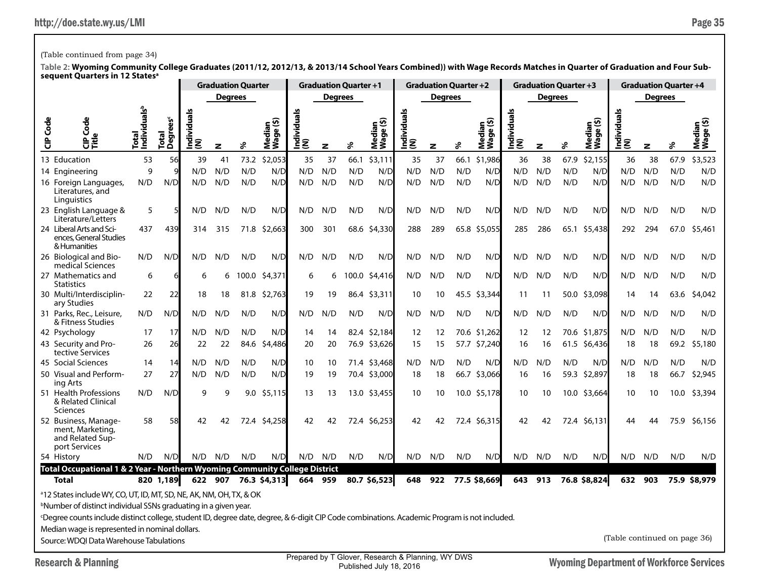(Table continued from page 34)

**Table 2: Wyoming Community College Graduates (2011/12, 2012/13, & 2013/14 School Years Combined)) with Wage Records Matches in Quarter of Graduation and Four Subsequent Quarters in 12 States[a]**

| | | | | Graduation Quarter | | | | Graduation Quarter +1 | | | | Graduation Quarter +2 | | | | Graduation Quarter +3 | | | | Graduation Quarter +4 | | | |
|---|---|---|---|---|---|---|---|---|---|---|---|---|---|---|---|---|---|---|---|---|---|---|---|
| | | | | | Degrees | | | | Degrees | | | | Degrees | | | | Degrees | | | | Degrees | | |
| CIP Code | CIP Code Title | Total Individuals[b] | Total Degrees[c] | Individuals (N) | N | % | Median Wage ($) | Individuals (N) | N | % | Median Wage ($) | Individuals (N) | N | % | Median Wage ($) | Individuals (N) | N | % | Median Wage ($) | Individuals (N) | N | % | Median Wage ($) |
| 13 | Education | 53 | 56 | 39 | 41 | 73.2 | $2,053 | 35 | 37 | 66.1 | $3,111 | 35 | 37 | 66.1 | $1,986 | 36 | 38 | 67.9 | $2,155 | 36 | 38 | 67.9 | $3,523 |
| 14 | Engineering | 9 | 9 | N/D | N/D | N/D | N/D | N/D | N/D | N/D | N/D | N/D | N/D | N/D | N/D | N/D | N/D | N/D | N/D | N/D | N/D | N/D | N/D |
| 16 | Foreign Languages, Literatures, and Linguistics | N/D | N/D | N/D | N/D | N/D | N/D | N/D | N/D | N/D | N/D | N/D | N/D | N/D | N/D | N/D | N/D | N/D | N/D | N/D | N/D | N/D | N/D |
| 23 | English Language & Literature/Letters | 5 | 5 | N/D | N/D | N/D | N/D | N/D | N/D | N/D | N/D | N/D | N/D | N/D | N/D | N/D | N/D | N/D | N/D | N/D | N/D | N/D | N/D |
| 24 | Liberal Arts and Sciences, General Studies & Humanities | 437 | 439 | 314 | 315 | 71.8 | $2,663 | 300 | 301 | 68.6 | $4,330 | 288 | 289 | 65.8 | $5,055 | 285 | 286 | 65.1 | $5,438 | 292 | 294 | 67.0 | $5,461 |
| 26 | Biological and Biomedical Sciences | N/D | N/D | N/D | N/D | N/D | N/D | N/D | N/D | N/D | N/D | N/D | N/D | N/D | N/D | N/D | N/D | N/D | N/D | N/D | N/D | N/D | N/D |
| 27 | Mathematics and Statistics | 6 | 6 | 6 | 6 | 100.0 | $4,371 | 6 | 6 | 100.0 | $4,416 | N/D | N/D | N/D | N/D | N/D | N/D | N/D | N/D | N/D | N/D | N/D | N/D |
| 30 | Multi/Interdisciplinary Studies | 22 | 22 | 18 | 18 | 81.8 | $2,763 | 19 | 19 | 86.4 | $3,311 | 10 | 10 | 45.5 | $3,344 | 11 | 11 | 50.0 | $3,098 | 14 | 14 | 63.6 | $4,042 |
| 31 | Parks, Rec., Leisure, & Fitness Studies | N/D | N/D | N/D | N/D | N/D | N/D | N/D | N/D | N/D | N/D | N/D | N/D | N/D | N/D | N/D | N/D | N/D | N/D | N/D | N/D | N/D | N/D |
| 42 | Psychology | 17 | 17 | N/D | N/D | N/D | N/D | 14 | 14 | 82.4 | $2,184 | 12 | 12 | 70.6 | $1,262 | 12 | 12 | 70.6 | $1,875 | N/D | N/D | N/D | N/D |
| 43 | Security and Protective Services | 26 | 26 | 22 | 22 | 84.6 | $4,486 | 20 | 20 | 76.9 | $3,626 | 15 | 15 | 57.7 | $7,240 | 16 | 16 | 61.5 | $6,436 | 18 | 18 | 69.2 | $5,180 |
| 45 | Social Sciences | 14 | 14 | N/D | N/D | N/D | N/D | 10 | 10 | 71.4 | $3,468 | N/D | N/D | N/D | N/D | N/D | N/D | N/D | N/D | N/D | N/D | N/D | N/D |
| 50 | Visual and Performing Arts | 27 | 27 | N/D | N/D | N/D | N/D | 19 | 19 | 70.4 | $3,000 | 18 | 18 | 66.7 | $3,066 | 16 | 16 | 59.3 | $2,897 | 18 | 18 | 66.7 | $2,945 |
| 51 | Health Professions & Related Clinical Sciences | N/D | N/D | 9 | 9 | 9.0 | $5,115 | 13 | 13 | 13.0 | $3,455 | 10 | 10 | 10.0 | $5,178 | 10 | 10 | 10.0 | $3,664 | 10 | 10 | 10.0 | $3,394 |
| 52 | Business, Management, Marketing, and Related Support Services | 58 | 58 | 42 | 42 | 72.4 | $4,258 | 42 | 42 | 72.4 | $6,253 | 42 | 42 | 72.4 | $6,315 | 42 | 42 | 72.4 | $6,131 | 44 | 44 | 75.9 | $6,156 |
| 54 | History | N/D | N/D | N/D | N/D | N/D | N/D | N/D | N/D | N/D | N/D | N/D | N/D | N/D | N/D | N/D | N/D | N/D | N/D | N/D | N/D | N/D | N/D |
| **Total Occupational 1 & 2 Year - Northern Wyoming Community College District** | | | | | | | | | | | | | | | | | | | | | | | |
| | **Total** | **820** | **1,189** | **622** | **907** | **76.3** | **$4,313** | **664** | **959** | **80.7** | **$6,523** | **648** | **922** | **77.5** | **$8,669** | **643** | **913** | **76.8** | **$8,824** | **632** | **903** | **75.9** | **$8,979** |

[a]12 States include WY, CO, UT, ID, MT, SD, NE, AK, NM, OH, TX, & OK

[b]Number of distinct individual SSNs graduating in a given year.

[c]Degree counts include distinct college, student ID, degree date, degree, & 6-digit CIP Code combinations. Academic Program is not included.

Median wage is represented in nominal dollars.

Source: WDQI Data Warehouse Tabulations

(Table continued on page 36)

Prepared by T Glover, Research & Planning, WY DWS
Published July 18, 2016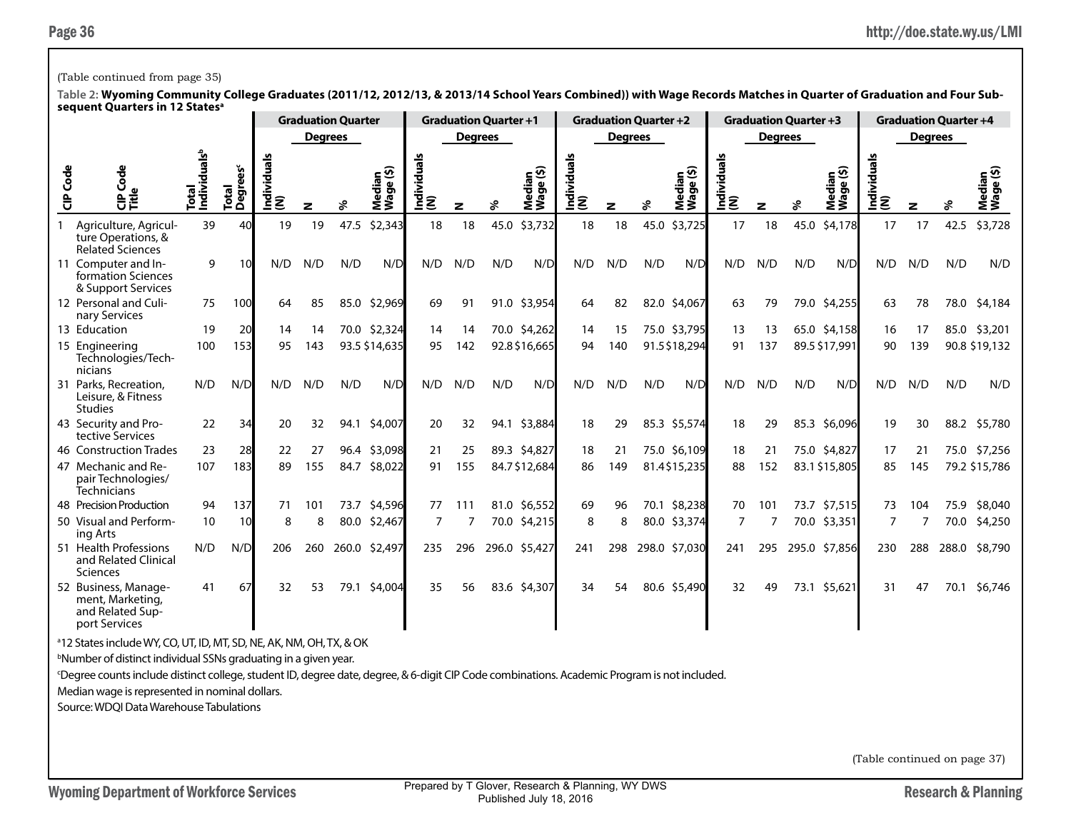(Table continued from page 35)

**Table 2: Wyoming Community College Graduates (2011/12, 2012/13, & 2013/14 School Years Combined)) with Wage Records Matches in Quarter of Graduation and Four Subsequent Quarters in 12 States**[a]

| | | | | Graduation Quarter | | | | Graduation Quarter +1 | | | | Graduation Quarter +2 | | | | Graduation Quarter +3 | | | | Graduation Quarter +4 | | | |
|---|---|---|---|---|---|---|---|---|---|---|---|---|---|---|---|---|---|---|---|---|---|---|---|
| | | | | | Degrees | | | | Degrees | | | | Degrees | | | | Degrees | | | | Degrees | | |
| CIP Code | CIP Code Title | Total Individuals[b] | Total Degrees[c] | Individuals (N) | N | % | Median Wage ($) | Individuals (N) | N | % | Median Wage ($) | Individuals (N) | N | % | Median Wage ($) | Individuals (N) | N | % | Median Wage ($) | Individuals (N) | N | % | Median Wage ($) |
| 1 | Agriculture, Agriculture Operations, & Related Sciences | 39 | 40 | 19 | 19 | 47.5 | $2,343 | 18 | 18 | 45.0 | $3,732 | 18 | 18 | 45.0 | $3,725 | 17 | 18 | 45.0 | $4,178 | 17 | 17 | 42.5 | $3,728 |
| 11 | Computer and Information Sciences & Support Services | 9 | 10 | N/D | N/D | N/D | N/D | N/D | N/D | N/D | N/D | N/D | N/D | N/D | N/D | N/D | N/D | N/D | N/D | N/D | N/D | N/D | N/D |
| 12 | Personal and Culinary Services | 75 | 100 | 64 | 85 | 85.0 | $2,969 | 69 | 91 | 91.0 | $3,954 | 64 | 82 | 82.0 | $4,067 | 63 | 79 | 79.0 | $4,255 | 63 | 78 | 78.0 | $4,184 |
| 13 | Education | 19 | 20 | 14 | 14 | 70.0 | $2,324 | 14 | 14 | 70.0 | $4,262 | 14 | 15 | 75.0 | $3,795 | 13 | 13 | 65.0 | $4,158 | 16 | 17 | 85.0 | $3,201 |
| 15 | Engineering Technologies/Technicians | 100 | 153 | 95 | 143 | 93.5 | $14,635 | 95 | 142 | 92.8 | $16,665 | 94 | 140 | 91.5 | $18,294 | 91 | 137 | 89.5 | $17,991 | 90 | 139 | 90.8 | $19,132 |
| 31 | Parks, Recreation, Leisure, & Fitness Studies | N/D | N/D | N/D | N/D | N/D | N/D | N/D | N/D | N/D | N/D | N/D | N/D | N/D | N/D | N/D | N/D | N/D | N/D | N/D | N/D | N/D | N/D |
| 43 | Security and Protective Services | 22 | 34 | 20 | 32 | 94.1 | $4,007 | 20 | 32 | 94.1 | $3,884 | 18 | 29 | 85.3 | $5,574 | 18 | 29 | 85.3 | $6,096 | 19 | 30 | 88.2 | $5,780 |
| 46 | Construction Trades | 23 | 28 | 22 | 27 | 96.4 | $3,098 | 21 | 25 | 89.3 | $4,827 | 18 | 21 | 75.0 | $6,109 | 18 | 21 | 75.0 | $4,827 | 17 | 21 | 75.0 | $7,256 |
| 47 | Mechanic and Repair Technologies/Technicians | 107 | 183 | 89 | 155 | 84.7 | $8,022 | 91 | 155 | 84.7 | $12,684 | 86 | 149 | 81.4 | $15,235 | 88 | 152 | 83.1 | $15,805 | 85 | 145 | 79.2 | $15,786 |
| 48 | Precision Production | 94 | 137 | 71 | 101 | 73.7 | $4,596 | 77 | 111 | 81.0 | $6,552 | 69 | 96 | 70.1 | $8,238 | 70 | 101 | 73.7 | $7,515 | 73 | 104 | 75.9 | $8,040 |
| 50 | Visual and Performing Arts | 10 | 10 | 8 | 8 | 80.0 | $2,467 | 7 | 7 | 70.0 | $4,215 | 8 | 8 | 80.0 | $3,374 | 7 | 7 | 70.0 | $3,351 | 7 | 7 | 70.0 | $4,250 |
| 51 | Health Professions and Related Clinical Sciences | N/D | N/D | 206 | 260 | 260.0 | $2,497 | 235 | 296 | 296.0 | $5,427 | 241 | 298 | 298.0 | $7,030 | 241 | 295 | 295.0 | $7,856 | 230 | 288 | 288.0 | $8,790 |
| 52 | Business, Management, Marketing, and Related Support Services | 41 | 67 | 32 | 53 | 79.1 | $4,004 | 35 | 56 | 83.6 | $4,307 | 34 | 54 | 80.6 | $5,490 | 32 | 49 | 73.1 | $5,621 | 31 | 47 | 70.1 | $6,746 |

[a]12 States include WY, CO, UT, ID, MT, SD, NE, AK, NM, OH, TX, & OK

[b]Number of distinct individual SSNs graduating in a given year.

[c]Degree counts include distinct college, student ID, degree date, degree, & 6-digit CIP Code combinations. Academic Program is not included.

Median wage is represented in nominal dollars.

Source: WDQI Data Warehouse Tabulations

(Table continued on page 37)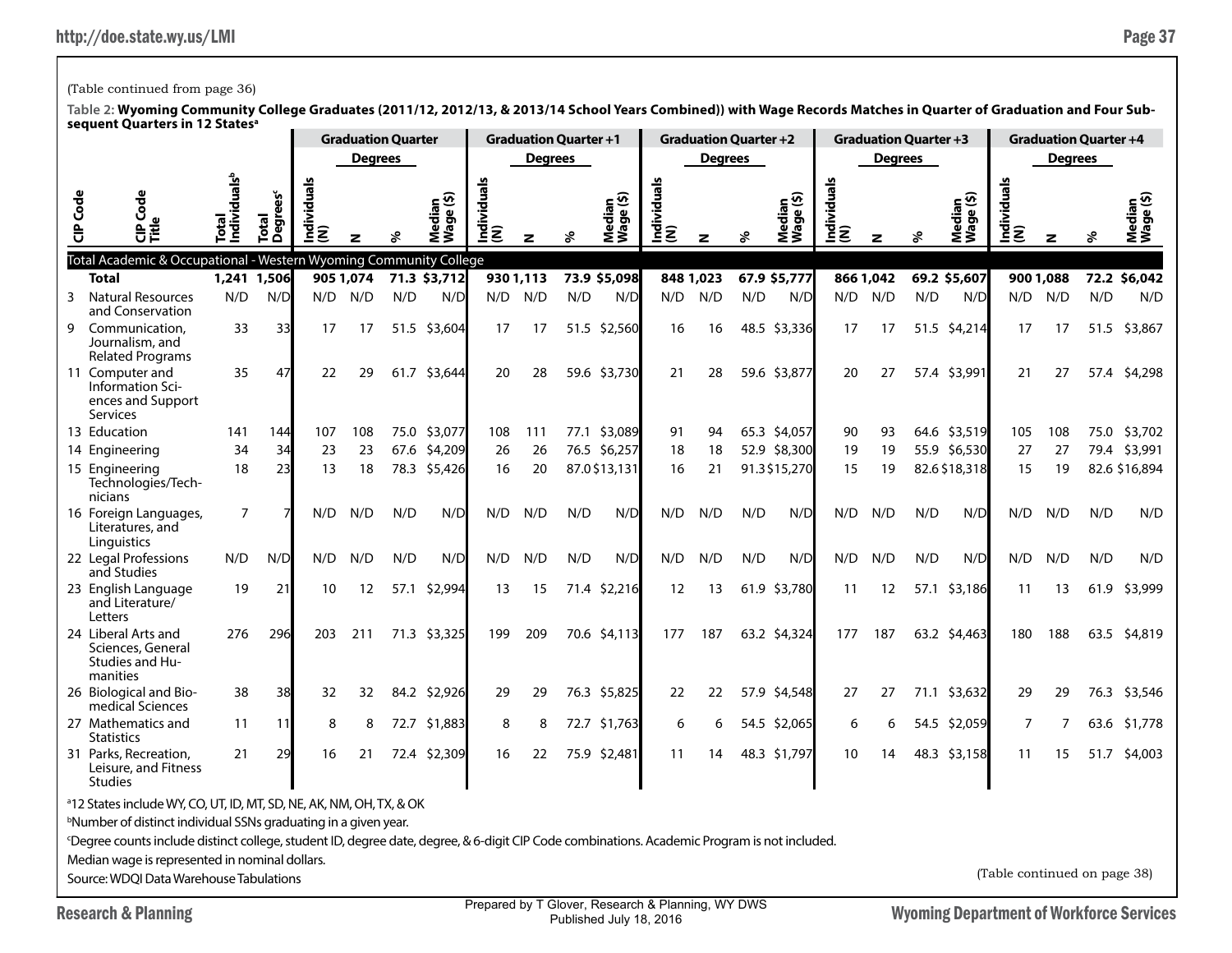(Table continued from page 36)

**Table 2: Wyoming Community College Graduates (2011/12, 2012/13, & 2013/14 School Years Combined)) with Wage Records Matches in Quarter of Graduation and Four Subsequent Quarters in 12 States**[a]

| CIP Code | CIP Code Title | Total Individuals[b] | Total Degrees[c] | Graduation Quarter Individuals (N) | Graduation Quarter Degrees N | Graduation Quarter Degrees % | Graduation Quarter Median Wage ($) | Graduation Quarter +1 Individuals (N) | Graduation Quarter +1 Degrees N | Graduation Quarter +1 Degrees % | Graduation Quarter +1 Median Wage ($) | Graduation Quarter +2 Individuals (N) | Graduation Quarter +2 Degrees N | Graduation Quarter +2 Degrees % | Graduation Quarter +2 Median Wage ($) | Graduation Quarter +3 Individuals (N) | Graduation Quarter +3 Degrees N | Graduation Quarter +3 Degrees % | Graduation Quarter +3 Median Wage ($) | Graduation Quarter +4 Individuals (N) | Graduation Quarter +4 Degrees N | Graduation Quarter +4 Degrees % | Graduation Quarter +4 Median Wage ($) |
|---|---|---|---|---|---|---|---|---|---|---|---|---|---|---|---|---|---|---|---|---|---|---|---|
| Total Academic & Occupational - Western Wyoming Community College | | | | | | | | | | | | | | | | | | | | | | | |
| | **Total** | **1,241** | **1,506** | **905** | **1,074** | **71.3** | **$3,712** | **930** | **1,113** | **73.9** | **$5,098** | **848** | **1,023** | **67.9** | **$5,777** | **866** | **1,042** | **69.2** | **$5,607** | **900** | **1,088** | **72.2** | **$6,042** |
| 3 | Natural Resources and Conservation | N/D | N/D | N/D | N/D | N/D | N/D | N/D | N/D | N/D | N/D | N/D | N/D | N/D | N/D | N/D | N/D | N/D | N/D | N/D | N/D | N/D | N/D |
| 9 | Communication, Journalism, and Related Programs | 33 | 33 | 17 | 17 | 51.5 | $3,604 | 17 | 17 | 51.5 | $2,560 | 16 | 16 | 48.5 | $3,336 | 17 | 17 | 51.5 | $4,214 | 17 | 17 | 51.5 | $3,867 |
| 11 | Computer and Information Sciences and Support Services | 35 | 47 | 22 | 29 | 61.7 | $3,644 | 20 | 28 | 59.6 | $3,730 | 21 | 28 | 59.6 | $3,877 | 20 | 27 | 57.4 | $3,991 | 21 | 27 | 57.4 | $4,298 |
| 13 | Education | 141 | 144 | 107 | 108 | 75.0 | $3,077 | 108 | 111 | 77.1 | $3,089 | 91 | 94 | 65.3 | $4,057 | 90 | 93 | 64.6 | $3,519 | 105 | 108 | 75.0 | $3,702 |
| 14 | Engineering | 34 | 34 | 23 | 23 | 67.6 | $4,209 | 26 | 26 | 76.5 | $6,257 | 18 | 18 | 52.9 | $8,300 | 19 | 19 | 55.9 | $6,530 | 27 | 27 | 79.4 | $3,991 |
| 15 | Engineering Technologies/Technicians | 18 | 23 | 13 | 18 | 78.3 | $5,426 | 16 | 20 | 87.0 | $13,131 | 16 | 21 | 91.3 | $15,270 | 15 | 19 | 82.6 | $18,318 | 15 | 19 | 82.6 | $16,894 |
| 16 | Foreign Languages, Literatures, and Linguistics | 7 | 7 | N/D | N/D | N/D | N/D | N/D | N/D | N/D | N/D | N/D | N/D | N/D | N/D | N/D | N/D | N/D | N/D | N/D | N/D | N/D | N/D |
| 22 | Legal Professions and Studies | N/D | N/D | N/D | N/D | N/D | N/D | N/D | N/D | N/D | N/D | N/D | N/D | N/D | N/D | N/D | N/D | N/D | N/D | N/D | N/D | N/D | N/D |
| 23 | English Language and Literature/Letters | 19 | 21 | 10 | 12 | 57.1 | $2,994 | 13 | 15 | 71.4 | $2,216 | 12 | 13 | 61.9 | $3,780 | 11 | 12 | 57.1 | $3,186 | 11 | 13 | 61.9 | $3,999 |
| 24 | Liberal Arts and Sciences, General Studies and Humanities | 276 | 296 | 203 | 211 | 71.3 | $3,325 | 199 | 209 | 70.6 | $4,113 | 177 | 187 | 63.2 | $4,324 | 177 | 187 | 63.2 | $4,463 | 180 | 188 | 63.5 | $4,819 |
| 26 | Biological and Biomedical Sciences | 38 | 38 | 32 | 32 | 84.2 | $2,926 | 29 | 29 | 76.3 | $5,825 | 22 | 22 | 57.9 | $4,548 | 27 | 27 | 71.1 | $3,632 | 29 | 29 | 76.3 | $3,546 |
| 27 | Mathematics and Statistics | 11 | 11 | 8 | 8 | 72.7 | $1,883 | 8 | 8 | 72.7 | $1,763 | 6 | 6 | 54.5 | $2,065 | 6 | 6 | 54.5 | $2,059 | 7 | 7 | 63.6 | $1,778 |
| 31 | Parks, Recreation, Leisure, and Fitness Studies | 21 | 29 | 16 | 21 | 72.4 | $2,309 | 16 | 22 | 75.9 | $2,481 | 11 | 14 | 48.3 | $1,797 | 10 | 14 | 48.3 | $3,158 | 11 | 15 | 51.7 | $4,003 |

[a]12 States include WY, CO, UT, ID, MT, SD, NE, AK, NM, OH, TX, & OK

[b]Number of distinct individual SSNs graduating in a given year.

[c]Degree counts include distinct college, student ID, degree date, degree, & 6-digit CIP Code combinations. Academic Program is not included.

Median wage is represented in nominal dollars.

Source: WDQI Data Warehouse Tabulations

(Table continued on page 38)

Prepared by T Glover, Research & Planning, WY DWS
Published July 18, 2016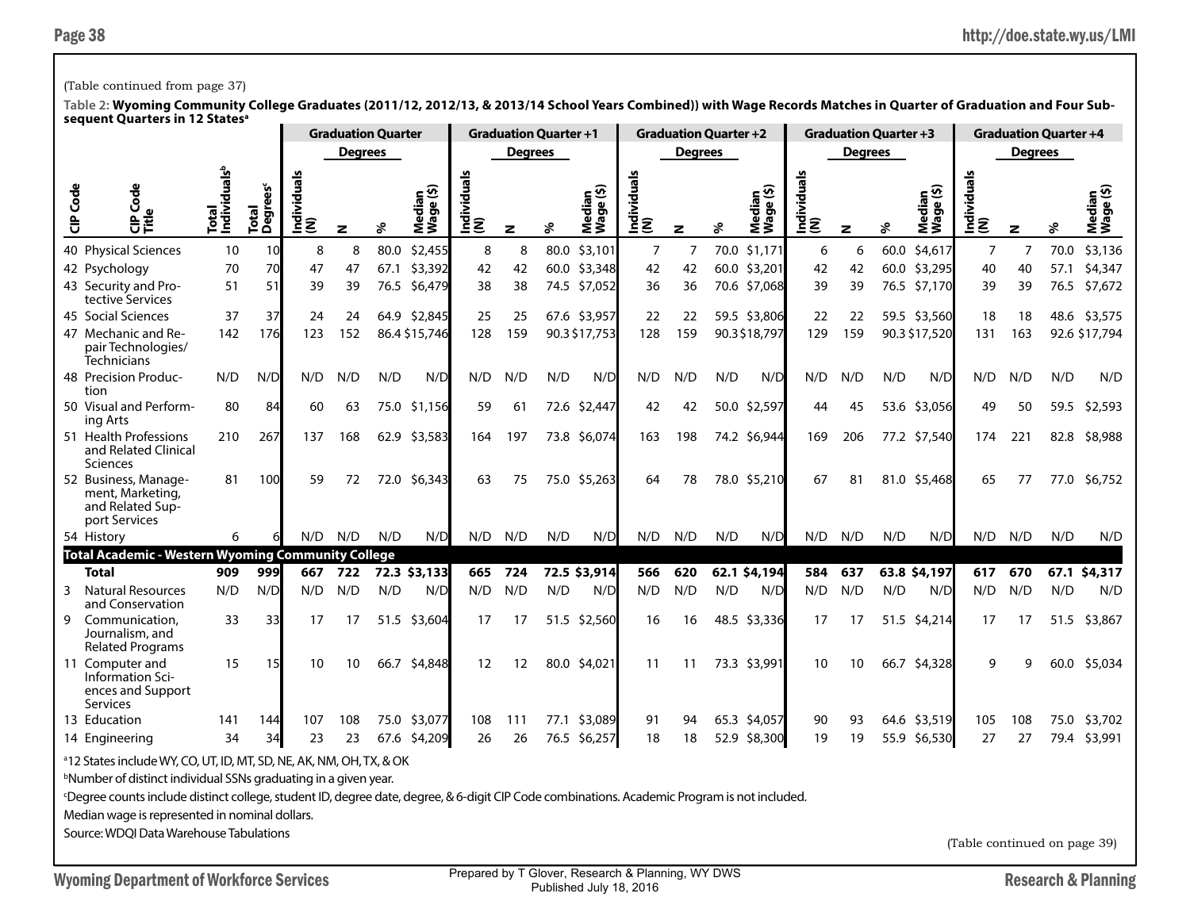(Table continued from page 37)

**Table 2: Wyoming Community College Graduates (2011/12, 2012/13, & 2013/14 School Years Combined)) with Wage Records Matches in Quarter of Graduation and Four Subsequent Quarters in 12 States**[a]

| | | | | Graduation Quarter | | | | Graduation Quarter +1 | | | | Graduation Quarter +2 | | | | Graduation Quarter +3 | | | | Graduation Quarter +4 | | | |
|---|---|---|---|---|---|---|---|---|---|---|---|---|---|---|---|---|---|---|---|---|---|---|---|
| | | | | | Degrees | | | | Degrees | | | | Degrees | | | | Degrees | | | | Degrees | | |
| CIP Code | CIP Code Title | Total Individuals[b] | Total Degrees[c] | Individuals (N) | N | % | Median Wage ($) | Individuals (N) | N | % | Median Wage ($) | Individuals (N) | N | % | Median Wage ($) | Individuals (N) | N | % | Median Wage ($) | Individuals (N) | N | % | Median Wage ($) |
| 40 | Physical Sciences | 10 | 10 | 8 | 8 | 80.0 | $2,455 | 8 | 8 | 80.0 | $3,101 | 7 | 7 | 70.0 | $1,171 | 6 | 6 | 60.0 | $4,617 | 7 | 7 | 70.0 | $3,136 |
| 42 | Psychology | 70 | 70 | 47 | 47 | 67.1 | $3,392 | 42 | 42 | 60.0 | $3,348 | 42 | 42 | 60.0 | $3,201 | 42 | 42 | 60.0 | $3,295 | 40 | 40 | 57.1 | $4,347 |
| 43 | Security and Protective Services | 51 | 51 | 39 | 39 | 76.5 | $6,479 | 38 | 38 | 74.5 | $7,052 | 36 | 36 | 70.6 | $7,068 | 39 | 39 | 76.5 | $7,170 | 39 | 39 | 76.5 | $7,672 |
| 45 | Social Sciences | 37 | 37 | 24 | 24 | 64.9 | $2,845 | 25 | 25 | 67.6 | $3,957 | 22 | 22 | 59.5 | $3,806 | 22 | 22 | 59.5 | $3,560 | 18 | 18 | 48.6 | $3,575 |
| 47 | Mechanic and Repair Technologies/ Technicians | 142 | 176 | 123 | 152 | 86.4 | $15,746 | 128 | 159 | 90.3 | $17,753 | 128 | 159 | 90.3 | $18,797 | 129 | 159 | 90.3 | $17,520 | 131 | 163 | 92.6 | $17,794 |
| 48 | Precision Production | N/D | N/D | N/D | N/D | N/D | N/D | N/D | N/D | N/D | N/D | N/D | N/D | N/D | N/D | N/D | N/D | N/D | N/D | N/D | N/D | N/D | N/D |
| 50 | Visual and Performing Arts | 80 | 84 | 60 | 63 | 75.0 | $1,156 | 59 | 61 | 72.6 | $2,447 | 42 | 42 | 50.0 | $2,597 | 44 | 45 | 53.6 | $3,056 | 49 | 50 | 59.5 | $2,593 |
| 51 | Health Professions and Related Clinical Sciences | 210 | 267 | 137 | 168 | 62.9 | $3,583 | 164 | 197 | 73.8 | $6,074 | 163 | 198 | 74.2 | $6,944 | 169 | 206 | 77.2 | $7,540 | 174 | 221 | 82.8 | $8,988 |
| 52 | Business, Management, Marketing, and Related Support Services | 81 | 100 | 59 | 72 | 72.0 | $6,343 | 63 | 75 | 75.0 | $5,263 | 64 | 78 | 78.0 | $5,210 | 67 | 81 | 81.0 | $5,468 | 65 | 77 | 77.0 | $6,752 |
| 54 | History | 6 | 6 | N/D | N/D | N/D | N/D | N/D | N/D | N/D | N/D | N/D | N/D | N/D | N/D | N/D | N/D | N/D | N/D | N/D | N/D | N/D | N/D |
| **Total Academic - Western Wyoming Community College** | | | | | | | | | | | | | | | | | | | | | | | |
| | **Total** | **909** | **999** | **667** | **722** | **72.3** | **$3,133** | **665** | **724** | **72.5** | **$3,914** | **566** | **620** | **62.1** | **$4,194** | **584** | **637** | **63.8** | **$4,197** | **617** | **670** | **67.1** | **$4,317** |
| 3 | Natural Resources and Conservation | N/D | N/D | N/D | N/D | N/D | N/D | N/D | N/D | N/D | N/D | N/D | N/D | N/D | N/D | N/D | N/D | N/D | N/D | N/D | N/D | N/D | N/D |
| 9 | Communication, Journalism, and Related Programs | 33 | 33 | 17 | 17 | 51.5 | $3,604 | 17 | 17 | 51.5 | $2,560 | 16 | 16 | 48.5 | $3,336 | 17 | 17 | 51.5 | $4,214 | 17 | 17 | 51.5 | $3,867 |
| 11 | Computer and Information Sciences and Support Services | 15 | 15 | 10 | 10 | 66.7 | $4,848 | 12 | 12 | 80.0 | $4,021 | 11 | 11 | 73.3 | $3,991 | 10 | 10 | 66.7 | $4,328 | 9 | 9 | 60.0 | $5,034 |
| 13 | Education | 141 | 144 | 107 | 108 | 75.0 | $3,077 | 108 | 111 | 77.1 | $3,089 | 91 | 94 | 65.3 | $4,057 | 90 | 93 | 64.6 | $3,519 | 105 | 108 | 75.0 | $3,702 |
| 14 | Engineering | 34 | 34 | 23 | 23 | 67.6 | $4,209 | 26 | 26 | 76.5 | $6,257 | 18 | 18 | 52.9 | $8,300 | 19 | 19 | 55.9 | $6,530 | 27 | 27 | 79.4 | $3,991 |

[a]12 States include WY, CO, UT, ID, MT, SD, NE, AK, NM, OH, TX, & OK

[b]Number of distinct individual SSNs graduating in a given year.

[c]Degree counts include distinct college, student ID, degree date, degree, & 6-digit CIP Code combinations. Academic Program is not included.

Median wage is represented in nominal dollars.

Source: WDQI Data Warehouse Tabulations

(Table continued on page 39)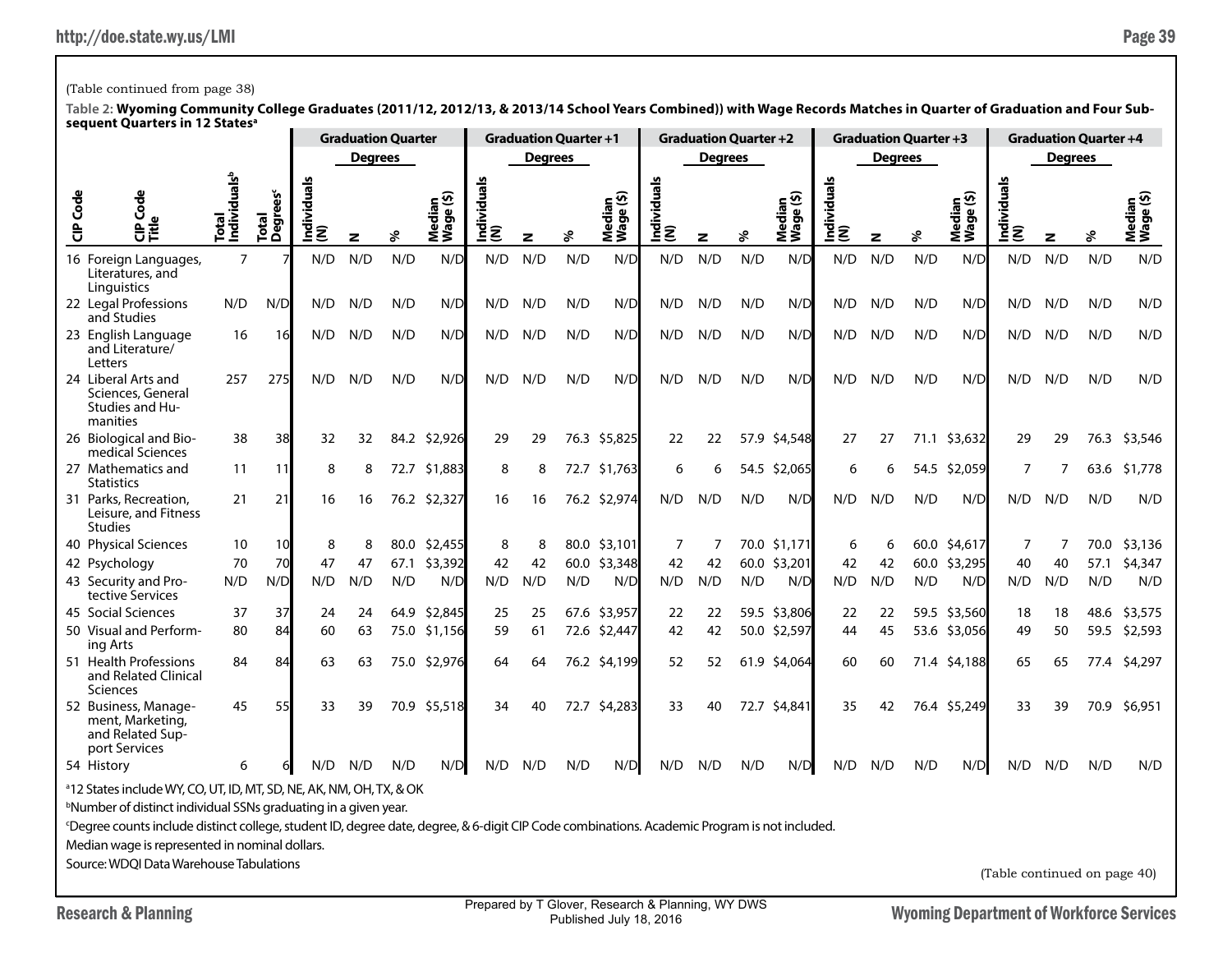(Table continued from page 38)

**Table 2: Wyoming Community College Graduates (2011/12, 2012/13, & 2013/14 School Years Combined)) with Wage Records Matches in Quarter of Graduation and Four Subsequent Quarters in 12 States**[a]

| | | | | Graduation Quarter | | | | Graduation Quarter +1 | | | | Graduation Quarter +2 | | | | Graduation Quarter +3 | | | | Graduation Quarter +4 | | | |
|---|---|---|---|---|---|---|---|---|---|---|---|---|---|---|---|---|---|---|---|---|---|---|---|
| | | | | | Degrees | | | | Degrees | | | | Degrees | | | | Degrees | | | | Degrees | | |
| CIP Code | CIP Code Title | Total Individuals[b] | Total Degrees[c] | Individuals (N) | N | % | Median Wage ($) | Individuals (N) | N | % | Median Wage ($) | Individuals (N) | N | % | Median Wage ($) | Individuals (N) | N | % | Median Wage ($) | Individuals (N) | N | % | Median Wage ($) |
| 16 | Foreign Languages, Literatures, and Linguistics | 7 | 7 | N/D | N/D | N/D | N/D | N/D | N/D | N/D | N/D | N/D | N/D | N/D | N/D | N/D | N/D | N/D | N/D | N/D | N/D | N/D | N/D |
| 22 | Legal Professions and Studies | N/D | N/D | N/D | N/D | N/D | N/D | N/D | N/D | N/D | N/D | N/D | N/D | N/D | N/D | N/D | N/D | N/D | N/D | N/D | N/D | N/D | N/D |
| 23 | English Language and Literature/ Letters | 16 | 16 | N/D | N/D | N/D | N/D | N/D | N/D | N/D | N/D | N/D | N/D | N/D | N/D | N/D | N/D | N/D | N/D | N/D | N/D | N/D | N/D |
| 24 | Liberal Arts and Sciences, General Studies and Humanities | 257 | 275 | N/D | N/D | N/D | N/D | N/D | N/D | N/D | N/D | N/D | N/D | N/D | N/D | N/D | N/D | N/D | N/D | N/D | N/D | N/D | N/D |
| 26 | Biological and Biomedical Sciences | 38 | 38 | 32 | 32 | 84.2 | $2,926 | 29 | 29 | 76.3 | $5,825 | 22 | 22 | 57.9 | $4,548 | 27 | 27 | 71.1 | $3,632 | 29 | 29 | 76.3 | $3,546 |
| 27 | Mathematics and Statistics | 11 | 11 | 8 | 8 | 72.7 | $1,883 | 8 | 8 | 72.7 | $1,763 | 6 | 6 | 54.5 | $2,065 | 6 | 6 | 54.5 | $2,059 | 7 | 7 | 63.6 | $1,778 |
| 31 | Parks, Recreation, Leisure, and Fitness Studies | 21 | 21 | 16 | 16 | 76.2 | $2,327 | 16 | 16 | 76.2 | $2,974 | N/D | N/D | N/D | N/D | N/D | N/D | N/D | N/D | N/D | N/D | N/D | N/D |
| 40 | Physical Sciences | 10 | 10 | 8 | 8 | 80.0 | $2,455 | 8 | 8 | 80.0 | $3,101 | 7 | 7 | 70.0 | $1,171 | 6 | 6 | 60.0 | $4,617 | 7 | 7 | 70.0 | $3,136 |
| 42 | Psychology | 70 | 70 | 47 | 47 | 67.1 | $3,392 | 42 | 42 | 60.0 | $3,348 | 42 | 42 | 60.0 | $3,201 | 42 | 42 | 60.0 | $3,295 | 40 | 40 | 57.1 | $4,347 |
| 43 | Security and Protective Services | N/D | N/D | N/D | N/D | N/D | N/D | N/D | N/D | N/D | N/D | N/D | N/D | N/D | N/D | N/D | N/D | N/D | N/D | N/D | N/D | N/D | N/D |
| 45 | Social Sciences | 37 | 37 | 24 | 24 | 64.9 | $2,845 | 25 | 25 | 67.6 | $3,957 | 22 | 22 | 59.5 | $3,806 | 22 | 22 | 59.5 | $3,560 | 18 | 18 | 48.6 | $3,575 |
| 50 | Visual and Performing Arts | 80 | 84 | 60 | 63 | 75.0 | $1,156 | 59 | 61 | 72.6 | $2,447 | 42 | 42 | 50.0 | $2,597 | 44 | 45 | 53.6 | $3,056 | 49 | 50 | 59.5 | $2,593 |
| 51 | Health Professions and Related Clinical Sciences | 84 | 84 | 63 | 63 | 75.0 | $2,976 | 64 | 64 | 76.2 | $4,199 | 52 | 52 | 61.9 | $4,064 | 60 | 60 | 71.4 | $4,188 | 65 | 65 | 77.4 | $4,297 |
| 52 | Business, Management, Marketing, and Related Support Services | 45 | 55 | 33 | 39 | 70.9 | $5,518 | 34 | 40 | 72.7 | $4,283 | 33 | 40 | 72.7 | $4,841 | 35 | 42 | 76.4 | $5,249 | 33 | 39 | 70.9 | $6,951 |
| 54 | History | 6 | 6 | N/D | N/D | N/D | N/D | N/D | N/D | N/D | N/D | N/D | N/D | N/D | N/D | N/D | N/D | N/D | N/D | N/D | N/D | N/D | N/D |

[a]12 States include WY, CO, UT, ID, MT, SD, NE, AK, NM, OH, TX, & OK

[b]Number of distinct individual SSNs graduating in a given year.

[c]Degree counts include distinct college, student ID, degree date, degree, & 6-digit CIP Code combinations. Academic Program is not included.

Median wage is represented in nominal dollars.

Source: WDQI Data Warehouse Tabulations

(Table continued on page 40)

Prepared by T Glover, Research & Planning, WY DWS
Published July 18, 2016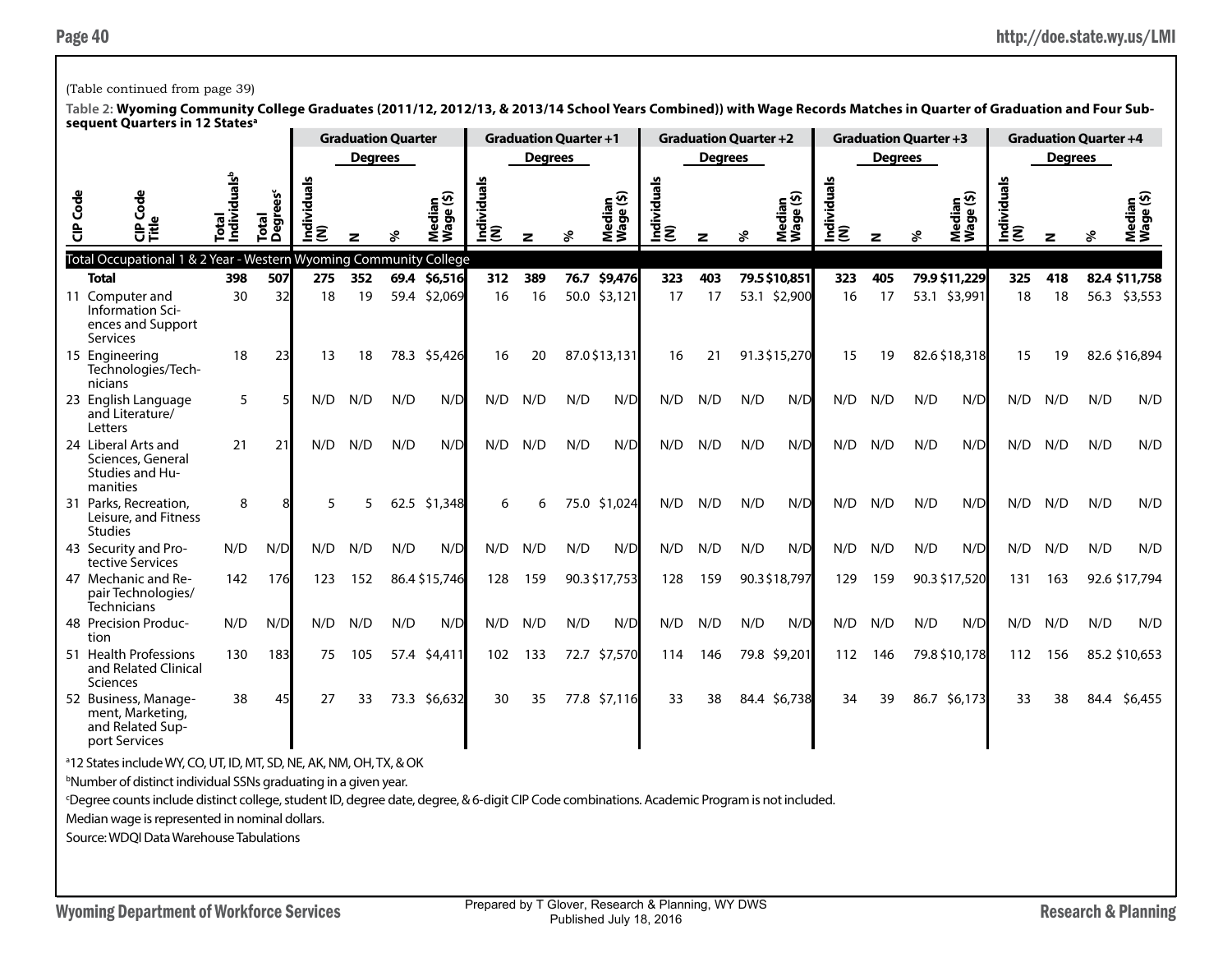(Table continued from page 39)

**Table 2: Wyoming Community College Graduates (2011/12, 2012/13, & 2013/14 School Years Combined)) with Wage Records Matches in Quarter of Graduation and Four Subsequent Quarters in 12 States[a]**

| | | | | Graduation Quarter | | | | Graduation Quarter +1 | | | | Graduation Quarter +2 | | | | Graduation Quarter +3 | | | | Graduation Quarter +4 | | | |
|---|---|---|---|---|---|---|---|---|---|---|---|---|---|---|---|---|---|---|---|---|---|---|---|
| | | | | | Degrees | | | | Degrees | | | | Degrees | | | | Degrees | | | | Degrees | | |
| CIP Code | CIP Code Title | Total Individuals[b] | Total Degrees[c] | Individuals (N) | N | % | Median Wage ($) | Individuals (N) | N | % | Median Wage ($) | Individuals (N) | N | % | Median Wage ($) | Individuals (N) | N | % | Median Wage ($) | Individuals (N) | N | % | Median Wage ($) |
| **Total Occupational 1 & 2 Year - Western Wyoming Community College** | | | | | | | | | | | | | | | | | | | | | | | |
| | **Total** | **398** | **507** | **275** | **352** | **69.4** | **$6,516** | **312** | **389** | **76.7** | **$9,476** | **323** | **403** | **79.5** | **$10,851** | **323** | **405** | **79.9** | **$11,229** | **325** | **418** | **82.4** | **$11,758** |
| 11 | Computer and Information Sciences and Support Services | 30 | 32 | 18 | 19 | 59.4 | $2,069 | 16 | 16 | 50.0 | $3,121 | 17 | 17 | 53.1 | $2,900 | 16 | 17 | 53.1 | $3,991 | 18 | 18 | 56.3 | $3,553 |
| 15 | Engineering Technologies/Technicians | 18 | 23 | 13 | 18 | 78.3 | $5,426 | 16 | 20 | 87.0 | $13,131 | 16 | 21 | 91.3 | $15,270 | 15 | 19 | 82.6 | $18,318 | 15 | 19 | 82.6 | $16,894 |
| 23 | English Language and Literature/Letters | 5 | 5 | N/D | N/D | N/D | N/D | N/D | N/D | N/D | N/D | N/D | N/D | N/D | N/D | N/D | N/D | N/D | N/D | N/D | N/D | N/D | N/D |
| 24 | Liberal Arts and Sciences, General Studies and Humanities | 21 | 21 | N/D | N/D | N/D | N/D | N/D | N/D | N/D | N/D | N/D | N/D | N/D | N/D | N/D | N/D | N/D | N/D | N/D | N/D | N/D | N/D |
| 31 | Parks, Recreation, Leisure, and Fitness Studies | 8 | 8 | 5 | 5 | 62.5 | $1,348 | 6 | 6 | 75.0 | $1,024 | N/D | N/D | N/D | N/D | N/D | N/D | N/D | N/D | N/D | N/D | N/D | N/D |
| 43 | Security and Protective Services | N/D | N/D | N/D | N/D | N/D | N/D | N/D | N/D | N/D | N/D | N/D | N/D | N/D | N/D | N/D | N/D | N/D | N/D | N/D | N/D | N/D | N/D |
| 47 | Mechanic and Repair Technologies/Technicians | 142 | 176 | 123 | 152 | 86.4 | $15,746 | 128 | 159 | 90.3 | $17,753 | 128 | 159 | 90.3 | $18,797 | 129 | 159 | 90.3 | $17,520 | 131 | 163 | 92.6 | $17,794 |
| 48 | Precision Production | N/D | N/D | N/D | N/D | N/D | N/D | N/D | N/D | N/D | N/D | N/D | N/D | N/D | N/D | N/D | N/D | N/D | N/D | N/D | N/D | N/D | N/D |
| 51 | Health Professions and Related Clinical Sciences | 130 | 183 | 75 | 105 | 57.4 | $4,411 | 102 | 133 | 72.7 | $7,570 | 114 | 146 | 79.8 | $9,201 | 112 | 146 | 79.8 | $10,178 | 112 | 156 | 85.2 | $10,653 |
| 52 | Business, Management, Marketing, and Related Support Services | 38 | 45 | 27 | 33 | 73.3 | $6,632 | 30 | 35 | 77.8 | $7,116 | 33 | 38 | 84.4 | $6,738 | 34 | 39 | 86.7 | $6,173 | 33 | 38 | 84.4 | $6,455 |

[a]12 States include WY, CO, UT, ID, MT, SD, NE, AK, NM, OH, TX, & OK

[b]Number of distinct individual SSNs graduating in a given year.

[c]Degree counts include distinct college, student ID, degree date, degree, & 6-digit CIP Code combinations. Academic Program is not included.

Median wage is represented in nominal dollars.

Source: WDQI Data Warehouse Tabulations

Prepared by T Glover, Research & Planning, WY DWS
Published July 18, 2016